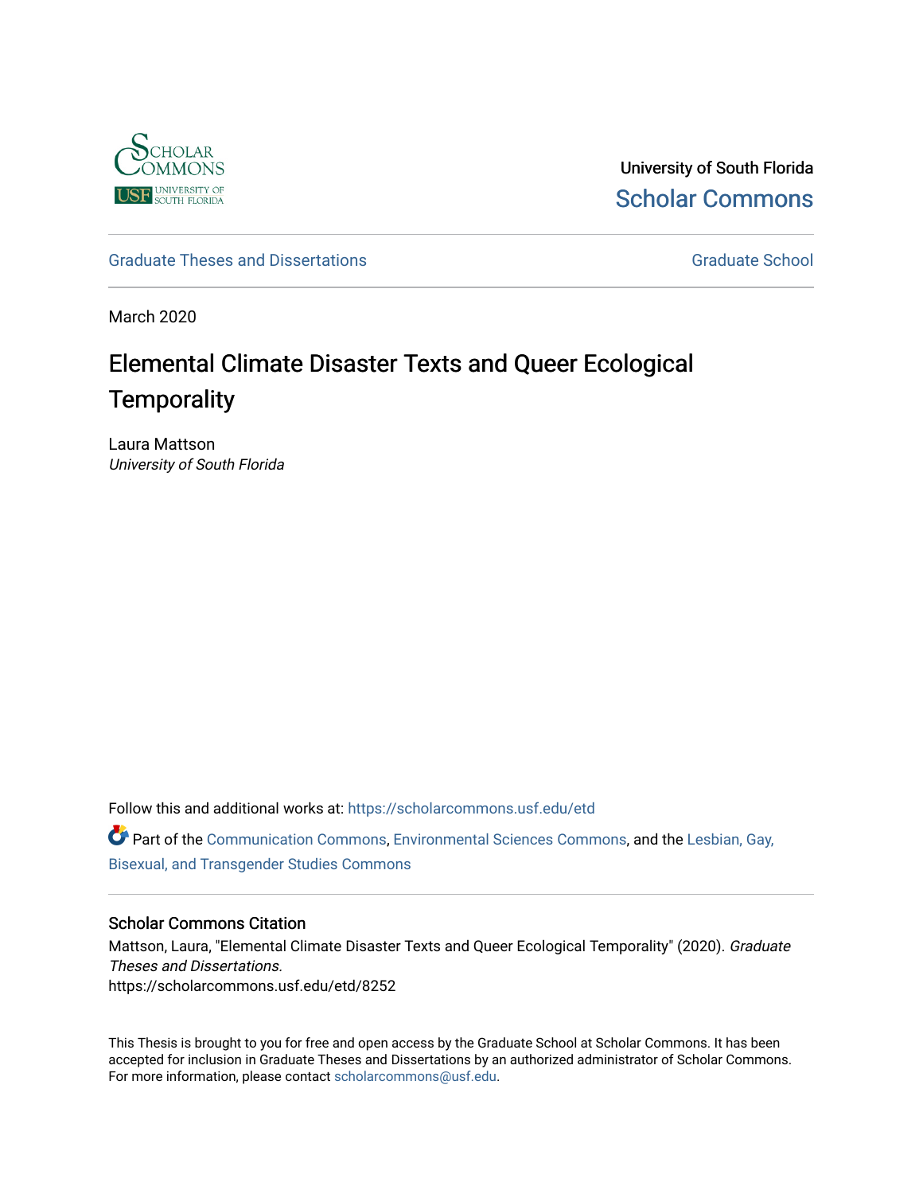University of South Florida

Scholar Commons

Graduate Theses and Dissertations

Graduate School

March 2020

# Elemental Climate Disaster Texts and Queer Ecological Temporality

Laura Mattson
*University of South Florida*

Follow this and additional works at: https://scholarcommons.usf.edu/etd

Part of the Communication Commons, Environmental Sciences Commons, and the Lesbian, Gay, Bisexual, and Transgender Studies Commons

## Scholar Commons Citation

Mattson, Laura, "Elemental Climate Disaster Texts and Queer Ecological Temporality" (2020). *Graduate Theses and Dissertations.*
https://scholarcommons.usf.edu/etd/8252

This Thesis is brought to you for free and open access by the Graduate School at Scholar Commons. It has been accepted for inclusion in Graduate Theses and Dissertations by an authorized administrator of Scholar Commons. For more information, please contact scholarcommons@usf.edu.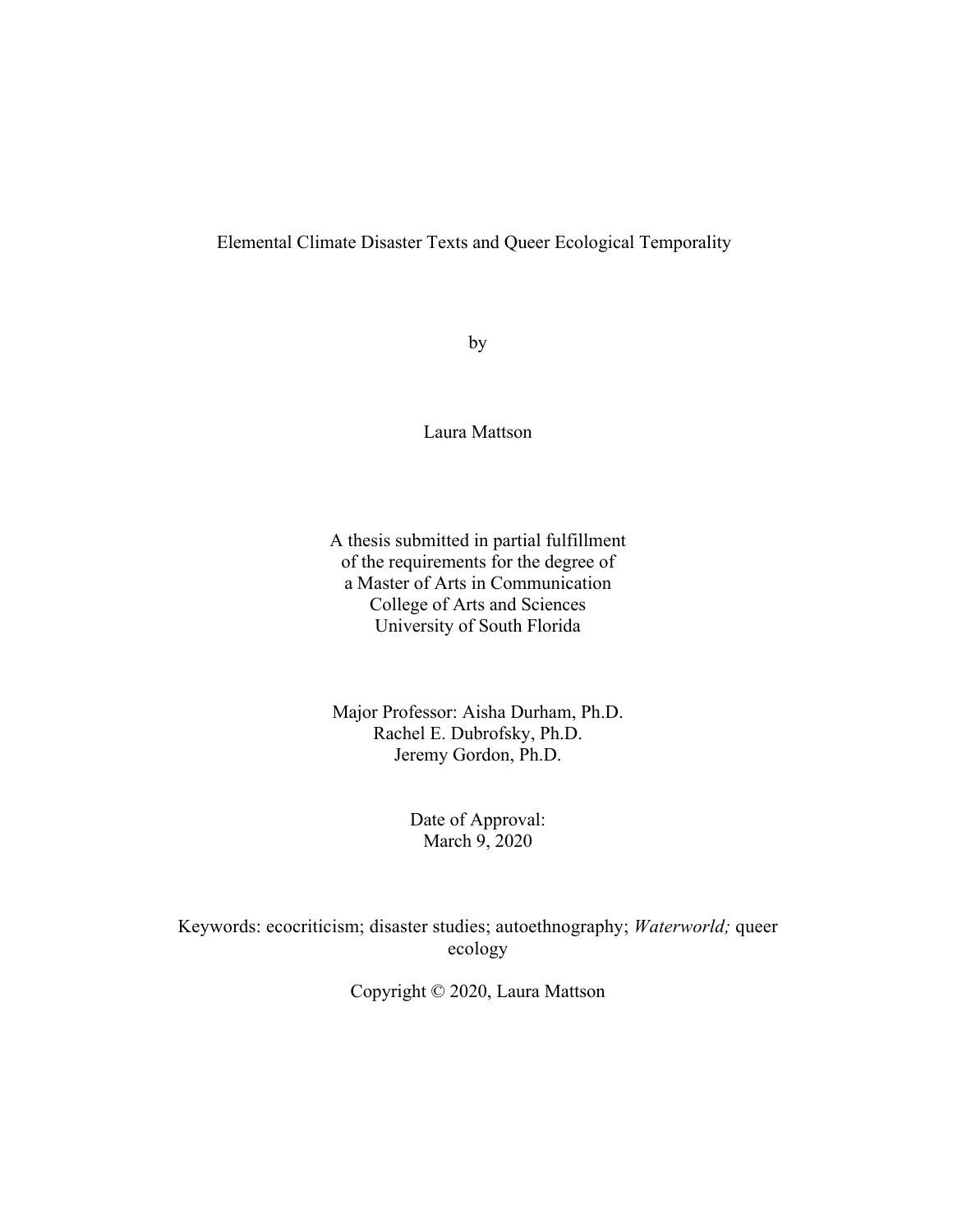Elemental Climate Disaster Texts and Queer Ecological Temporality

by

Laura Mattson

A thesis submitted in partial fulfillment
of the requirements for the degree of
a Master of Arts in Communication
College of Arts and Sciences
University of South Florida

Major Professor: Aisha Durham, Ph.D.
Rachel E. Dubrofsky, Ph.D.
Jeremy Gordon, Ph.D.

Date of Approval:
March 9, 2020

Keywords: ecocriticism; disaster studies; autoethnography; *Waterworld;* queer ecology

Copyright © 2020, Laura Mattson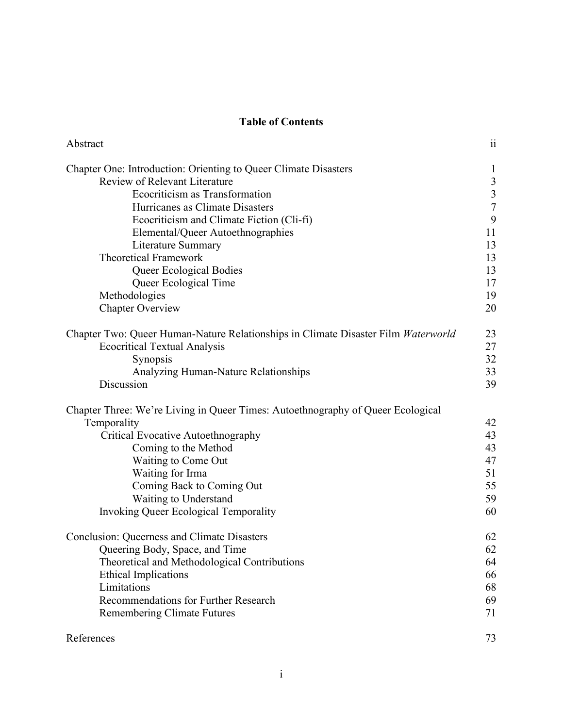## Table of Contents

| | |
|---|---|
| Abstract | ii |
| Chapter One: Introduction: Orienting to Queer Climate Disasters | 1 |
| Review of Relevant Literature | 3 |
| Ecocriticism as Transformation | 3 |
| Hurricanes as Climate Disasters | 7 |
| Ecocriticism and Climate Fiction (Cli-fi) | 9 |
| Elemental/Queer Autoethnographies | 11 |
| Literature Summary | 13 |
| Theoretical Framework | 13 |
| Queer Ecological Bodies | 13 |
| Queer Ecological Time | 17 |
| Methodologies | 19 |
| Chapter Overview | 20 |
| Chapter Two: Queer Human-Nature Relationships in Climate Disaster Film *Waterworld* | 23 |
| Ecocritical Textual Analysis | 27 |
| Synopsis | 32 |
| Analyzing Human-Nature Relationships | 33 |
| Discussion | 39 |
| Chapter Three: We're Living in Queer Times: Autoethnography of Queer Ecological Temporality | 42 |
| Critical Evocative Autoethnography | 43 |
| Coming to the Method | 43 |
| Waiting to Come Out | 47 |
| Waiting for Irma | 51 |
| Coming Back to Coming Out | 55 |
| Waiting to Understand | 59 |
| Invoking Queer Ecological Temporality | 60 |
| Conclusion: Queerness and Climate Disasters | 62 |
| Queering Body, Space, and Time | 62 |
| Theoretical and Methodological Contributions | 64 |
| Ethical Implications | 66 |
| Limitations | 68 |
| Recommendations for Further Research | 69 |
| Remembering Climate Futures | 71 |
| References | 73 |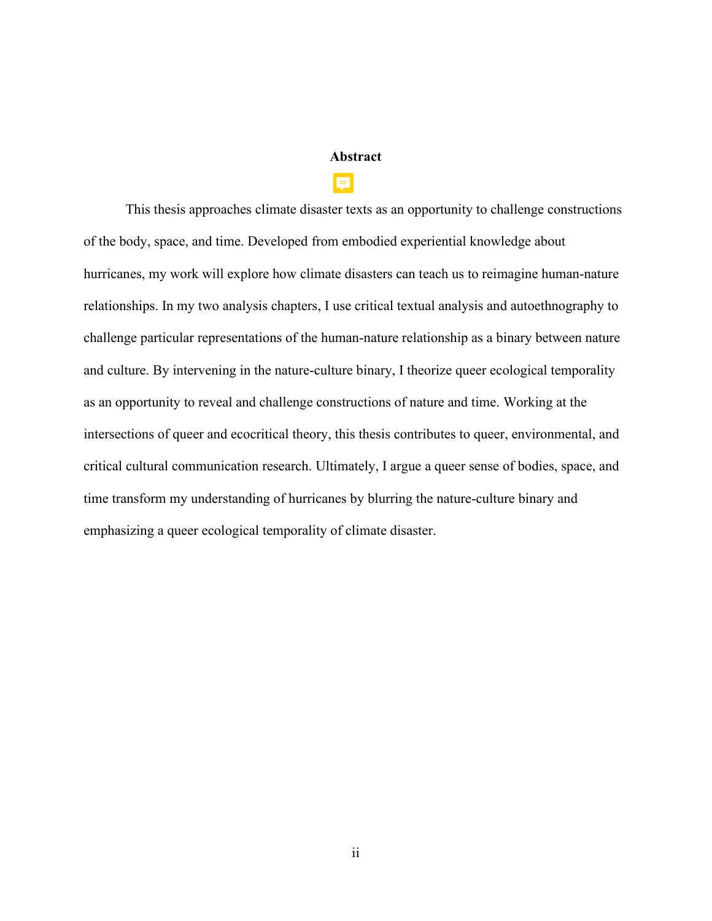## Abstract

This thesis approaches climate disaster texts as an opportunity to challenge constructions of the body, space, and time. Developed from embodied experiential knowledge about hurricanes, my work will explore how climate disasters can teach us to reimagine human-nature relationships. In my two analysis chapters, I use critical textual analysis and autoethnography to challenge particular representations of the human-nature relationship as a binary between nature and culture. By intervening in the nature-culture binary, I theorize queer ecological temporality as an opportunity to reveal and challenge constructions of nature and time. Working at the intersections of queer and ecocritical theory, this thesis contributes to queer, environmental, and critical cultural communication research. Ultimately, I argue a queer sense of bodies, space, and time transform my understanding of hurricanes by blurring the nature-culture binary and emphasizing a queer ecological temporality of climate disaster.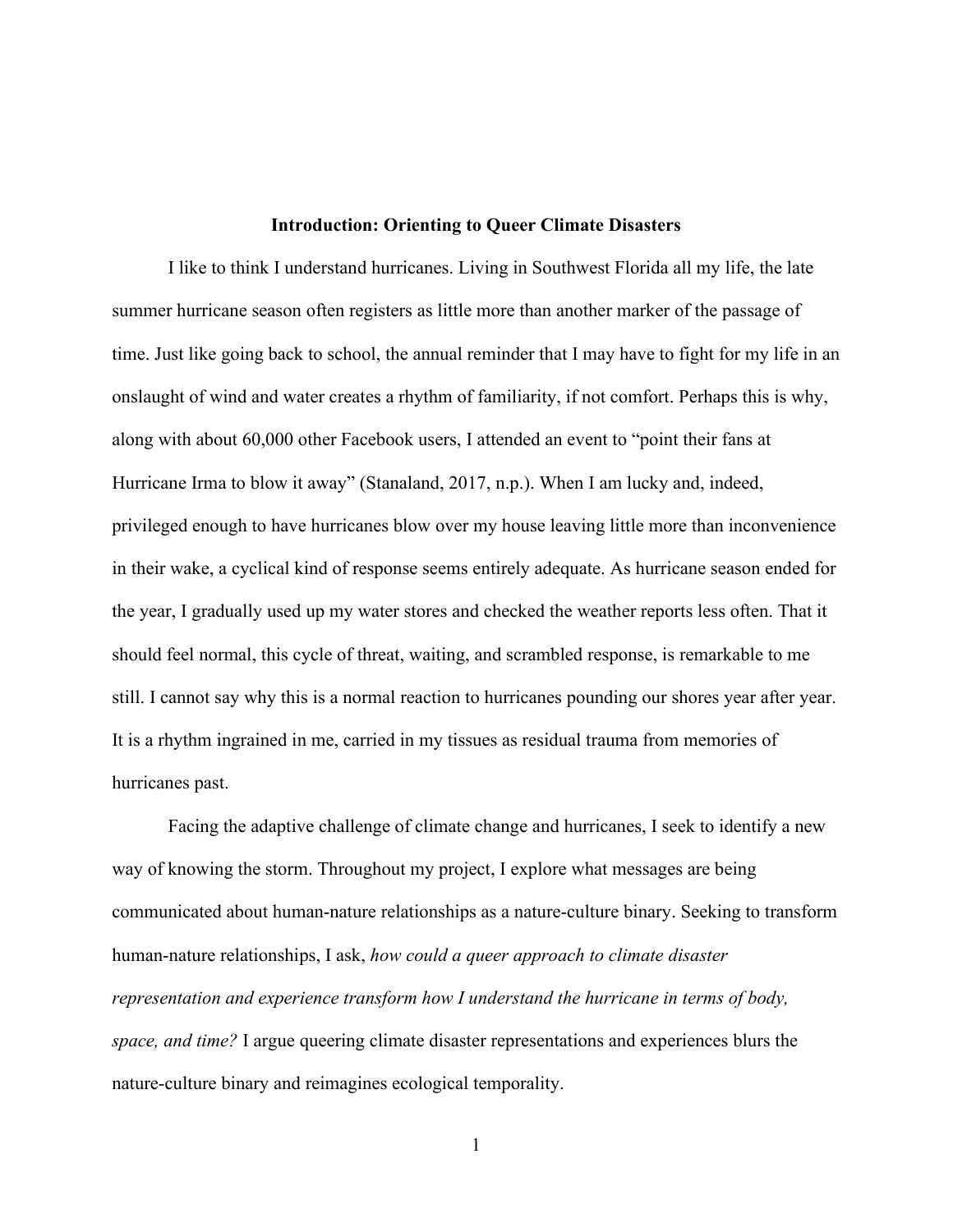# Introduction: Orienting to Queer Climate Disasters

I like to think I understand hurricanes. Living in Southwest Florida all my life, the late summer hurricane season often registers as little more than another marker of the passage of time. Just like going back to school, the annual reminder that I may have to fight for my life in an onslaught of wind and water creates a rhythm of familiarity, if not comfort. Perhaps this is why, along with about 60,000 other Facebook users, I attended an event to "point their fans at Hurricane Irma to blow it away" (Stanaland, 2017, n.p.). When I am lucky and, indeed, privileged enough to have hurricanes blow over my house leaving little more than inconvenience in their wake, a cyclical kind of response seems entirely adequate. As hurricane season ended for the year, I gradually used up my water stores and checked the weather reports less often. That it should feel normal, this cycle of threat, waiting, and scrambled response, is remarkable to me still. I cannot say why this is a normal reaction to hurricanes pounding our shores year after year. It is a rhythm ingrained in me, carried in my tissues as residual trauma from memories of hurricanes past.

Facing the adaptive challenge of climate change and hurricanes, I seek to identify a new way of knowing the storm. Throughout my project, I explore what messages are being communicated about human-nature relationships as a nature-culture binary. Seeking to transform human-nature relationships, I ask, *how could a queer approach to climate disaster representation and experience transform how I understand the hurricane in terms of body, space, and time?* I argue queering climate disaster representations and experiences blurs the nature-culture binary and reimagines ecological temporality.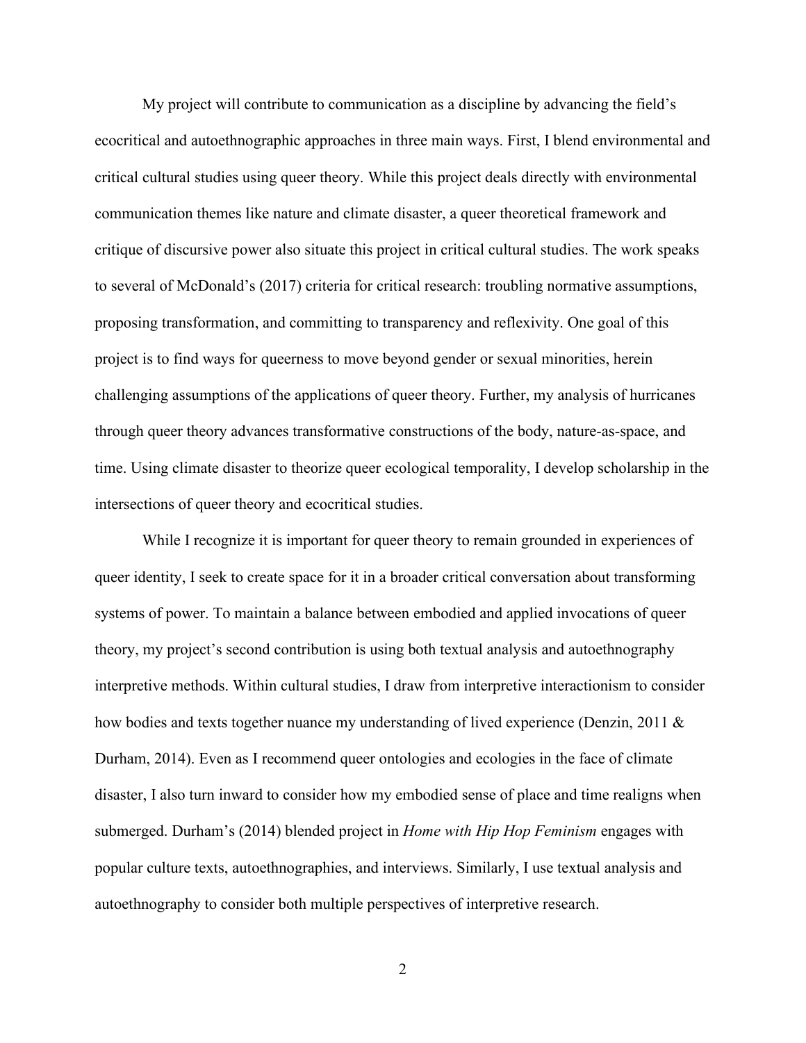My project will contribute to communication as a discipline by advancing the field's ecocritical and autoethnographic approaches in three main ways. First, I blend environmental and critical cultural studies using queer theory. While this project deals directly with environmental communication themes like nature and climate disaster, a queer theoretical framework and critique of discursive power also situate this project in critical cultural studies. The work speaks to several of McDonald's (2017) criteria for critical research: troubling normative assumptions, proposing transformation, and committing to transparency and reflexivity. One goal of this project is to find ways for queerness to move beyond gender or sexual minorities, herein challenging assumptions of the applications of queer theory. Further, my analysis of hurricanes through queer theory advances transformative constructions of the body, nature-as-space, and time. Using climate disaster to theorize queer ecological temporality, I develop scholarship in the intersections of queer theory and ecocritical studies.

While I recognize it is important for queer theory to remain grounded in experiences of queer identity, I seek to create space for it in a broader critical conversation about transforming systems of power. To maintain a balance between embodied and applied invocations of queer theory, my project's second contribution is using both textual analysis and autoethnography interpretive methods. Within cultural studies, I draw from interpretive interactionism to consider how bodies and texts together nuance my understanding of lived experience (Denzin, 2011 & Durham, 2014). Even as I recommend queer ontologies and ecologies in the face of climate disaster, I also turn inward to consider how my embodied sense of place and time realigns when submerged. Durham's (2014) blended project in *Home with Hip Hop Feminism* engages with popular culture texts, autoethnographies, and interviews. Similarly, I use textual analysis and autoethnography to consider both multiple perspectives of interpretive research.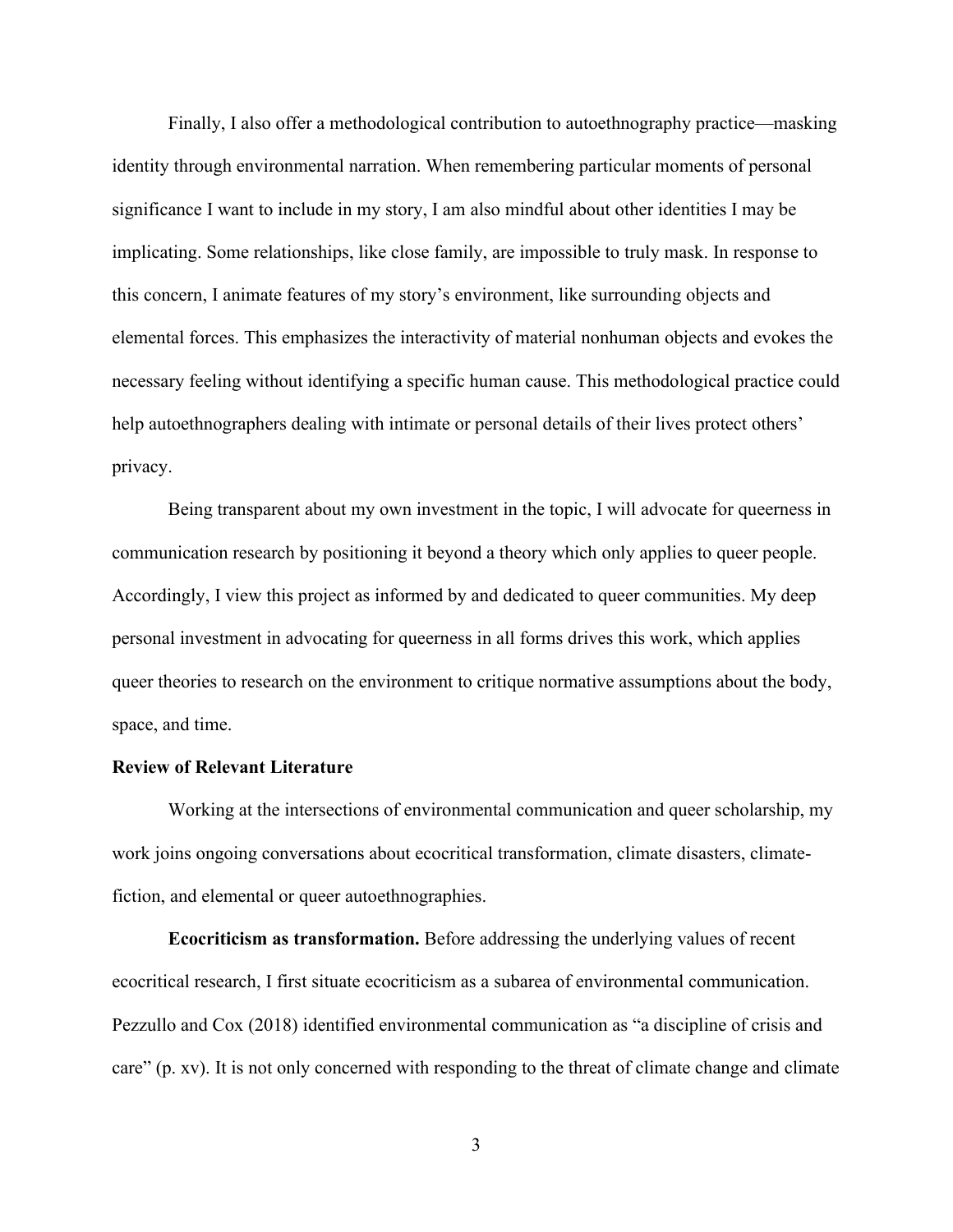Finally, I also offer a methodological contribution to autoethnography practice—masking identity through environmental narration. When remembering particular moments of personal significance I want to include in my story, I am also mindful about other identities I may be implicating. Some relationships, like close family, are impossible to truly mask. In response to this concern, I animate features of my story's environment, like surrounding objects and elemental forces. This emphasizes the interactivity of material nonhuman objects and evokes the necessary feeling without identifying a specific human cause. This methodological practice could help autoethnographers dealing with intimate or personal details of their lives protect others' privacy.

Being transparent about my own investment in the topic, I will advocate for queerness in communication research by positioning it beyond a theory which only applies to queer people. Accordingly, I view this project as informed by and dedicated to queer communities. My deep personal investment in advocating for queerness in all forms drives this work, which applies queer theories to research on the environment to critique normative assumptions about the body, space, and time.

**Review of Relevant Literature**

Working at the intersections of environmental communication and queer scholarship, my work joins ongoing conversations about ecocritical transformation, climate disasters, climate-fiction, and elemental or queer autoethnographies.

**Ecocriticism as transformation.** Before addressing the underlying values of recent ecocritical research, I first situate ecocriticism as a subarea of environmental communication. Pezzullo and Cox (2018) identified environmental communication as "a discipline of crisis and care" (p. xv). It is not only concerned with responding to the threat of climate change and climate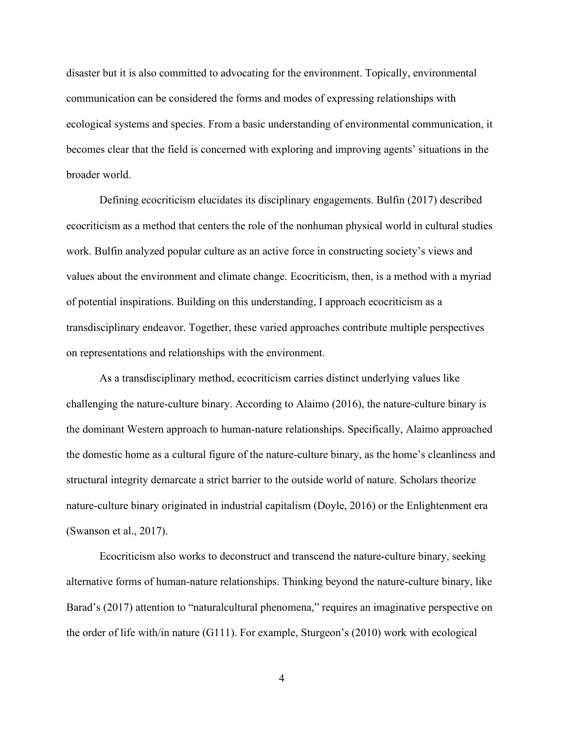disaster but it is also committed to advocating for the environment. Topically, environmental communication can be considered the forms and modes of expressing relationships with ecological systems and species. From a basic understanding of environmental communication, it becomes clear that the field is concerned with exploring and improving agents' situations in the broader world.

Defining ecocriticism elucidates its disciplinary engagements. Bulfin (2017) described ecocriticism as a method that centers the role of the nonhuman physical world in cultural studies work. Bulfin analyzed popular culture as an active force in constructing society's views and values about the environment and climate change. Ecocriticism, then, is a method with a myriad of potential inspirations. Building on this understanding, I approach ecocriticism as a transdisciplinary endeavor. Together, these varied approaches contribute multiple perspectives on representations and relationships with the environment.

As a transdisciplinary method, ecocriticism carries distinct underlying values like challenging the nature-culture binary. According to Alaimo (2016), the nature-culture binary is the dominant Western approach to human-nature relationships. Specifically, Alaimo approached the domestic home as a cultural figure of the nature-culture binary, as the home's cleanliness and structural integrity demarcate a strict barrier to the outside world of nature. Scholars theorize nature-culture binary originated in industrial capitalism (Doyle, 2016) or the Enlightenment era (Swanson et al., 2017).

Ecocriticism also works to deconstruct and transcend the nature-culture binary, seeking alternative forms of human-nature relationships. Thinking beyond the nature-culture binary, like Barad's (2017) attention to "naturalcultural phenomena," requires an imaginative perspective on the order of life with/in nature (G111). For example, Sturgeon's (2010) work with ecological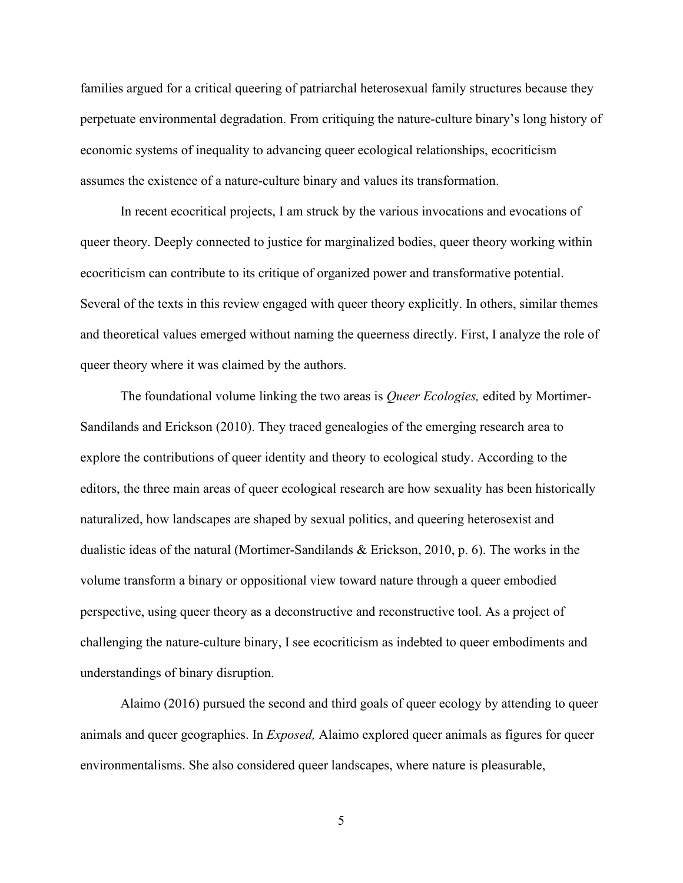families argued for a critical queering of patriarchal heterosexual family structures because they perpetuate environmental degradation. From critiquing the nature-culture binary's long history of economic systems of inequality to advancing queer ecological relationships, ecocriticism assumes the existence of a nature-culture binary and values its transformation.

In recent ecocritical projects, I am struck by the various invocations and evocations of queer theory. Deeply connected to justice for marginalized bodies, queer theory working within ecocriticism can contribute to its critique of organized power and transformative potential. Several of the texts in this review engaged with queer theory explicitly. In others, similar themes and theoretical values emerged without naming the queerness directly. First, I analyze the role of queer theory where it was claimed by the authors.

The foundational volume linking the two areas is *Queer Ecologies,* edited by Mortimer-Sandilands and Erickson (2010). They traced genealogies of the emerging research area to explore the contributions of queer identity and theory to ecological study. According to the editors, the three main areas of queer ecological research are how sexuality has been historically naturalized, how landscapes are shaped by sexual politics, and queering heterosexist and dualistic ideas of the natural (Mortimer-Sandilands & Erickson, 2010, p. 6). The works in the volume transform a binary or oppositional view toward nature through a queer embodied perspective, using queer theory as a deconstructive and reconstructive tool. As a project of challenging the nature-culture binary, I see ecocriticism as indebted to queer embodiments and understandings of binary disruption.

Alaimo (2016) pursued the second and third goals of queer ecology by attending to queer animals and queer geographies. In *Exposed,* Alaimo explored queer animals as figures for queer environmentalisms. She also considered queer landscapes, where nature is pleasurable,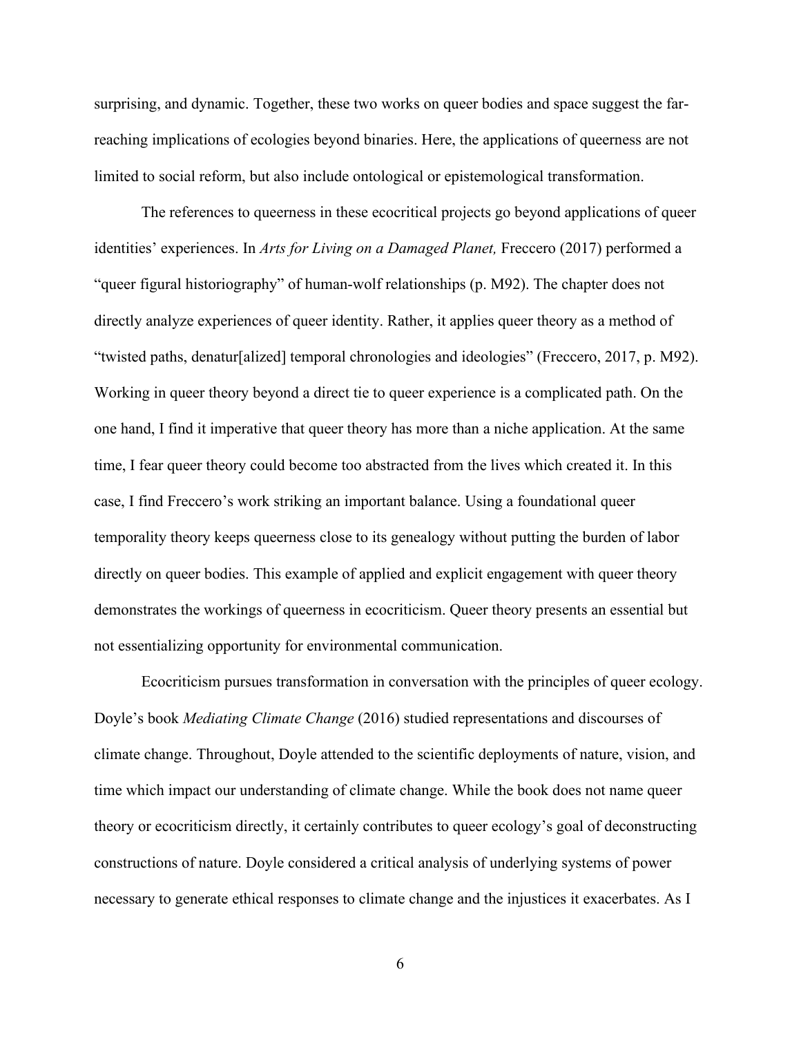surprising, and dynamic. Together, these two works on queer bodies and space suggest the far-reaching implications of ecologies beyond binaries. Here, the applications of queerness are not limited to social reform, but also include ontological or epistemological transformation.

The references to queerness in these ecocritical projects go beyond applications of queer identities' experiences. In *Arts for Living on a Damaged Planet,* Freccero (2017) performed a "queer figural historiography" of human-wolf relationships (p. M92). The chapter does not directly analyze experiences of queer identity. Rather, it applies queer theory as a method of "twisted paths, denatur[alized] temporal chronologies and ideologies" (Freccero, 2017, p. M92). Working in queer theory beyond a direct tie to queer experience is a complicated path. On the one hand, I find it imperative that queer theory has more than a niche application. At the same time, I fear queer theory could become too abstracted from the lives which created it. In this case, I find Freccero's work striking an important balance. Using a foundational queer temporality theory keeps queerness close to its genealogy without putting the burden of labor directly on queer bodies. This example of applied and explicit engagement with queer theory demonstrates the workings of queerness in ecocriticism. Queer theory presents an essential but not essentializing opportunity for environmental communication.

Ecocriticism pursues transformation in conversation with the principles of queer ecology. Doyle's book *Mediating Climate Change* (2016) studied representations and discourses of climate change. Throughout, Doyle attended to the scientific deployments of nature, vision, and time which impact our understanding of climate change. While the book does not name queer theory or ecocriticism directly, it certainly contributes to queer ecology's goal of deconstructing constructions of nature. Doyle considered a critical analysis of underlying systems of power necessary to generate ethical responses to climate change and the injustices it exacerbates. As I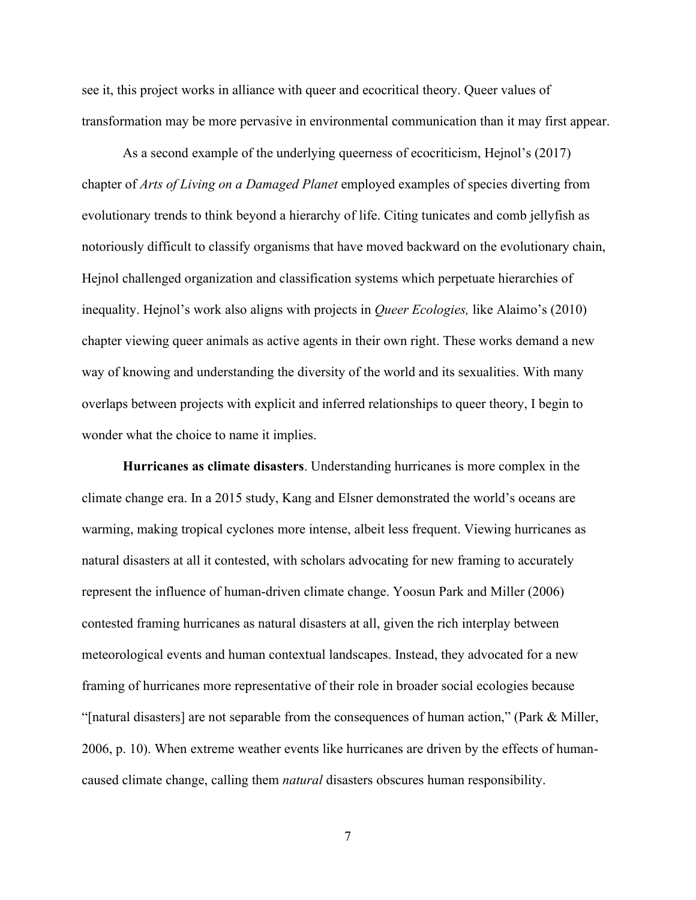see it, this project works in alliance with queer and ecocritical theory. Queer values of transformation may be more pervasive in environmental communication than it may first appear.

As a second example of the underlying queerness of ecocriticism, Hejnol's (2017) chapter of *Arts of Living on a Damaged Planet* employed examples of species diverting from evolutionary trends to think beyond a hierarchy of life. Citing tunicates and comb jellyfish as notoriously difficult to classify organisms that have moved backward on the evolutionary chain, Hejnol challenged organization and classification systems which perpetuate hierarchies of inequality. Hejnol's work also aligns with projects in *Queer Ecologies,* like Alaimo's (2010) chapter viewing queer animals as active agents in their own right. These works demand a new way of knowing and understanding the diversity of the world and its sexualities. With many overlaps between projects with explicit and inferred relationships to queer theory, I begin to wonder what the choice to name it implies.

**Hurricanes as climate disasters**. Understanding hurricanes is more complex in the climate change era. In a 2015 study, Kang and Elsner demonstrated the world's oceans are warming, making tropical cyclones more intense, albeit less frequent. Viewing hurricanes as natural disasters at all it contested, with scholars advocating for new framing to accurately represent the influence of human-driven climate change. Yoosun Park and Miller (2006) contested framing hurricanes as natural disasters at all, given the rich interplay between meteorological events and human contextual landscapes. Instead, they advocated for a new framing of hurricanes more representative of their role in broader social ecologies because "[natural disasters] are not separable from the consequences of human action," (Park & Miller, 2006, p. 10). When extreme weather events like hurricanes are driven by the effects of human-caused climate change, calling them *natural* disasters obscures human responsibility.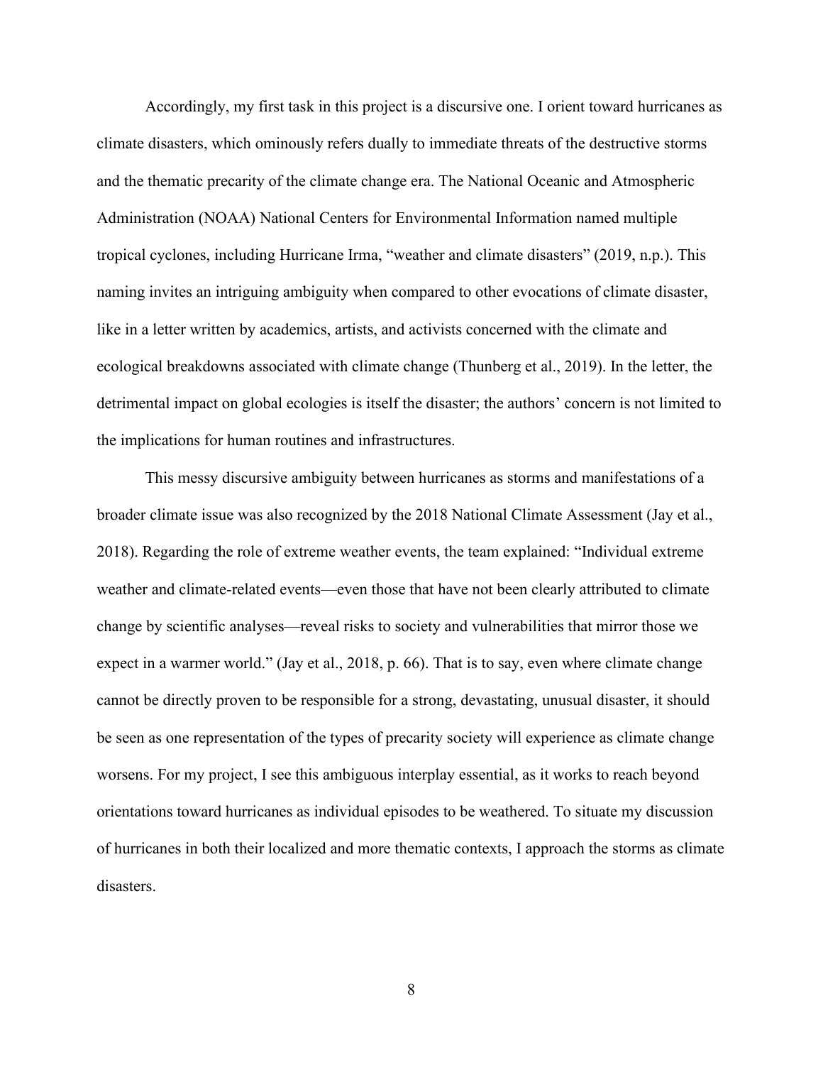Accordingly, my first task in this project is a discursive one. I orient toward hurricanes as climate disasters, which ominously refers dually to immediate threats of the destructive storms and the thematic precarity of the climate change era. The National Oceanic and Atmospheric Administration (NOAA) National Centers for Environmental Information named multiple tropical cyclones, including Hurricane Irma, "weather and climate disasters" (2019, n.p.). This naming invites an intriguing ambiguity when compared to other evocations of climate disaster, like in a letter written by academics, artists, and activists concerned with the climate and ecological breakdowns associated with climate change (Thunberg et al., 2019). In the letter, the detrimental impact on global ecologies is itself the disaster; the authors' concern is not limited to the implications for human routines and infrastructures.

This messy discursive ambiguity between hurricanes as storms and manifestations of a broader climate issue was also recognized by the 2018 National Climate Assessment (Jay et al., 2018). Regarding the role of extreme weather events, the team explained: "Individual extreme weather and climate-related events—even those that have not been clearly attributed to climate change by scientific analyses—reveal risks to society and vulnerabilities that mirror those we expect in a warmer world." (Jay et al., 2018, p. 66). That is to say, even where climate change cannot be directly proven to be responsible for a strong, devastating, unusual disaster, it should be seen as one representation of the types of precarity society will experience as climate change worsens. For my project, I see this ambiguous interplay essential, as it works to reach beyond orientations toward hurricanes as individual episodes to be weathered. To situate my discussion of hurricanes in both their localized and more thematic contexts, I approach the storms as climate disasters.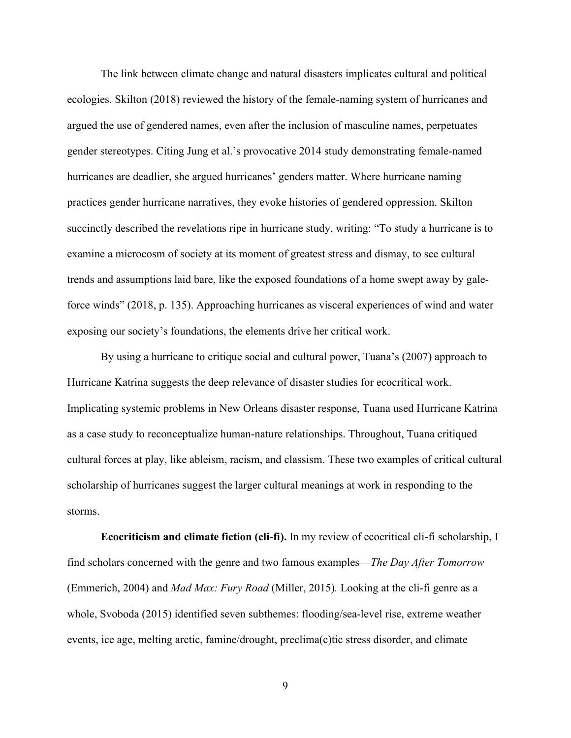The link between climate change and natural disasters implicates cultural and political ecologies. Skilton (2018) reviewed the history of the female-naming system of hurricanes and argued the use of gendered names, even after the inclusion of masculine names, perpetuates gender stereotypes. Citing Jung et al.'s provocative 2014 study demonstrating female-named hurricanes are deadlier, she argued hurricanes' genders matter. Where hurricane naming practices gender hurricane narratives, they evoke histories of gendered oppression. Skilton succinctly described the revelations ripe in hurricane study, writing: "To study a hurricane is to examine a microcosm of society at its moment of greatest stress and dismay, to see cultural trends and assumptions laid bare, like the exposed foundations of a home swept away by gale-force winds" (2018, p. 135). Approaching hurricanes as visceral experiences of wind and water exposing our society's foundations, the elements drive her critical work.

By using a hurricane to critique social and cultural power, Tuana's (2007) approach to Hurricane Katrina suggests the deep relevance of disaster studies for ecocritical work. Implicating systemic problems in New Orleans disaster response, Tuana used Hurricane Katrina as a case study to reconceptualize human-nature relationships. Throughout, Tuana critiqued cultural forces at play, like ableism, racism, and classism. These two examples of critical cultural scholarship of hurricanes suggest the larger cultural meanings at work in responding to the storms.

**Ecocriticism and climate fiction (cli-fi).** In my review of ecocritical cli-fi scholarship, I find scholars concerned with the genre and two famous examples—*The Day After Tomorrow* (Emmerich, 2004) and *Mad Max: Fury Road* (Miller, 2015). Looking at the cli-fi genre as a whole, Svoboda (2015) identified seven subthemes: flooding/sea-level rise, extreme weather events, ice age, melting arctic, famine/drought, preclima(c)tic stress disorder, and climate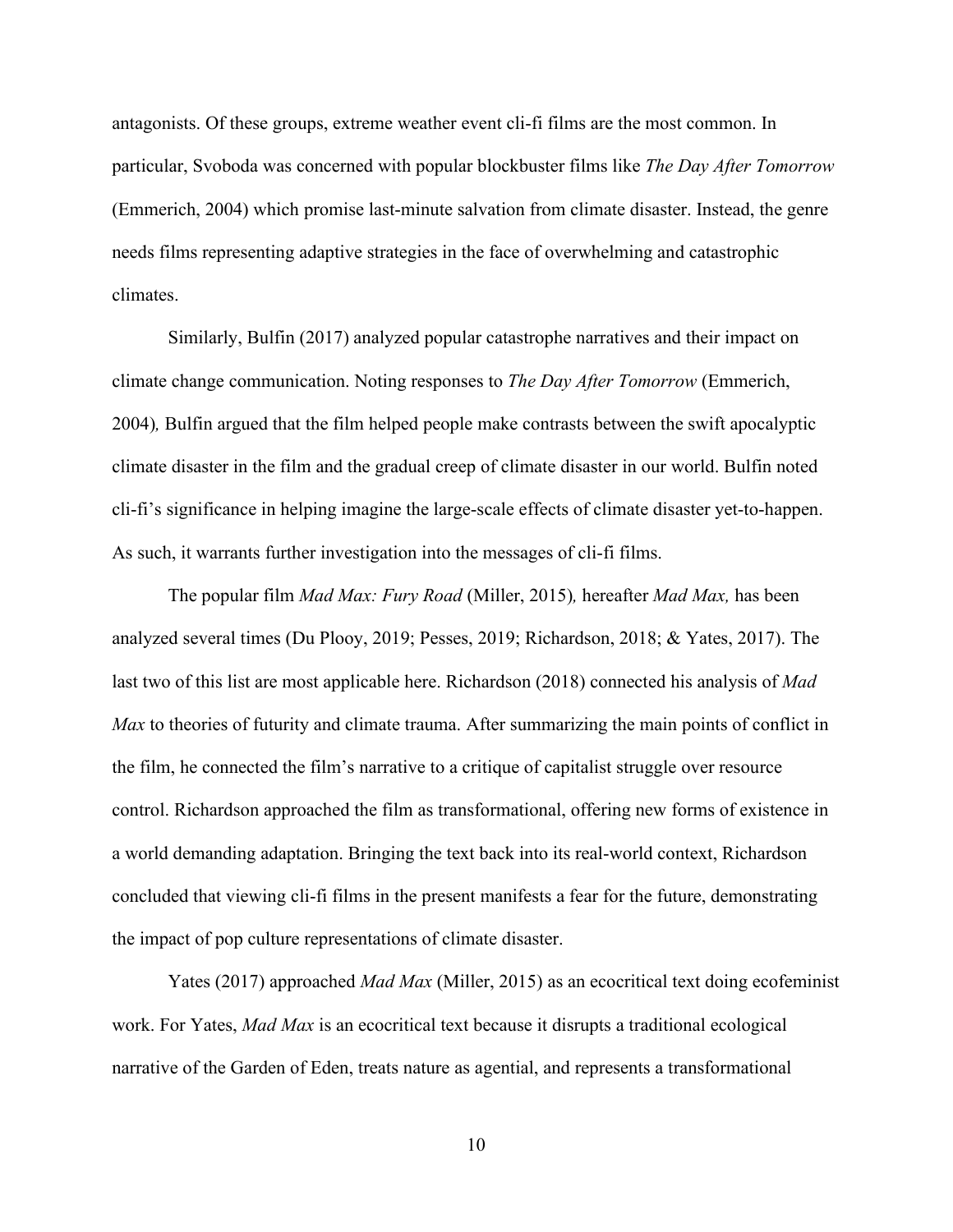antagonists. Of these groups, extreme weather event cli-fi films are the most common. In particular, Svoboda was concerned with popular blockbuster films like *The Day After Tomorrow* (Emmerich, 2004) which promise last-minute salvation from climate disaster. Instead, the genre needs films representing adaptive strategies in the face of overwhelming and catastrophic climates.

Similarly, Bulfin (2017) analyzed popular catastrophe narratives and their impact on climate change communication. Noting responses to *The Day After Tomorrow* (Emmerich, 2004), Bulfin argued that the film helped people make contrasts between the swift apocalyptic climate disaster in the film and the gradual creep of climate disaster in our world. Bulfin noted cli-fi's significance in helping imagine the large-scale effects of climate disaster yet-to-happen. As such, it warrants further investigation into the messages of cli-fi films.

The popular film *Mad Max: Fury Road* (Miller, 2015), hereafter *Mad Max,* has been analyzed several times (Du Plooy, 2019; Pesses, 2019; Richardson, 2018; & Yates, 2017). The last two of this list are most applicable here. Richardson (2018) connected his analysis of *Mad Max* to theories of futurity and climate trauma. After summarizing the main points of conflict in the film, he connected the film's narrative to a critique of capitalist struggle over resource control. Richardson approached the film as transformational, offering new forms of existence in a world demanding adaptation. Bringing the text back into its real-world context, Richardson concluded that viewing cli-fi films in the present manifests a fear for the future, demonstrating the impact of pop culture representations of climate disaster.

Yates (2017) approached *Mad Max* (Miller, 2015) as an ecocritical text doing ecofeminist work. For Yates, *Mad Max* is an ecocritical text because it disrupts a traditional ecological narrative of the Garden of Eden, treats nature as agential, and represents a transformational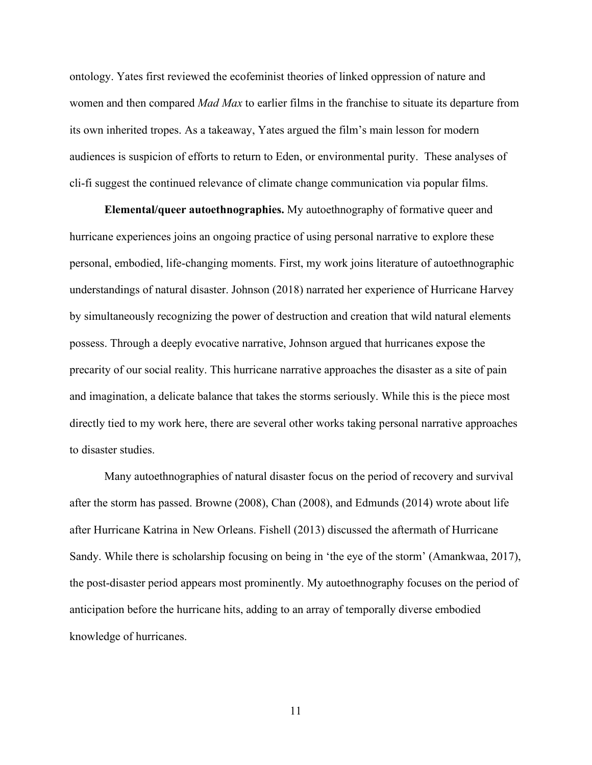ontology. Yates first reviewed the ecofeminist theories of linked oppression of nature and women and then compared *Mad Max* to earlier films in the franchise to situate its departure from its own inherited tropes. As a takeaway, Yates argued the film's main lesson for modern audiences is suspicion of efforts to return to Eden, or environmental purity. These analyses of cli-fi suggest the continued relevance of climate change communication via popular films.

**Elemental/queer autoethnographies.** My autoethnography of formative queer and hurricane experiences joins an ongoing practice of using personal narrative to explore these personal, embodied, life-changing moments. First, my work joins literature of autoethnographic understandings of natural disaster. Johnson (2018) narrated her experience of Hurricane Harvey by simultaneously recognizing the power of destruction and creation that wild natural elements possess. Through a deeply evocative narrative, Johnson argued that hurricanes expose the precarity of our social reality. This hurricane narrative approaches the disaster as a site of pain and imagination, a delicate balance that takes the storms seriously. While this is the piece most directly tied to my work here, there are several other works taking personal narrative approaches to disaster studies.

Many autoethnographies of natural disaster focus on the period of recovery and survival after the storm has passed. Browne (2008), Chan (2008), and Edmunds (2014) wrote about life after Hurricane Katrina in New Orleans. Fishell (2013) discussed the aftermath of Hurricane Sandy. While there is scholarship focusing on being in 'the eye of the storm' (Amankwaa, 2017), the post-disaster period appears most prominently. My autoethnography focuses on the period of anticipation before the hurricane hits, adding to an array of temporally diverse embodied knowledge of hurricanes.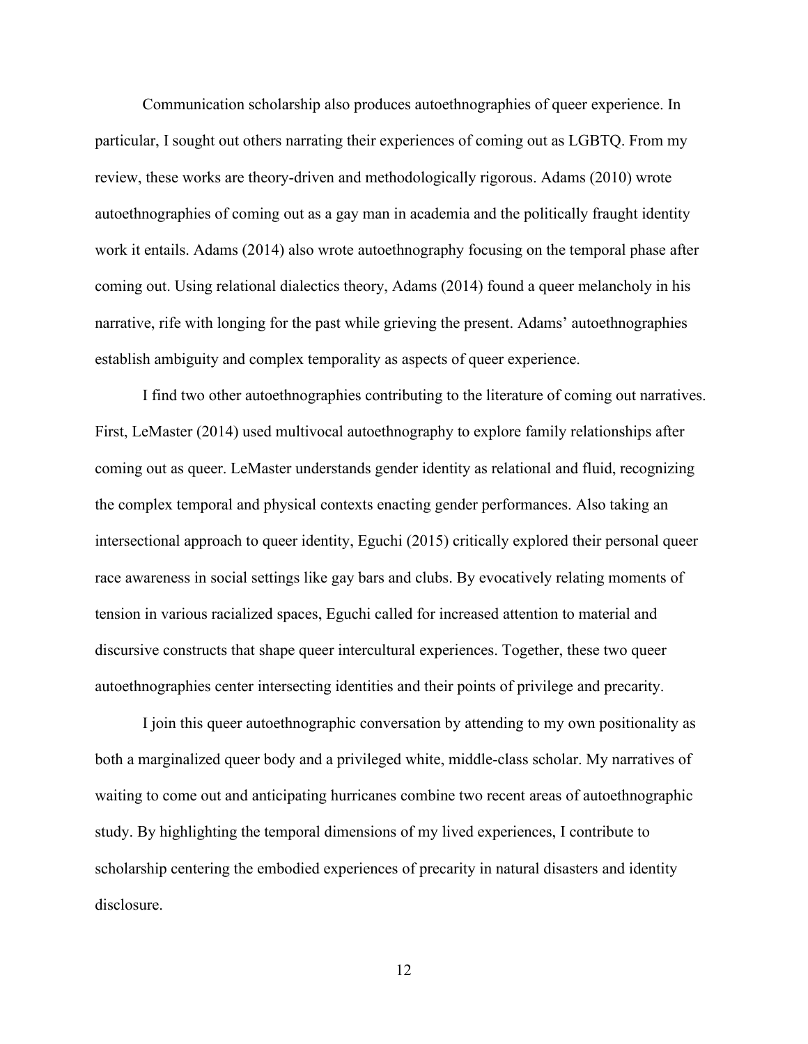Communication scholarship also produces autoethnographies of queer experience. In particular, I sought out others narrating their experiences of coming out as LGBTQ. From my review, these works are theory-driven and methodologically rigorous. Adams (2010) wrote autoethnographies of coming out as a gay man in academia and the politically fraught identity work it entails. Adams (2014) also wrote autoethnography focusing on the temporal phase after coming out. Using relational dialectics theory, Adams (2014) found a queer melancholy in his narrative, rife with longing for the past while grieving the present. Adams' autoethnographies establish ambiguity and complex temporality as aspects of queer experience.

I find two other autoethnographies contributing to the literature of coming out narratives. First, LeMaster (2014) used multivocal autoethnography to explore family relationships after coming out as queer. LeMaster understands gender identity as relational and fluid, recognizing the complex temporal and physical contexts enacting gender performances. Also taking an intersectional approach to queer identity, Eguchi (2015) critically explored their personal queer race awareness in social settings like gay bars and clubs. By evocatively relating moments of tension in various racialized spaces, Eguchi called for increased attention to material and discursive constructs that shape queer intercultural experiences. Together, these two queer autoethnographies center intersecting identities and their points of privilege and precarity.

I join this queer autoethnographic conversation by attending to my own positionality as both a marginalized queer body and a privileged white, middle-class scholar. My narratives of waiting to come out and anticipating hurricanes combine two recent areas of autoethnographic study. By highlighting the temporal dimensions of my lived experiences, I contribute to scholarship centering the embodied experiences of precarity in natural disasters and identity disclosure.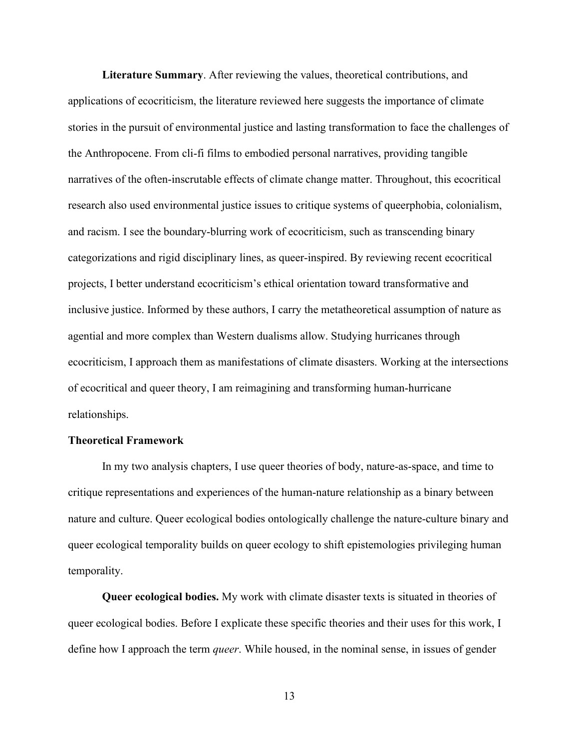**Literature Summary**. After reviewing the values, theoretical contributions, and applications of ecocriticism, the literature reviewed here suggests the importance of climate stories in the pursuit of environmental justice and lasting transformation to face the challenges of the Anthropocene. From cli-fi films to embodied personal narratives, providing tangible narratives of the often-inscrutable effects of climate change matter. Throughout, this ecocritical research also used environmental justice issues to critique systems of queerphobia, colonialism, and racism. I see the boundary-blurring work of ecocriticism, such as transcending binary categorizations and rigid disciplinary lines, as queer-inspired. By reviewing recent ecocritical projects, I better understand ecocriticism's ethical orientation toward transformative and inclusive justice. Informed by these authors, I carry the metatheoretical assumption of nature as agential and more complex than Western dualisms allow. Studying hurricanes through ecocriticism, I approach them as manifestations of climate disasters. Working at the intersections of ecocritical and queer theory, I am reimagining and transforming human-hurricane relationships.

## Theoretical Framework

In my two analysis chapters, I use queer theories of body, nature-as-space, and time to critique representations and experiences of the human-nature relationship as a binary between nature and culture. Queer ecological bodies ontologically challenge the nature-culture binary and queer ecological temporality builds on queer ecology to shift epistemologies privileging human temporality.

**Queer ecological bodies.** My work with climate disaster texts is situated in theories of queer ecological bodies. Before I explicate these specific theories and their uses for this work, I define how I approach the term *queer*. While housed, in the nominal sense, in issues of gender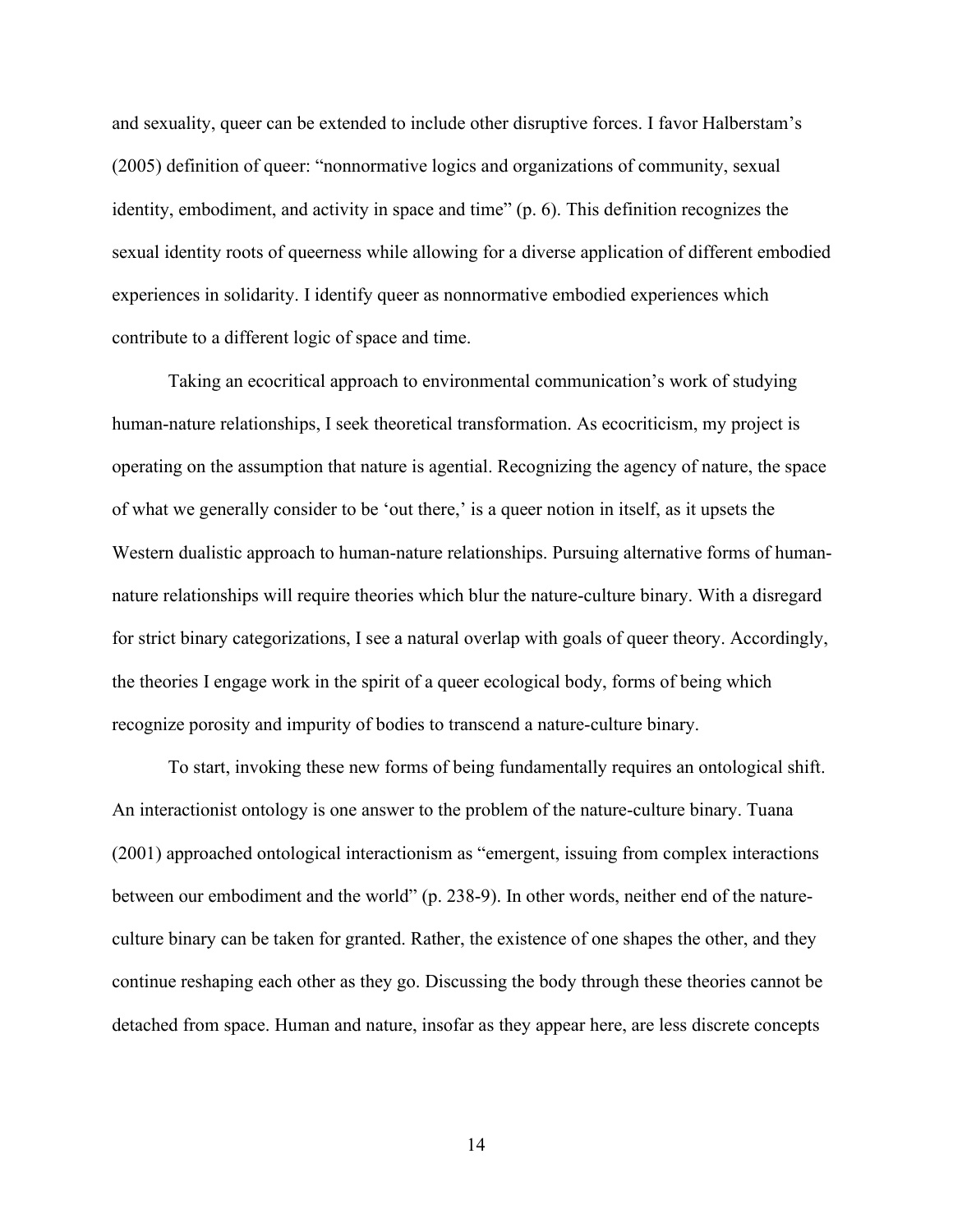and sexuality, queer can be extended to include other disruptive forces. I favor Halberstam's (2005) definition of queer: "nonnormative logics and organizations of community, sexual identity, embodiment, and activity in space and time" (p. 6). This definition recognizes the sexual identity roots of queerness while allowing for a diverse application of different embodied experiences in solidarity. I identify queer as nonnormative embodied experiences which contribute to a different logic of space and time.

Taking an ecocritical approach to environmental communication's work of studying human-nature relationships, I seek theoretical transformation. As ecocriticism, my project is operating on the assumption that nature is agential. Recognizing the agency of nature, the space of what we generally consider to be 'out there,' is a queer notion in itself, as it upsets the Western dualistic approach to human-nature relationships. Pursuing alternative forms of human-nature relationships will require theories which blur the nature-culture binary. With a disregard for strict binary categorizations, I see a natural overlap with goals of queer theory. Accordingly, the theories I engage work in the spirit of a queer ecological body, forms of being which recognize porosity and impurity of bodies to transcend a nature-culture binary.

To start, invoking these new forms of being fundamentally requires an ontological shift. An interactionist ontology is one answer to the problem of the nature-culture binary. Tuana (2001) approached ontological interactionism as "emergent, issuing from complex interactions between our embodiment and the world" (p. 238-9). In other words, neither end of the nature-culture binary can be taken for granted. Rather, the existence of one shapes the other, and they continue reshaping each other as they go. Discussing the body through these theories cannot be detached from space. Human and nature, insofar as they appear here, are less discrete concepts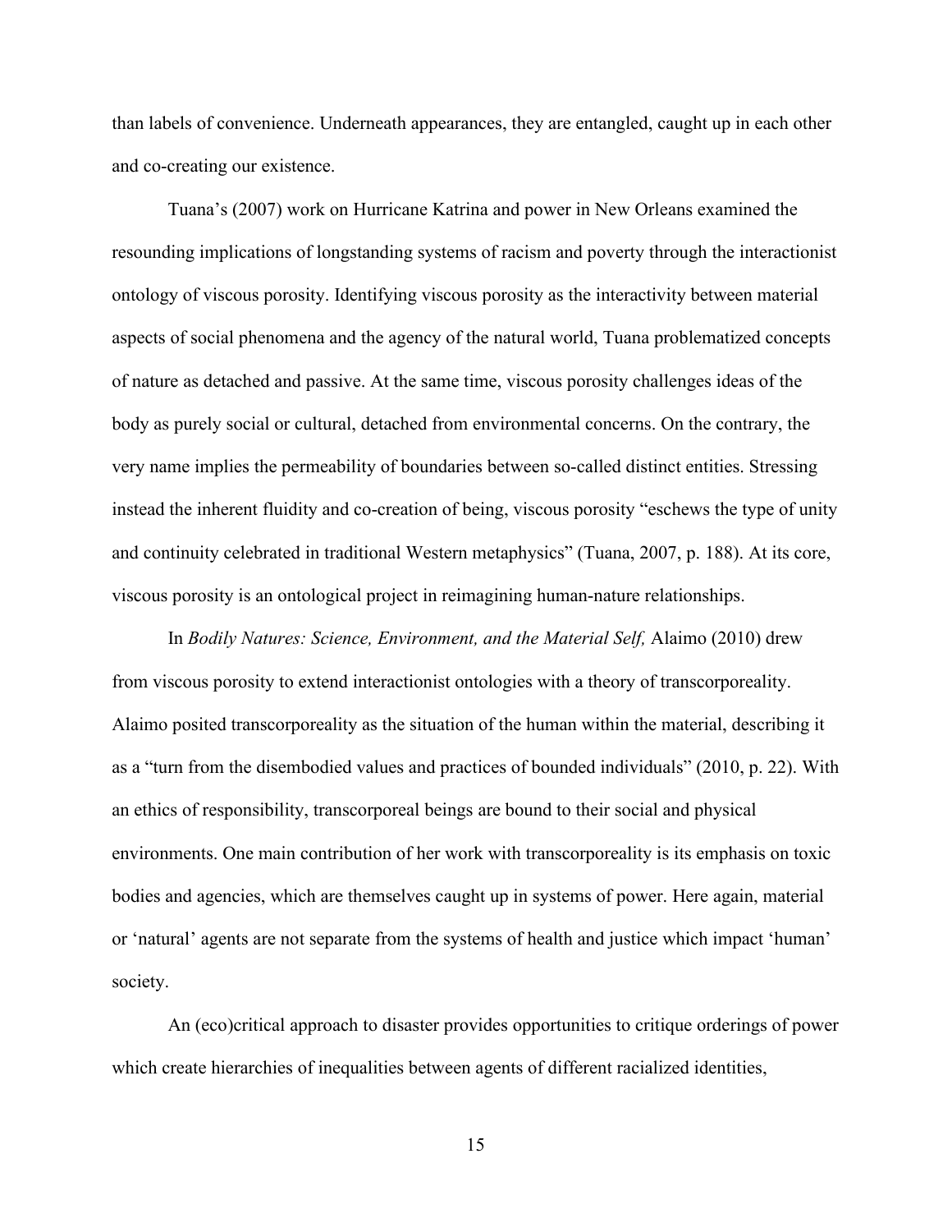than labels of convenience. Underneath appearances, they are entangled, caught up in each other and co-creating our existence.

Tuana's (2007) work on Hurricane Katrina and power in New Orleans examined the resounding implications of longstanding systems of racism and poverty through the interactionist ontology of viscous porosity. Identifying viscous porosity as the interactivity between material aspects of social phenomena and the agency of the natural world, Tuana problematized concepts of nature as detached and passive. At the same time, viscous porosity challenges ideas of the body as purely social or cultural, detached from environmental concerns. On the contrary, the very name implies the permeability of boundaries between so-called distinct entities. Stressing instead the inherent fluidity and co-creation of being, viscous porosity "eschews the type of unity and continuity celebrated in traditional Western metaphysics" (Tuana, 2007, p. 188). At its core, viscous porosity is an ontological project in reimagining human-nature relationships.

In *Bodily Natures: Science, Environment, and the Material Self,* Alaimo (2010) drew from viscous porosity to extend interactionist ontologies with a theory of transcorporeality. Alaimo posited transcorporeality as the situation of the human within the material, describing it as a "turn from the disembodied values and practices of bounded individuals" (2010, p. 22). With an ethics of responsibility, transcorporeal beings are bound to their social and physical environments. One main contribution of her work with transcorporeality is its emphasis on toxic bodies and agencies, which are themselves caught up in systems of power. Here again, material or 'natural' agents are not separate from the systems of health and justice which impact 'human' society.

An (eco)critical approach to disaster provides opportunities to critique orderings of power which create hierarchies of inequalities between agents of different racialized identities,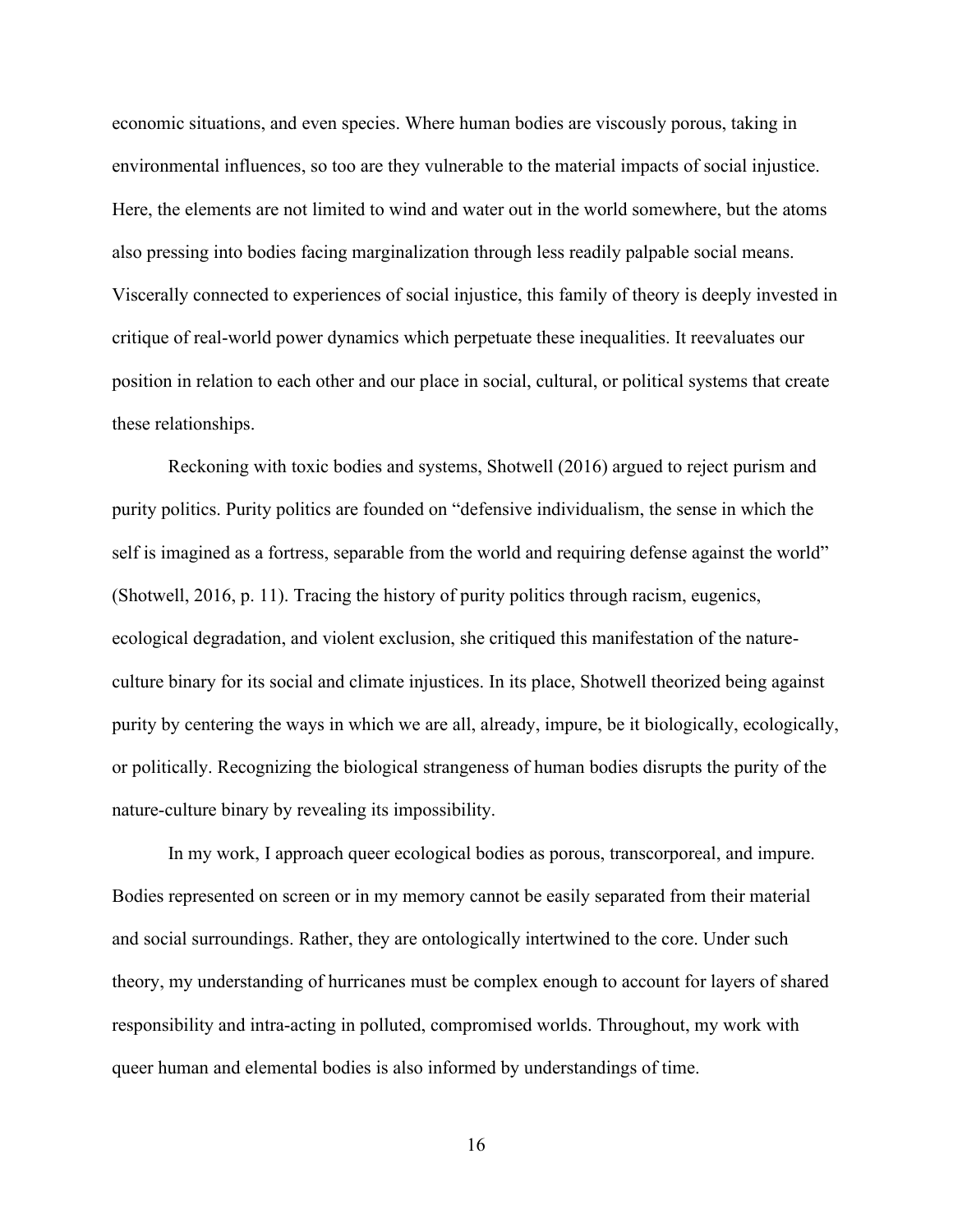economic situations, and even species. Where human bodies are viscously porous, taking in environmental influences, so too are they vulnerable to the material impacts of social injustice. Here, the elements are not limited to wind and water out in the world somewhere, but the atoms also pressing into bodies facing marginalization through less readily palpable social means. Viscerally connected to experiences of social injustice, this family of theory is deeply invested in critique of real-world power dynamics which perpetuate these inequalities. It reevaluates our position in relation to each other and our place in social, cultural, or political systems that create these relationships.

Reckoning with toxic bodies and systems, Shotwell (2016) argued to reject purism and purity politics. Purity politics are founded on "defensive individualism, the sense in which the self is imagined as a fortress, separable from the world and requiring defense against the world" (Shotwell, 2016, p. 11). Tracing the history of purity politics through racism, eugenics, ecological degradation, and violent exclusion, she critiqued this manifestation of the nature-culture binary for its social and climate injustices. In its place, Shotwell theorized being against purity by centering the ways in which we are all, already, impure, be it biologically, ecologically, or politically. Recognizing the biological strangeness of human bodies disrupts the purity of the nature-culture binary by revealing its impossibility.

In my work, I approach queer ecological bodies as porous, transcorporeal, and impure. Bodies represented on screen or in my memory cannot be easily separated from their material and social surroundings. Rather, they are ontologically intertwined to the core. Under such theory, my understanding of hurricanes must be complex enough to account for layers of shared responsibility and intra-acting in polluted, compromised worlds. Throughout, my work with queer human and elemental bodies is also informed by understandings of time.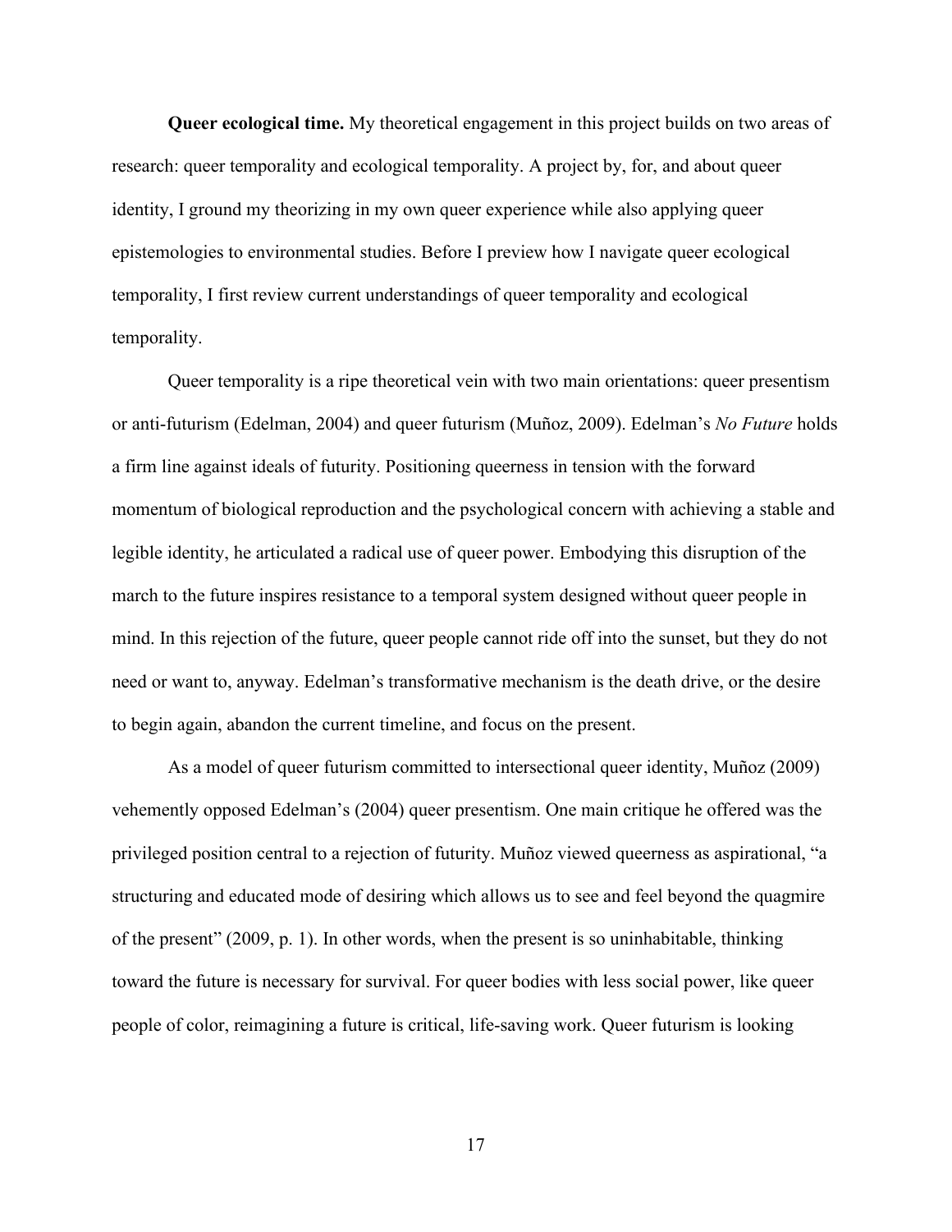**Queer ecological time.** My theoretical engagement in this project builds on two areas of research: queer temporality and ecological temporality. A project by, for, and about queer identity, I ground my theorizing in my own queer experience while also applying queer epistemologies to environmental studies. Before I preview how I navigate queer ecological temporality, I first review current understandings of queer temporality and ecological temporality.

Queer temporality is a ripe theoretical vein with two main orientations: queer presentism or anti-futurism (Edelman, 2004) and queer futurism (Muñoz, 2009). Edelman's *No Future* holds a firm line against ideals of futurity. Positioning queerness in tension with the forward momentum of biological reproduction and the psychological concern with achieving a stable and legible identity, he articulated a radical use of queer power. Embodying this disruption of the march to the future inspires resistance to a temporal system designed without queer people in mind. In this rejection of the future, queer people cannot ride off into the sunset, but they do not need or want to, anyway. Edelman's transformative mechanism is the death drive, or the desire to begin again, abandon the current timeline, and focus on the present.

As a model of queer futurism committed to intersectional queer identity, Muñoz (2009) vehemently opposed Edelman's (2004) queer presentism. One main critique he offered was the privileged position central to a rejection of futurity. Muñoz viewed queerness as aspirational, "a structuring and educated mode of desiring which allows us to see and feel beyond the quagmire of the present" (2009, p. 1). In other words, when the present is so uninhabitable, thinking toward the future is necessary for survival. For queer bodies with less social power, like queer people of color, reimagining a future is critical, life-saving work. Queer futurism is looking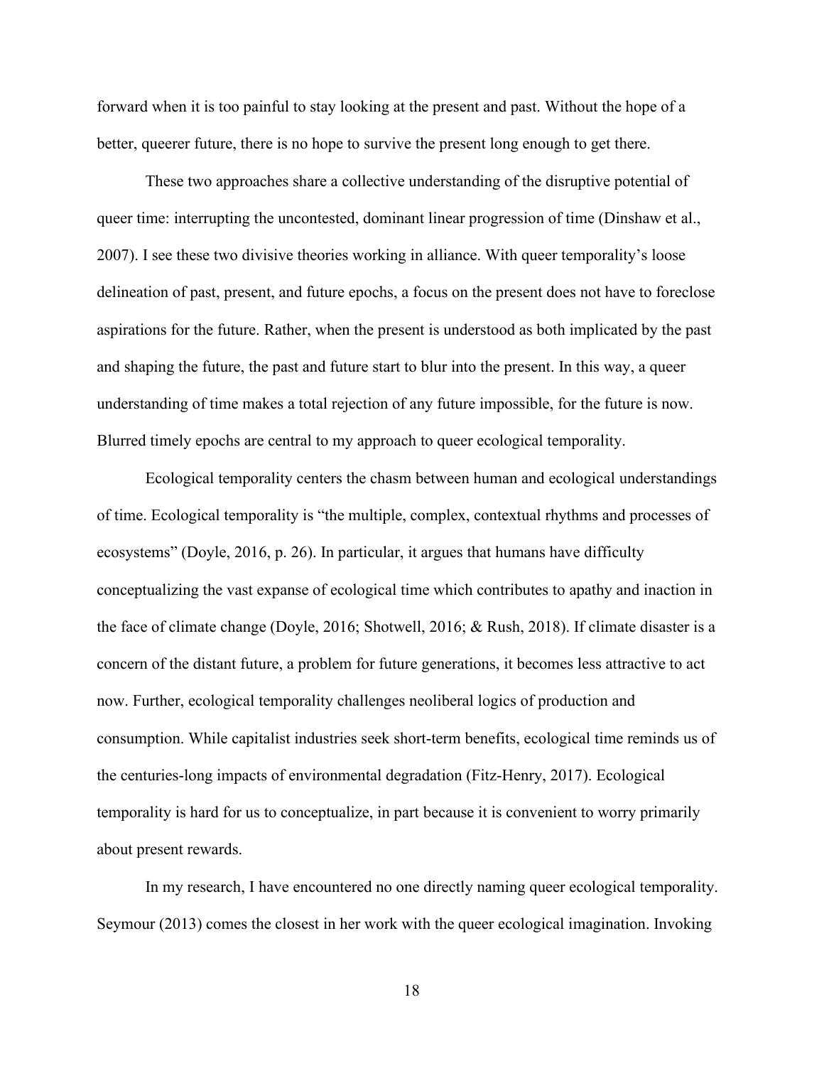forward when it is too painful to stay looking at the present and past. Without the hope of a better, queerer future, there is no hope to survive the present long enough to get there.

These two approaches share a collective understanding of the disruptive potential of queer time: interrupting the uncontested, dominant linear progression of time (Dinshaw et al., 2007). I see these two divisive theories working in alliance. With queer temporality's loose delineation of past, present, and future epochs, a focus on the present does not have to foreclose aspirations for the future. Rather, when the present is understood as both implicated by the past and shaping the future, the past and future start to blur into the present. In this way, a queer understanding of time makes a total rejection of any future impossible, for the future is now. Blurred timely epochs are central to my approach to queer ecological temporality.

Ecological temporality centers the chasm between human and ecological understandings of time. Ecological temporality is "the multiple, complex, contextual rhythms and processes of ecosystems" (Doyle, 2016, p. 26). In particular, it argues that humans have difficulty conceptualizing the vast expanse of ecological time which contributes to apathy and inaction in the face of climate change (Doyle, 2016; Shotwell, 2016; & Rush, 2018). If climate disaster is a concern of the distant future, a problem for future generations, it becomes less attractive to act now. Further, ecological temporality challenges neoliberal logics of production and consumption. While capitalist industries seek short-term benefits, ecological time reminds us of the centuries-long impacts of environmental degradation (Fitz-Henry, 2017). Ecological temporality is hard for us to conceptualize, in part because it is convenient to worry primarily about present rewards.

In my research, I have encountered no one directly naming queer ecological temporality. Seymour (2013) comes the closest in her work with the queer ecological imagination. Invoking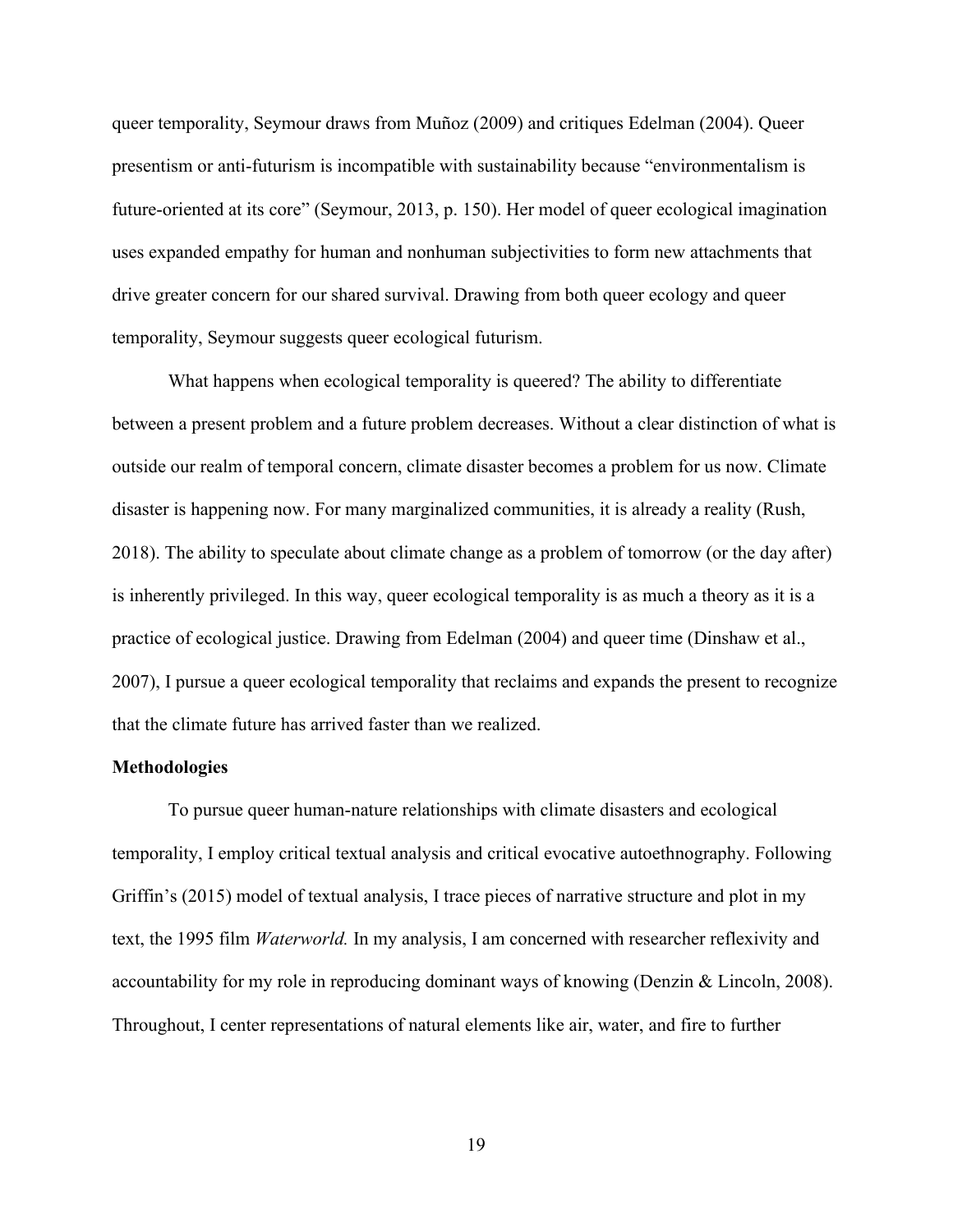queer temporality, Seymour draws from Muñoz (2009) and critiques Edelman (2004). Queer presentism or anti-futurism is incompatible with sustainability because "environmentalism is future-oriented at its core" (Seymour, 2013, p. 150). Her model of queer ecological imagination uses expanded empathy for human and nonhuman subjectivities to form new attachments that drive greater concern for our shared survival. Drawing from both queer ecology and queer temporality, Seymour suggests queer ecological futurism.

What happens when ecological temporality is queered? The ability to differentiate between a present problem and a future problem decreases. Without a clear distinction of what is outside our realm of temporal concern, climate disaster becomes a problem for us now. Climate disaster is happening now. For many marginalized communities, it is already a reality (Rush, 2018). The ability to speculate about climate change as a problem of tomorrow (or the day after) is inherently privileged. In this way, queer ecological temporality is as much a theory as it is a practice of ecological justice. Drawing from Edelman (2004) and queer time (Dinshaw et al., 2007), I pursue a queer ecological temporality that reclaims and expands the present to recognize that the climate future has arrived faster than we realized.

**Methodologies**

To pursue queer human-nature relationships with climate disasters and ecological temporality, I employ critical textual analysis and critical evocative autoethnography. Following Griffin's (2015) model of textual analysis, I trace pieces of narrative structure and plot in my text, the 1995 film *Waterworld.* In my analysis, I am concerned with researcher reflexivity and accountability for my role in reproducing dominant ways of knowing (Denzin & Lincoln, 2008). Throughout, I center representations of natural elements like air, water, and fire to further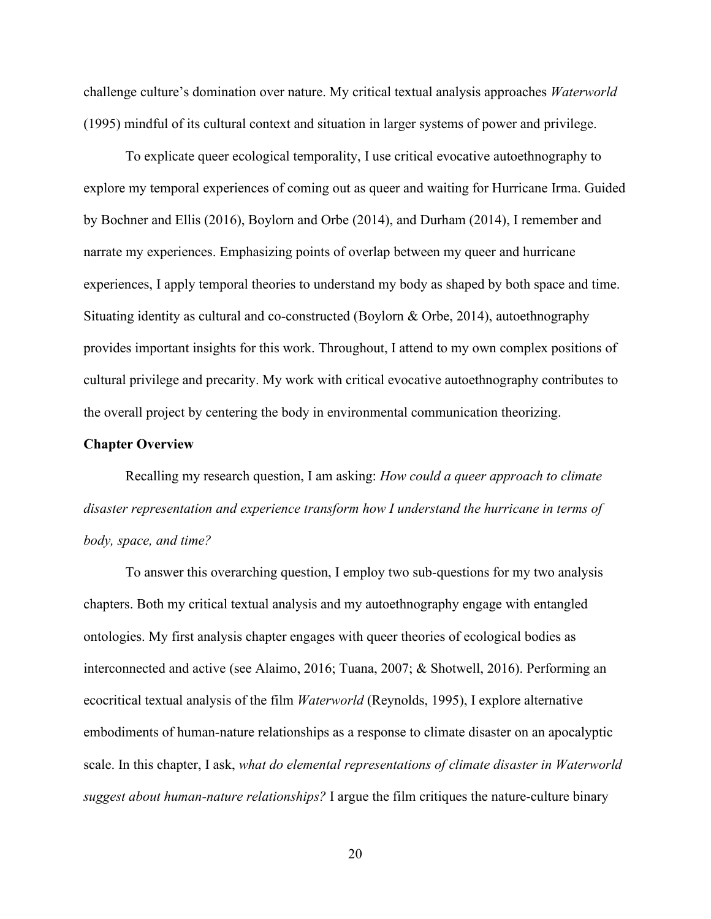challenge culture's domination over nature. My critical textual analysis approaches *Waterworld* (1995) mindful of its cultural context and situation in larger systems of power and privilege.

To explicate queer ecological temporality, I use critical evocative autoethnography to explore my temporal experiences of coming out as queer and waiting for Hurricane Irma. Guided by Bochner and Ellis (2016), Boylorn and Orbe (2014), and Durham (2014), I remember and narrate my experiences. Emphasizing points of overlap between my queer and hurricane experiences, I apply temporal theories to understand my body as shaped by both space and time. Situating identity as cultural and co-constructed (Boylorn & Orbe, 2014), autoethnography provides important insights for this work. Throughout, I attend to my own complex positions of cultural privilege and precarity. My work with critical evocative autoethnography contributes to the overall project by centering the body in environmental communication theorizing.

**Chapter Overview**

Recalling my research question, I am asking: *How could a queer approach to climate disaster representation and experience transform how I understand the hurricane in terms of body, space, and time?*

To answer this overarching question, I employ two sub-questions for my two analysis chapters. Both my critical textual analysis and my autoethnography engage with entangled ontologies. My first analysis chapter engages with queer theories of ecological bodies as interconnected and active (see Alaimo, 2016; Tuana, 2007; & Shotwell, 2016). Performing an ecocritical textual analysis of the film *Waterworld* (Reynolds, 1995), I explore alternative embodiments of human-nature relationships as a response to climate disaster on an apocalyptic scale. In this chapter, I ask, *what do elemental representations of climate disaster in Waterworld suggest about human-nature relationships?* I argue the film critiques the nature-culture binary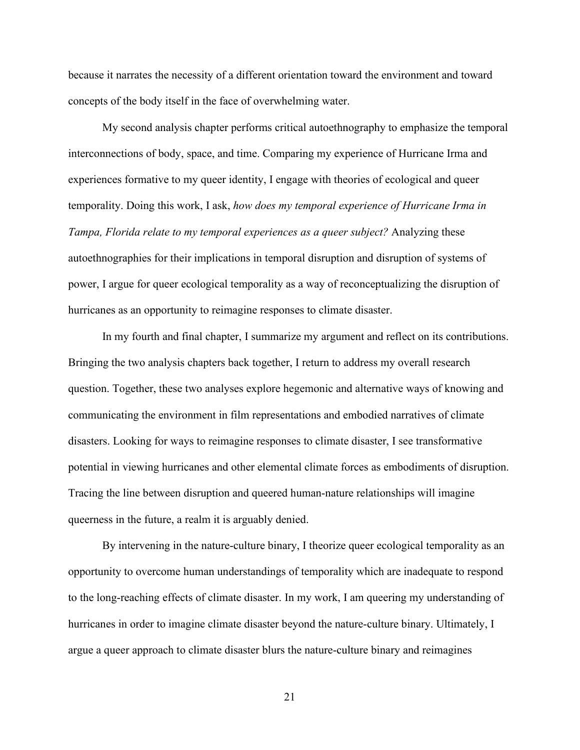because it narrates the necessity of a different orientation toward the environment and toward concepts of the body itself in the face of overwhelming water.

My second analysis chapter performs critical autoethnography to emphasize the temporal interconnections of body, space, and time. Comparing my experience of Hurricane Irma and experiences formative to my queer identity, I engage with theories of ecological and queer temporality. Doing this work, I ask, *how does my temporal experience of Hurricane Irma in Tampa, Florida relate to my temporal experiences as a queer subject?* Analyzing these autoethnographies for their implications in temporal disruption and disruption of systems of power, I argue for queer ecological temporality as a way of reconceptualizing the disruption of hurricanes as an opportunity to reimagine responses to climate disaster.

In my fourth and final chapter, I summarize my argument and reflect on its contributions. Bringing the two analysis chapters back together, I return to address my overall research question. Together, these two analyses explore hegemonic and alternative ways of knowing and communicating the environment in film representations and embodied narratives of climate disasters. Looking for ways to reimagine responses to climate disaster, I see transformative potential in viewing hurricanes and other elemental climate forces as embodiments of disruption. Tracing the line between disruption and queered human-nature relationships will imagine queerness in the future, a realm it is arguably denied.

By intervening in the nature-culture binary, I theorize queer ecological temporality as an opportunity to overcome human understandings of temporality which are inadequate to respond to the long-reaching effects of climate disaster. In my work, I am queering my understanding of hurricanes in order to imagine climate disaster beyond the nature-culture binary. Ultimately, I argue a queer approach to climate disaster blurs the nature-culture binary and reimagines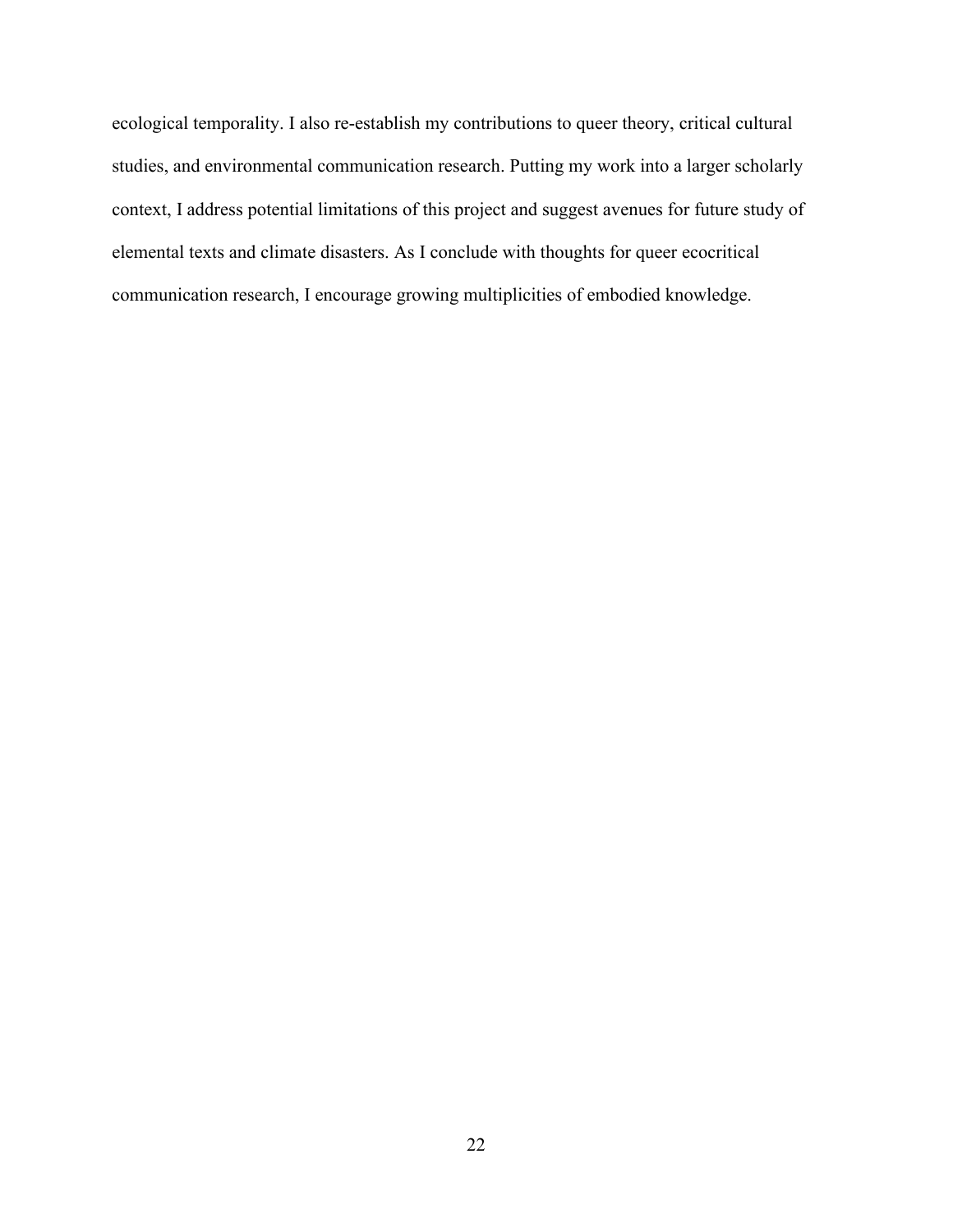ecological temporality. I also re-establish my contributions to queer theory, critical cultural studies, and environmental communication research. Putting my work into a larger scholarly context, I address potential limitations of this project and suggest avenues for future study of elemental texts and climate disasters. As I conclude with thoughts for queer ecocritical communication research, I encourage growing multiplicities of embodied knowledge.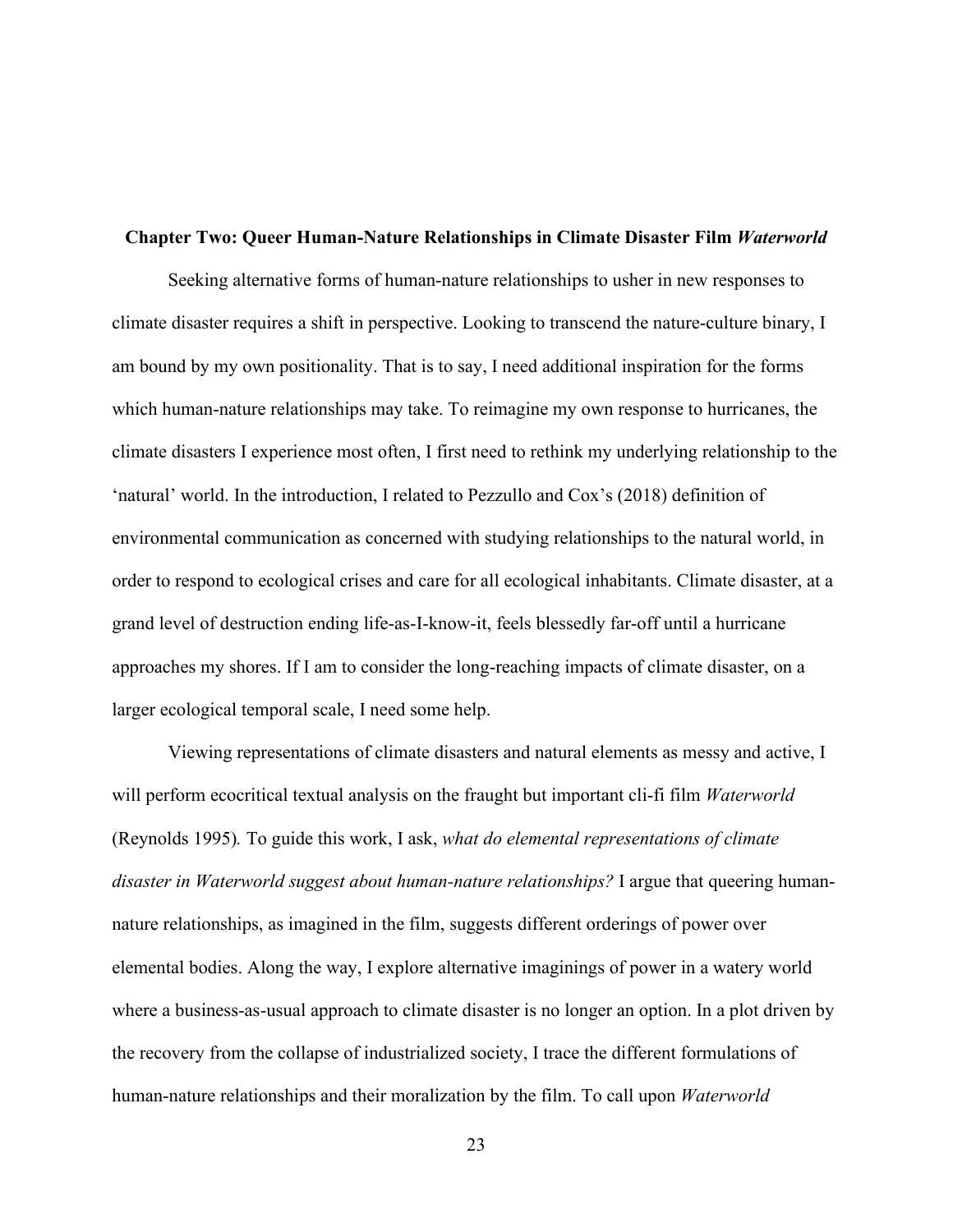## Chapter Two: Queer Human-Nature Relationships in Climate Disaster Film *Waterworld*

Seeking alternative forms of human-nature relationships to usher in new responses to climate disaster requires a shift in perspective. Looking to transcend the nature-culture binary, I am bound by my own positionality. That is to say, I need additional inspiration for the forms which human-nature relationships may take. To reimagine my own response to hurricanes, the climate disasters I experience most often, I first need to rethink my underlying relationship to the 'natural' world. In the introduction, I related to Pezzullo and Cox's (2018) definition of environmental communication as concerned with studying relationships to the natural world, in order to respond to ecological crises and care for all ecological inhabitants. Climate disaster, at a grand level of destruction ending life-as-I-know-it, feels blessedly far-off until a hurricane approaches my shores. If I am to consider the long-reaching impacts of climate disaster, on a larger ecological temporal scale, I need some help.

Viewing representations of climate disasters and natural elements as messy and active, I will perform ecocritical textual analysis on the fraught but important cli-fi film *Waterworld* (Reynolds 1995). To guide this work, I ask, *what do elemental representations of climate disaster in Waterworld suggest about human-nature relationships?* I argue that queering human-nature relationships, as imagined in the film, suggests different orderings of power over elemental bodies. Along the way, I explore alternative imaginings of power in a watery world where a business-as-usual approach to climate disaster is no longer an option. In a plot driven by the recovery from the collapse of industrialized society, I trace the different formulations of human-nature relationships and their moralization by the film. To call upon *Waterworld*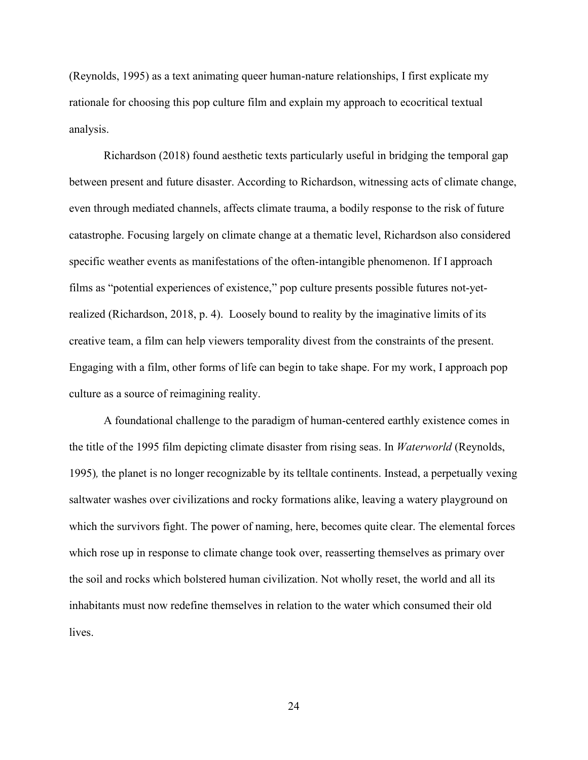(Reynolds, 1995) as a text animating queer human-nature relationships, I first explicate my rationale for choosing this pop culture film and explain my approach to ecocritical textual analysis.

Richardson (2018) found aesthetic texts particularly useful in bridging the temporal gap between present and future disaster. According to Richardson, witnessing acts of climate change, even through mediated channels, affects climate trauma, a bodily response to the risk of future catastrophe. Focusing largely on climate change at a thematic level, Richardson also considered specific weather events as manifestations of the often-intangible phenomenon. If I approach films as "potential experiences of existence," pop culture presents possible futures not-yet-realized (Richardson, 2018, p. 4). Loosely bound to reality by the imaginative limits of its creative team, a film can help viewers temporality divest from the constraints of the present. Engaging with a film, other forms of life can begin to take shape. For my work, I approach pop culture as a source of reimagining reality.

A foundational challenge to the paradigm of human-centered earthly existence comes in the title of the 1995 film depicting climate disaster from rising seas. In *Waterworld* (Reynolds, 1995)*,* the planet is no longer recognizable by its telltale continents. Instead, a perpetually vexing saltwater washes over civilizations and rocky formations alike, leaving a watery playground on which the survivors fight. The power of naming, here, becomes quite clear. The elemental forces which rose up in response to climate change took over, reasserting themselves as primary over the soil and rocks which bolstered human civilization. Not wholly reset, the world and all its inhabitants must now redefine themselves in relation to the water which consumed their old lives.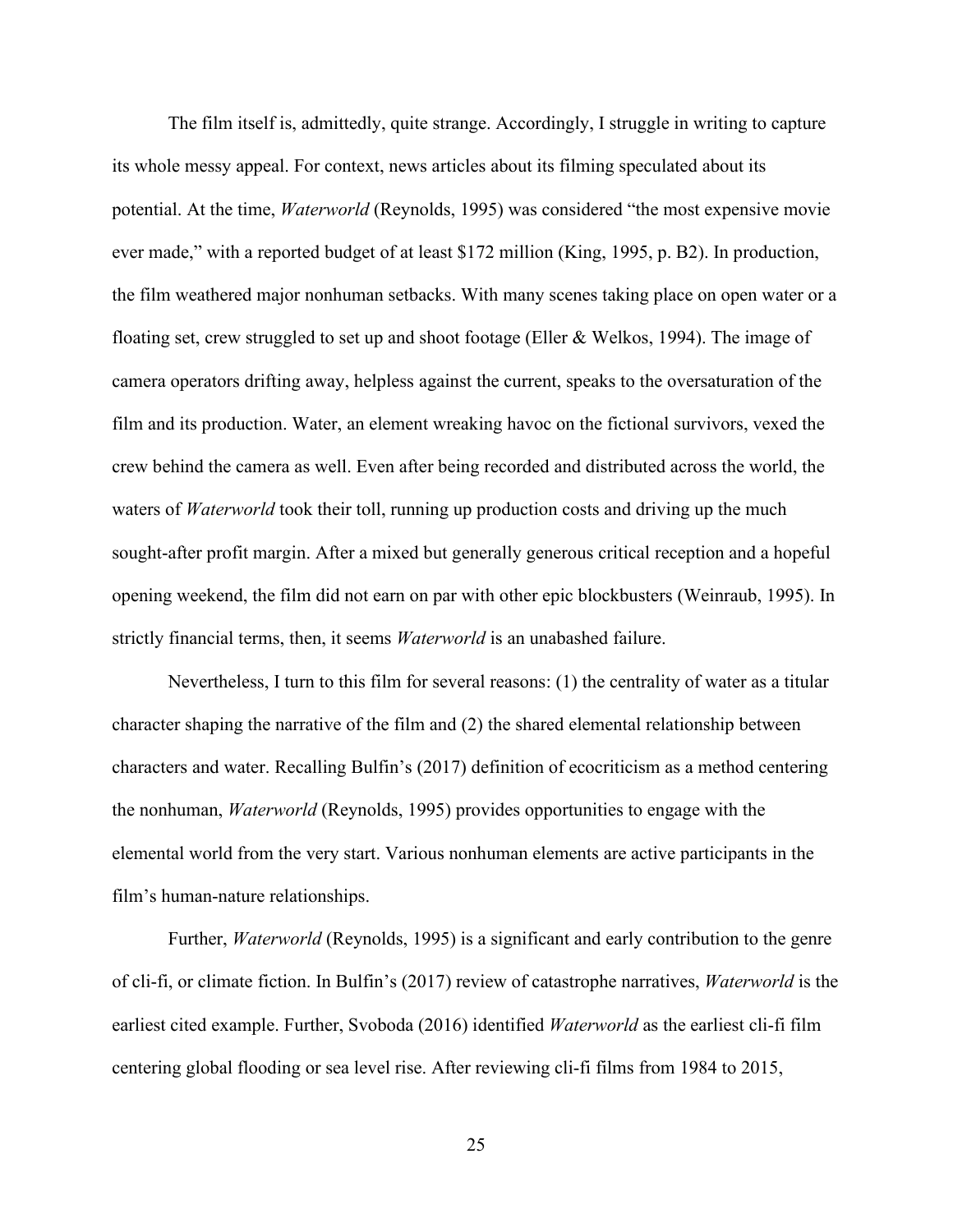The film itself is, admittedly, quite strange. Accordingly, I struggle in writing to capture its whole messy appeal. For context, news articles about its filming speculated about its potential. At the time, *Waterworld* (Reynolds, 1995) was considered "the most expensive movie ever made," with a reported budget of at least $172 million (King, 1995, p. B2). In production, the film weathered major nonhuman setbacks. With many scenes taking place on open water or a floating set, crew struggled to set up and shoot footage (Eller & Welkos, 1994). The image of camera operators drifting away, helpless against the current, speaks to the oversaturation of the film and its production. Water, an element wreaking havoc on the fictional survivors, vexed the crew behind the camera as well. Even after being recorded and distributed across the world, the waters of *Waterworld* took their toll, running up production costs and driving up the much sought-after profit margin. After a mixed but generally generous critical reception and a hopeful opening weekend, the film did not earn on par with other epic blockbusters (Weinraub, 1995). In strictly financial terms, then, it seems *Waterworld* is an unabashed failure.

Nevertheless, I turn to this film for several reasons: (1) the centrality of water as a titular character shaping the narrative of the film and (2) the shared elemental relationship between characters and water. Recalling Bulfin's (2017) definition of ecocriticism as a method centering the nonhuman, *Waterworld* (Reynolds, 1995) provides opportunities to engage with the elemental world from the very start. Various nonhuman elements are active participants in the film's human-nature relationships.

Further, *Waterworld* (Reynolds, 1995) is a significant and early contribution to the genre of cli-fi, or climate fiction. In Bulfin's (2017) review of catastrophe narratives, *Waterworld* is the earliest cited example. Further, Svoboda (2016) identified *Waterworld* as the earliest cli-fi film centering global flooding or sea level rise. After reviewing cli-fi films from 1984 to 2015,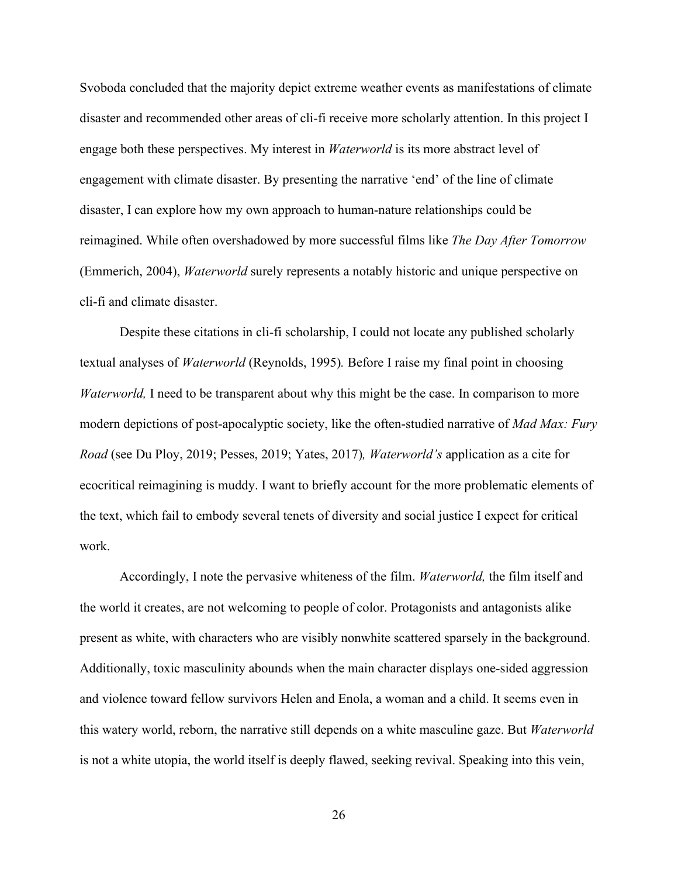Svoboda concluded that the majority depict extreme weather events as manifestations of climate disaster and recommended other areas of cli-fi receive more scholarly attention. In this project I engage both these perspectives. My interest in *Waterworld* is its more abstract level of engagement with climate disaster. By presenting the narrative 'end' of the line of climate disaster, I can explore how my own approach to human-nature relationships could be reimagined. While often overshadowed by more successful films like *The Day After Tomorrow* (Emmerich, 2004), *Waterworld* surely represents a notably historic and unique perspective on cli-fi and climate disaster.

Despite these citations in cli-fi scholarship, I could not locate any published scholarly textual analyses of *Waterworld* (Reynolds, 1995)*.* Before I raise my final point in choosing *Waterworld,* I need to be transparent about why this might be the case. In comparison to more modern depictions of post-apocalyptic society, like the often-studied narrative of *Mad Max: Fury Road* (see Du Ploy, 2019; Pesses, 2019; Yates, 2017)*, Waterworld's* application as a cite for ecocritical reimagining is muddy. I want to briefly account for the more problematic elements of the text, which fail to embody several tenets of diversity and social justice I expect for critical work.

Accordingly, I note the pervasive whiteness of the film. *Waterworld,* the film itself and the world it creates, are not welcoming to people of color. Protagonists and antagonists alike present as white, with characters who are visibly nonwhite scattered sparsely in the background. Additionally, toxic masculinity abounds when the main character displays one-sided aggression and violence toward fellow survivors Helen and Enola, a woman and a child. It seems even in this watery world, reborn, the narrative still depends on a white masculine gaze. But *Waterworld* is not a white utopia, the world itself is deeply flawed, seeking revival. Speaking into this vein,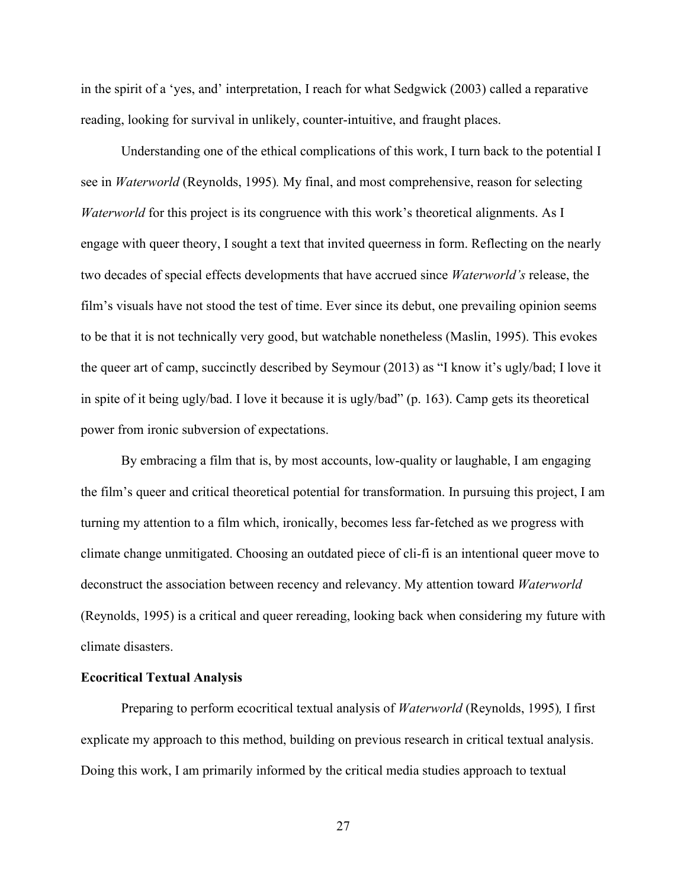in the spirit of a 'yes, and' interpretation, I reach for what Sedgwick (2003) called a reparative reading, looking for survival in unlikely, counter-intuitive, and fraught places.

Understanding one of the ethical complications of this work, I turn back to the potential I see in *Waterworld* (Reynolds, 1995). My final, and most comprehensive, reason for selecting *Waterworld* for this project is its congruence with this work's theoretical alignments. As I engage with queer theory, I sought a text that invited queerness in form. Reflecting on the nearly two decades of special effects developments that have accrued since *Waterworld's* release, the film's visuals have not stood the test of time. Ever since its debut, one prevailing opinion seems to be that it is not technically very good, but watchable nonetheless (Maslin, 1995). This evokes the queer art of camp, succinctly described by Seymour (2013) as "I know it's ugly/bad; I love it in spite of it being ugly/bad. I love it because it is ugly/bad" (p. 163). Camp gets its theoretical power from ironic subversion of expectations.

By embracing a film that is, by most accounts, low-quality or laughable, I am engaging the film's queer and critical theoretical potential for transformation. In pursuing this project, I am turning my attention to a film which, ironically, becomes less far-fetched as we progress with climate change unmitigated. Choosing an outdated piece of cli-fi is an intentional queer move to deconstruct the association between recency and relevancy. My attention toward *Waterworld* (Reynolds, 1995) is a critical and queer rereading, looking back when considering my future with climate disasters.

**Ecocritical Textual Analysis**

Preparing to perform ecocritical textual analysis of *Waterworld* (Reynolds, 1995), I first explicate my approach to this method, building on previous research in critical textual analysis. Doing this work, I am primarily informed by the critical media studies approach to textual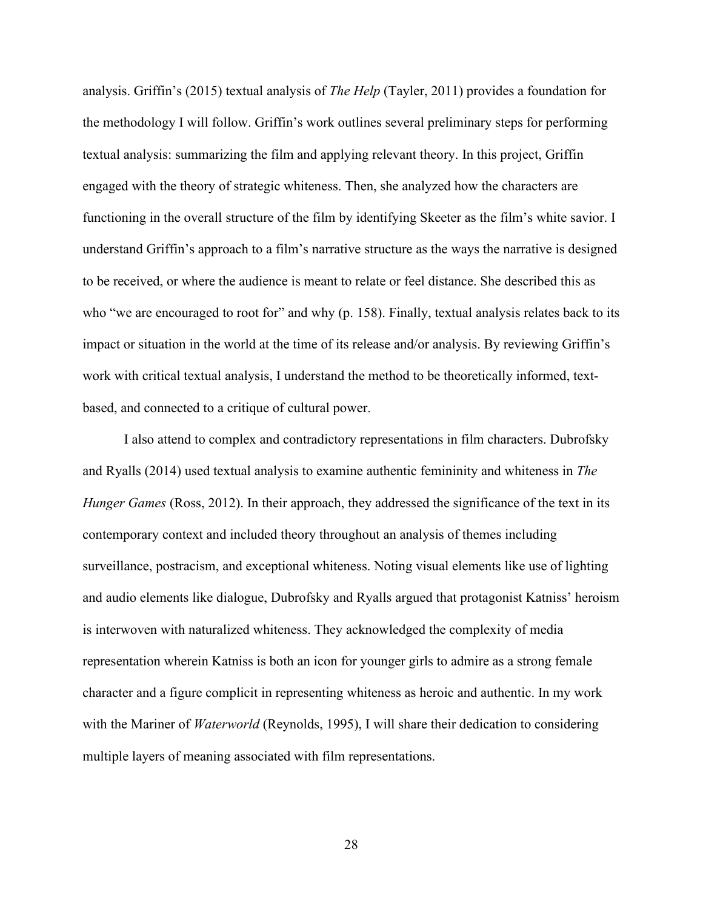analysis. Griffin's (2015) textual analysis of *The Help* (Tayler, 2011) provides a foundation for the methodology I will follow. Griffin's work outlines several preliminary steps for performing textual analysis: summarizing the film and applying relevant theory. In this project, Griffin engaged with the theory of strategic whiteness. Then, she analyzed how the characters are functioning in the overall structure of the film by identifying Skeeter as the film's white savior. I understand Griffin's approach to a film's narrative structure as the ways the narrative is designed to be received, or where the audience is meant to relate or feel distance. She described this as who "we are encouraged to root for" and why (p. 158). Finally, textual analysis relates back to its impact or situation in the world at the time of its release and/or analysis. By reviewing Griffin's work with critical textual analysis, I understand the method to be theoretically informed, text-based, and connected to a critique of cultural power.

I also attend to complex and contradictory representations in film characters. Dubrofsky and Ryalls (2014) used textual analysis to examine authentic femininity and whiteness in *The Hunger Games* (Ross, 2012). In their approach, they addressed the significance of the text in its contemporary context and included theory throughout an analysis of themes including surveillance, postracism, and exceptional whiteness. Noting visual elements like use of lighting and audio elements like dialogue, Dubrofsky and Ryalls argued that protagonist Katniss' heroism is interwoven with naturalized whiteness. They acknowledged the complexity of media representation wherein Katniss is both an icon for younger girls to admire as a strong female character and a figure complicit in representing whiteness as heroic and authentic. In my work with the Mariner of *Waterworld* (Reynolds, 1995), I will share their dedication to considering multiple layers of meaning associated with film representations.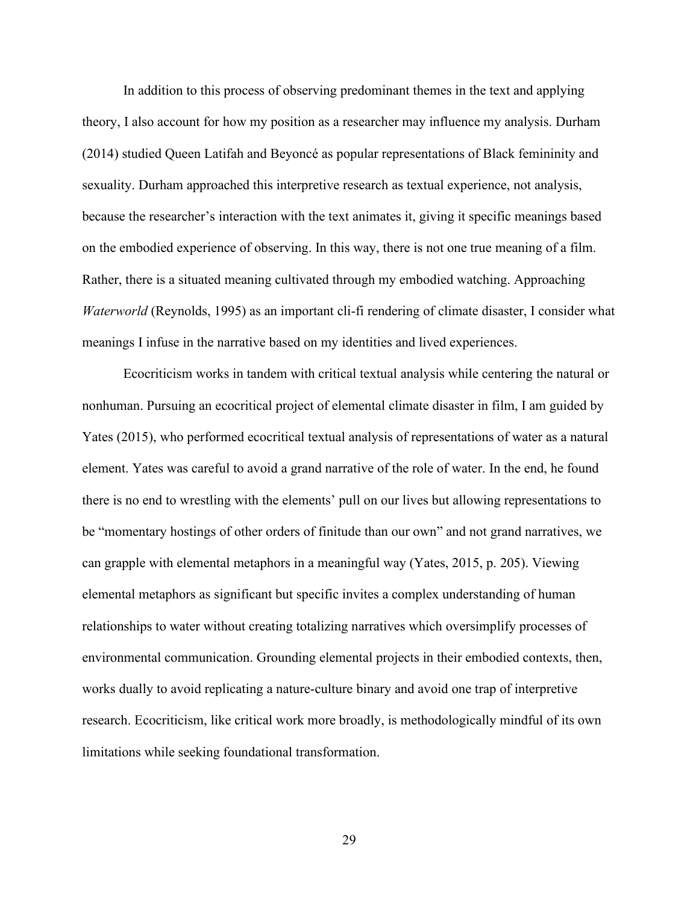In addition to this process of observing predominant themes in the text and applying theory, I also account for how my position as a researcher may influence my analysis. Durham (2014) studied Queen Latifah and Beyoncé as popular representations of Black femininity and sexuality. Durham approached this interpretive research as textual experience, not analysis, because the researcher's interaction with the text animates it, giving it specific meanings based on the embodied experience of observing. In this way, there is not one true meaning of a film. Rather, there is a situated meaning cultivated through my embodied watching. Approaching *Waterworld* (Reynolds, 1995) as an important cli-fi rendering of climate disaster, I consider what meanings I infuse in the narrative based on my identities and lived experiences.

Ecocriticism works in tandem with critical textual analysis while centering the natural or nonhuman. Pursuing an ecocritical project of elemental climate disaster in film, I am guided by Yates (2015), who performed ecocritical textual analysis of representations of water as a natural element. Yates was careful to avoid a grand narrative of the role of water. In the end, he found there is no end to wrestling with the elements' pull on our lives but allowing representations to be "momentary hostings of other orders of finitude than our own" and not grand narratives, we can grapple with elemental metaphors in a meaningful way (Yates, 2015, p. 205). Viewing elemental metaphors as significant but specific invites a complex understanding of human relationships to water without creating totalizing narratives which oversimplify processes of environmental communication. Grounding elemental projects in their embodied contexts, then, works dually to avoid replicating a nature-culture binary and avoid one trap of interpretive research. Ecocriticism, like critical work more broadly, is methodologically mindful of its own limitations while seeking foundational transformation.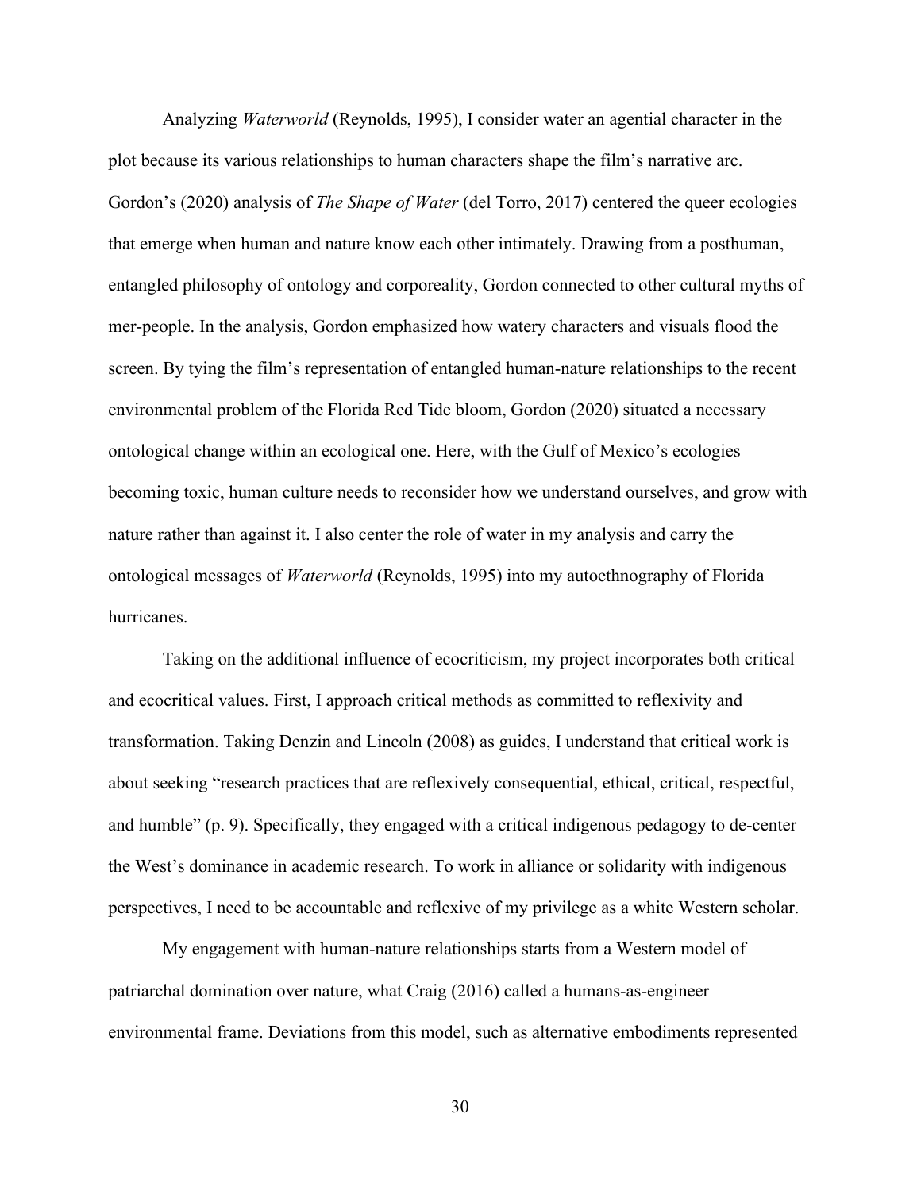Analyzing *Waterworld* (Reynolds, 1995), I consider water an agential character in the plot because its various relationships to human characters shape the film's narrative arc. Gordon's (2020) analysis of *The Shape of Water* (del Torro, 2017) centered the queer ecologies that emerge when human and nature know each other intimately. Drawing from a posthuman, entangled philosophy of ontology and corporeality, Gordon connected to other cultural myths of mer-people. In the analysis, Gordon emphasized how watery characters and visuals flood the screen. By tying the film's representation of entangled human-nature relationships to the recent environmental problem of the Florida Red Tide bloom, Gordon (2020) situated a necessary ontological change within an ecological one. Here, with the Gulf of Mexico's ecologies becoming toxic, human culture needs to reconsider how we understand ourselves, and grow with nature rather than against it. I also center the role of water in my analysis and carry the ontological messages of *Waterworld* (Reynolds, 1995) into my autoethnography of Florida hurricanes.

Taking on the additional influence of ecocriticism, my project incorporates both critical and ecocritical values. First, I approach critical methods as committed to reflexivity and transformation. Taking Denzin and Lincoln (2008) as guides, I understand that critical work is about seeking "research practices that are reflexively consequential, ethical, critical, respectful, and humble" (p. 9). Specifically, they engaged with a critical indigenous pedagogy to de-center the West's dominance in academic research. To work in alliance or solidarity with indigenous perspectives, I need to be accountable and reflexive of my privilege as a white Western scholar.

My engagement with human-nature relationships starts from a Western model of patriarchal domination over nature, what Craig (2016) called a humans-as-engineer environmental frame. Deviations from this model, such as alternative embodiments represented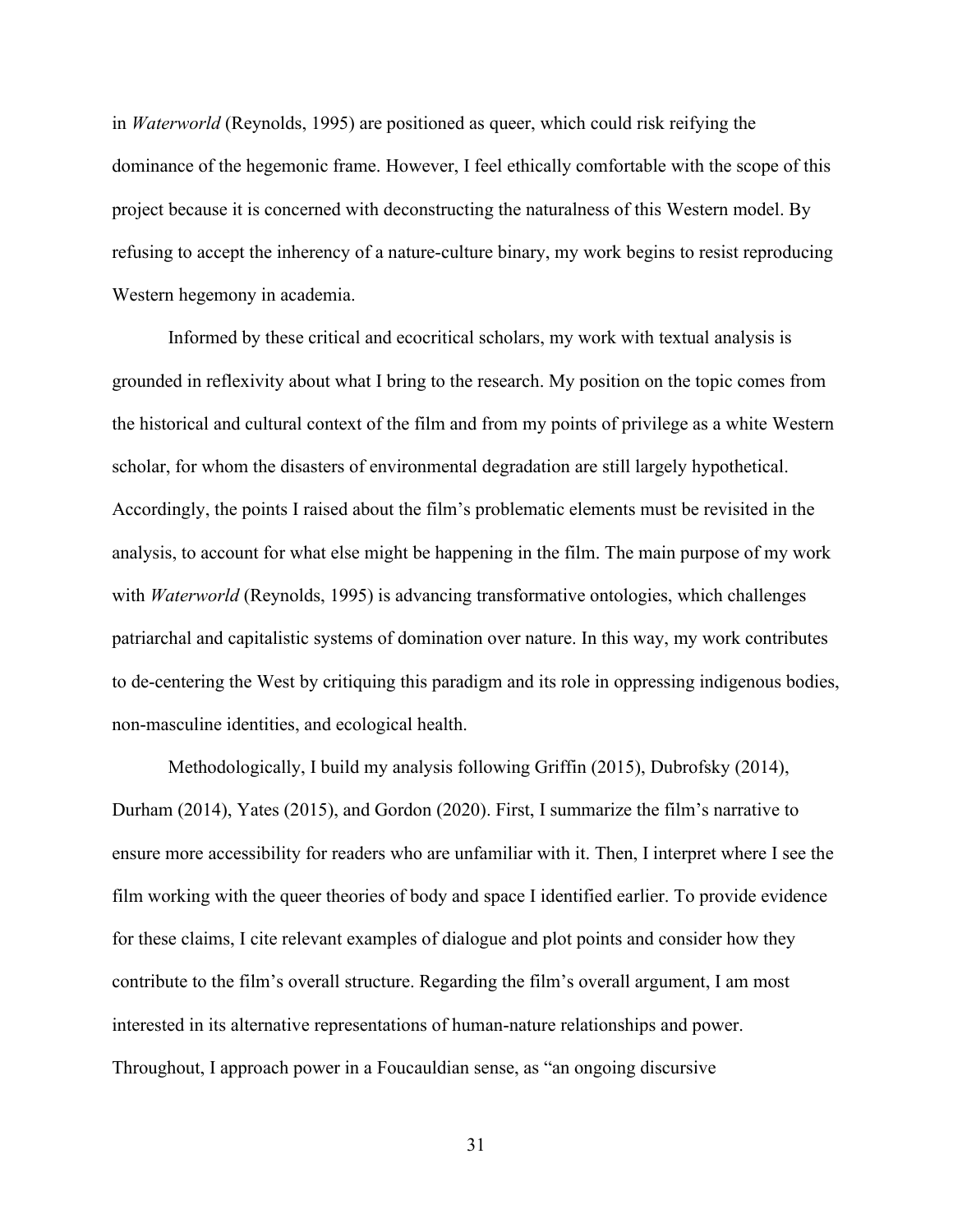in *Waterworld* (Reynolds, 1995) are positioned as queer, which could risk reifying the dominance of the hegemonic frame. However, I feel ethically comfortable with the scope of this project because it is concerned with deconstructing the naturalness of this Western model. By refusing to accept the inherency of a nature-culture binary, my work begins to resist reproducing Western hegemony in academia.

Informed by these critical and ecocritical scholars, my work with textual analysis is grounded in reflexivity about what I bring to the research. My position on the topic comes from the historical and cultural context of the film and from my points of privilege as a white Western scholar, for whom the disasters of environmental degradation are still largely hypothetical. Accordingly, the points I raised about the film's problematic elements must be revisited in the analysis, to account for what else might be happening in the film. The main purpose of my work with *Waterworld* (Reynolds, 1995) is advancing transformative ontologies, which challenges patriarchal and capitalistic systems of domination over nature. In this way, my work contributes to de-centering the West by critiquing this paradigm and its role in oppressing indigenous bodies, non-masculine identities, and ecological health.

Methodologically, I build my analysis following Griffin (2015), Dubrofsky (2014), Durham (2014), Yates (2015), and Gordon (2020). First, I summarize the film's narrative to ensure more accessibility for readers who are unfamiliar with it. Then, I interpret where I see the film working with the queer theories of body and space I identified earlier. To provide evidence for these claims, I cite relevant examples of dialogue and plot points and consider how they contribute to the film's overall structure. Regarding the film's overall argument, I am most interested in its alternative representations of human-nature relationships and power. Throughout, I approach power in a Foucauldian sense, as "an ongoing discursive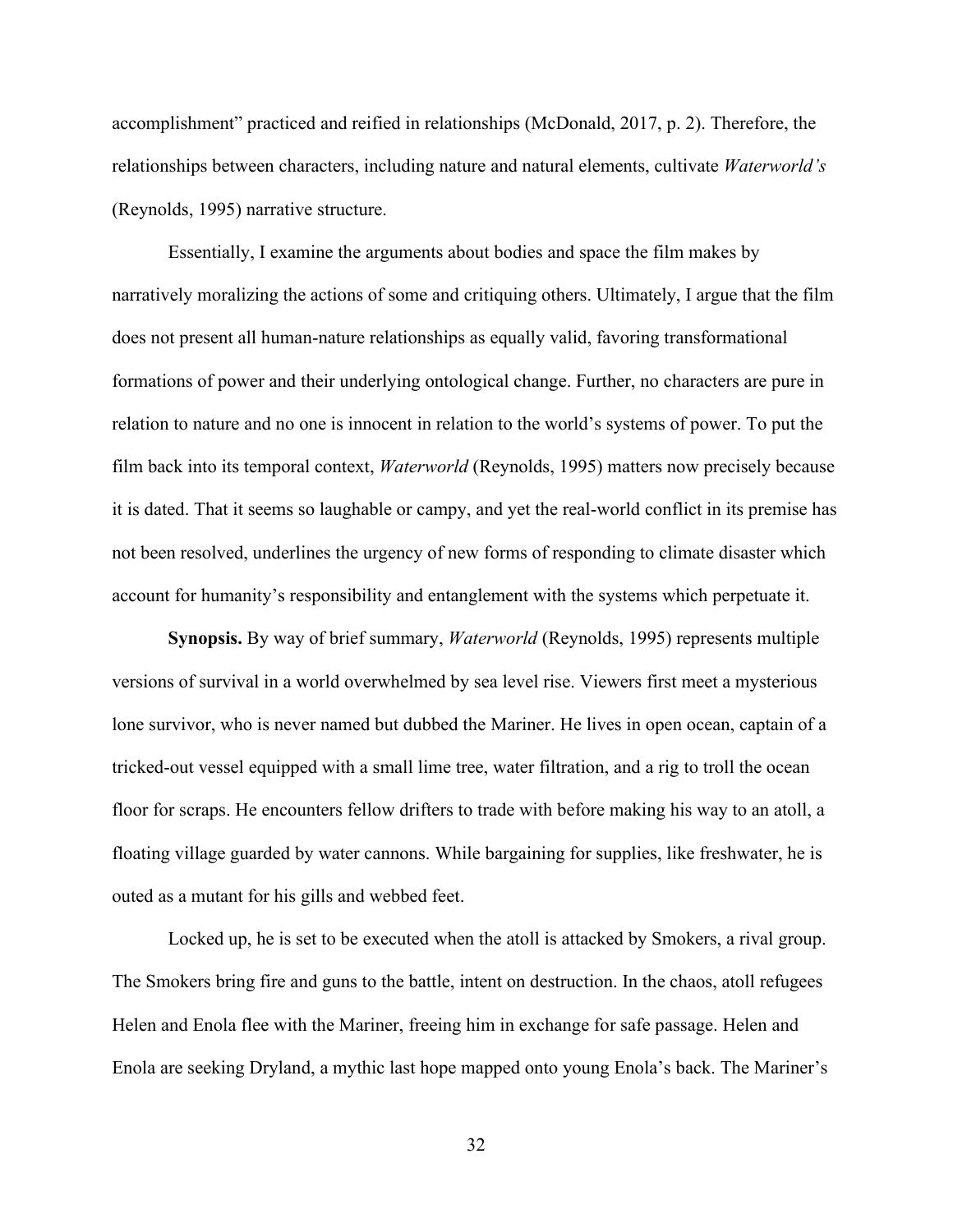accomplishment" practiced and reified in relationships (McDonald, 2017, p. 2). Therefore, the relationships between characters, including nature and natural elements, cultivate *Waterworld's* (Reynolds, 1995) narrative structure.

Essentially, I examine the arguments about bodies and space the film makes by narratively moralizing the actions of some and critiquing others. Ultimately, I argue that the film does not present all human-nature relationships as equally valid, favoring transformational formations of power and their underlying ontological change. Further, no characters are pure in relation to nature and no one is innocent in relation to the world's systems of power. To put the film back into its temporal context, *Waterworld* (Reynolds, 1995) matters now precisely because it is dated. That it seems so laughable or campy, and yet the real-world conflict in its premise has not been resolved, underlines the urgency of new forms of responding to climate disaster which account for humanity's responsibility and entanglement with the systems which perpetuate it.

**Synopsis.** By way of brief summary, *Waterworld* (Reynolds, 1995) represents multiple versions of survival in a world overwhelmed by sea level rise. Viewers first meet a mysterious lone survivor, who is never named but dubbed the Mariner. He lives in open ocean, captain of a tricked-out vessel equipped with a small lime tree, water filtration, and a rig to troll the ocean floor for scraps. He encounters fellow drifters to trade with before making his way to an atoll, a floating village guarded by water cannons. While bargaining for supplies, like freshwater, he is outed as a mutant for his gills and webbed feet.

Locked up, he is set to be executed when the atoll is attacked by Smokers, a rival group. The Smokers bring fire and guns to the battle, intent on destruction. In the chaos, atoll refugees Helen and Enola flee with the Mariner, freeing him in exchange for safe passage. Helen and Enola are seeking Dryland, a mythic last hope mapped onto young Enola's back. The Mariner's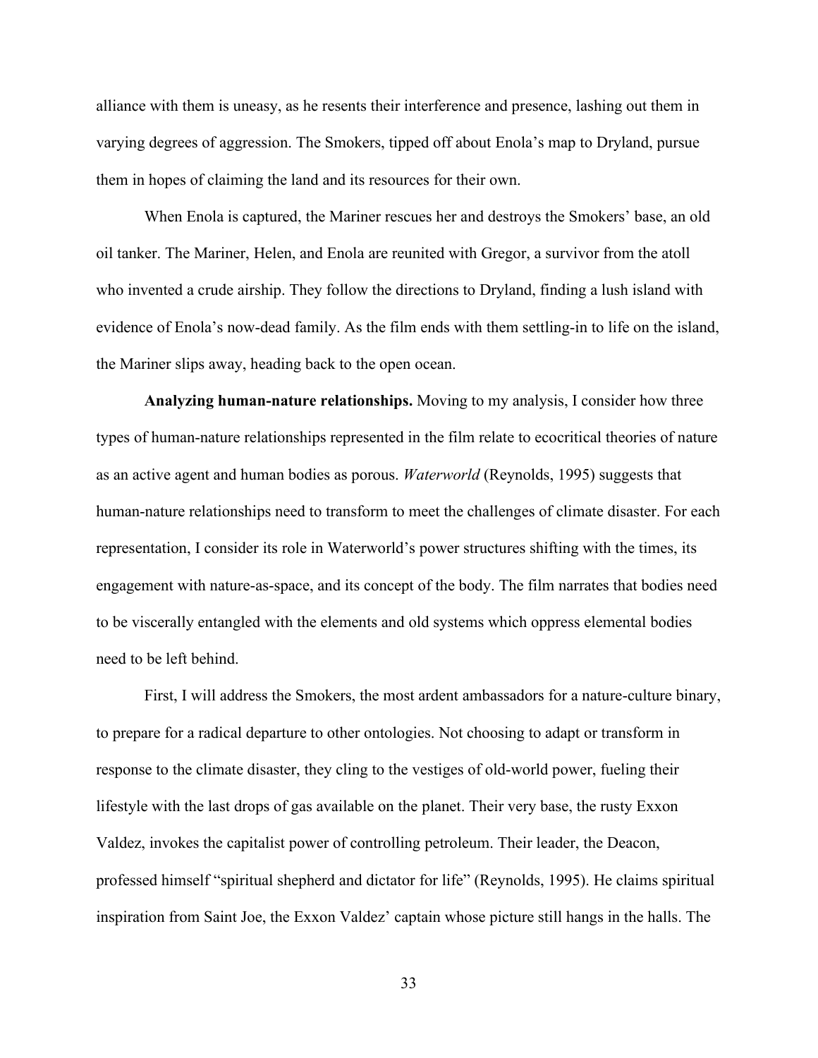alliance with them is uneasy, as he resents their interference and presence, lashing out them in varying degrees of aggression. The Smokers, tipped off about Enola's map to Dryland, pursue them in hopes of claiming the land and its resources for their own.

When Enola is captured, the Mariner rescues her and destroys the Smokers' base, an old oil tanker. The Mariner, Helen, and Enola are reunited with Gregor, a survivor from the atoll who invented a crude airship. They follow the directions to Dryland, finding a lush island with evidence of Enola's now-dead family. As the film ends with them settling-in to life on the island, the Mariner slips away, heading back to the open ocean.

**Analyzing human-nature relationships.** Moving to my analysis, I consider how three types of human-nature relationships represented in the film relate to ecocritical theories of nature as an active agent and human bodies as porous. *Waterworld* (Reynolds, 1995) suggests that human-nature relationships need to transform to meet the challenges of climate disaster. For each representation, I consider its role in Waterworld's power structures shifting with the times, its engagement with nature-as-space, and its concept of the body. The film narrates that bodies need to be viscerally entangled with the elements and old systems which oppress elemental bodies need to be left behind.

First, I will address the Smokers, the most ardent ambassadors for a nature-culture binary, to prepare for a radical departure to other ontologies. Not choosing to adapt or transform in response to the climate disaster, they cling to the vestiges of old-world power, fueling their lifestyle with the last drops of gas available on the planet. Their very base, the rusty Exxon Valdez, invokes the capitalist power of controlling petroleum. Their leader, the Deacon, professed himself "spiritual shepherd and dictator for life" (Reynolds, 1995). He claims spiritual inspiration from Saint Joe, the Exxon Valdez' captain whose picture still hangs in the halls. The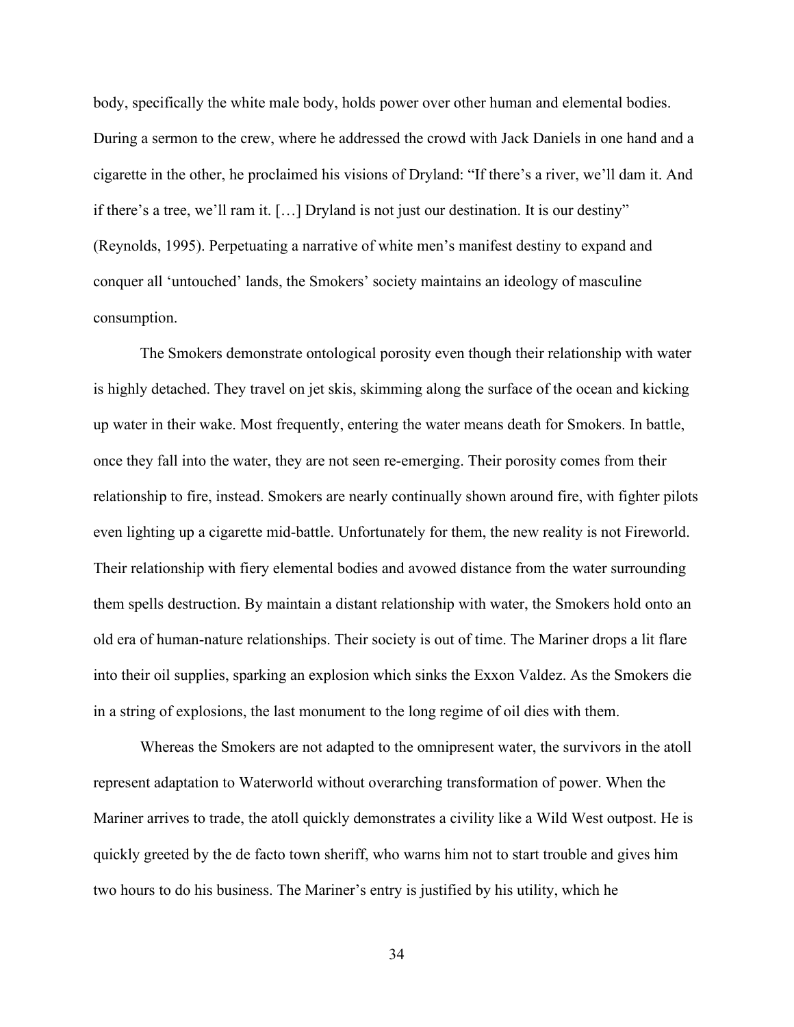body, specifically the white male body, holds power over other human and elemental bodies. During a sermon to the crew, where he addressed the crowd with Jack Daniels in one hand and a cigarette in the other, he proclaimed his visions of Dryland: "If there's a river, we'll dam it. And if there's a tree, we'll ram it. […] Dryland is not just our destination. It is our destiny" (Reynolds, 1995). Perpetuating a narrative of white men's manifest destiny to expand and conquer all 'untouched' lands, the Smokers' society maintains an ideology of masculine consumption.

The Smokers demonstrate ontological porosity even though their relationship with water is highly detached. They travel on jet skis, skimming along the surface of the ocean and kicking up water in their wake. Most frequently, entering the water means death for Smokers. In battle, once they fall into the water, they are not seen re-emerging. Their porosity comes from their relationship to fire, instead. Smokers are nearly continually shown around fire, with fighter pilots even lighting up a cigarette mid-battle. Unfortunately for them, the new reality is not Fireworld. Their relationship with fiery elemental bodies and avowed distance from the water surrounding them spells destruction. By maintain a distant relationship with water, the Smokers hold onto an old era of human-nature relationships. Their society is out of time. The Mariner drops a lit flare into their oil supplies, sparking an explosion which sinks the Exxon Valdez. As the Smokers die in a string of explosions, the last monument to the long regime of oil dies with them.

Whereas the Smokers are not adapted to the omnipresent water, the survivors in the atoll represent adaptation to Waterworld without overarching transformation of power. When the Mariner arrives to trade, the atoll quickly demonstrates a civility like a Wild West outpost. He is quickly greeted by the de facto town sheriff, who warns him not to start trouble and gives him two hours to do his business. The Mariner's entry is justified by his utility, which he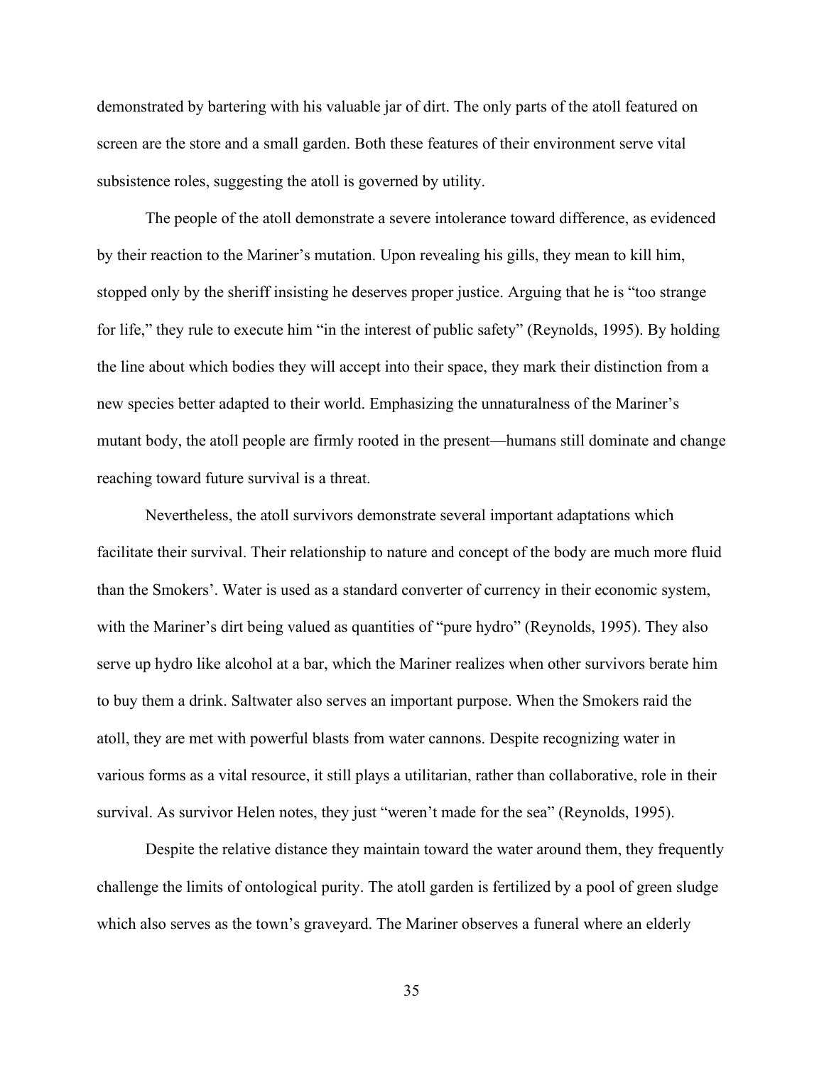demonstrated by bartering with his valuable jar of dirt. The only parts of the atoll featured on screen are the store and a small garden. Both these features of their environment serve vital subsistence roles, suggesting the atoll is governed by utility.

The people of the atoll demonstrate a severe intolerance toward difference, as evidenced by their reaction to the Mariner's mutation. Upon revealing his gills, they mean to kill him, stopped only by the sheriff insisting he deserves proper justice. Arguing that he is "too strange for life," they rule to execute him "in the interest of public safety" (Reynolds, 1995). By holding the line about which bodies they will accept into their space, they mark their distinction from a new species better adapted to their world. Emphasizing the unnaturalness of the Mariner's mutant body, the atoll people are firmly rooted in the present—humans still dominate and change reaching toward future survival is a threat.

Nevertheless, the atoll survivors demonstrate several important adaptations which facilitate their survival. Their relationship to nature and concept of the body are much more fluid than the Smokers'. Water is used as a standard converter of currency in their economic system, with the Mariner's dirt being valued as quantities of "pure hydro" (Reynolds, 1995). They also serve up hydro like alcohol at a bar, which the Mariner realizes when other survivors berate him to buy them a drink. Saltwater also serves an important purpose. When the Smokers raid the atoll, they are met with powerful blasts from water cannons. Despite recognizing water in various forms as a vital resource, it still plays a utilitarian, rather than collaborative, role in their survival. As survivor Helen notes, they just "weren't made for the sea" (Reynolds, 1995).

Despite the relative distance they maintain toward the water around them, they frequently challenge the limits of ontological purity. The atoll garden is fertilized by a pool of green sludge which also serves as the town's graveyard. The Mariner observes a funeral where an elderly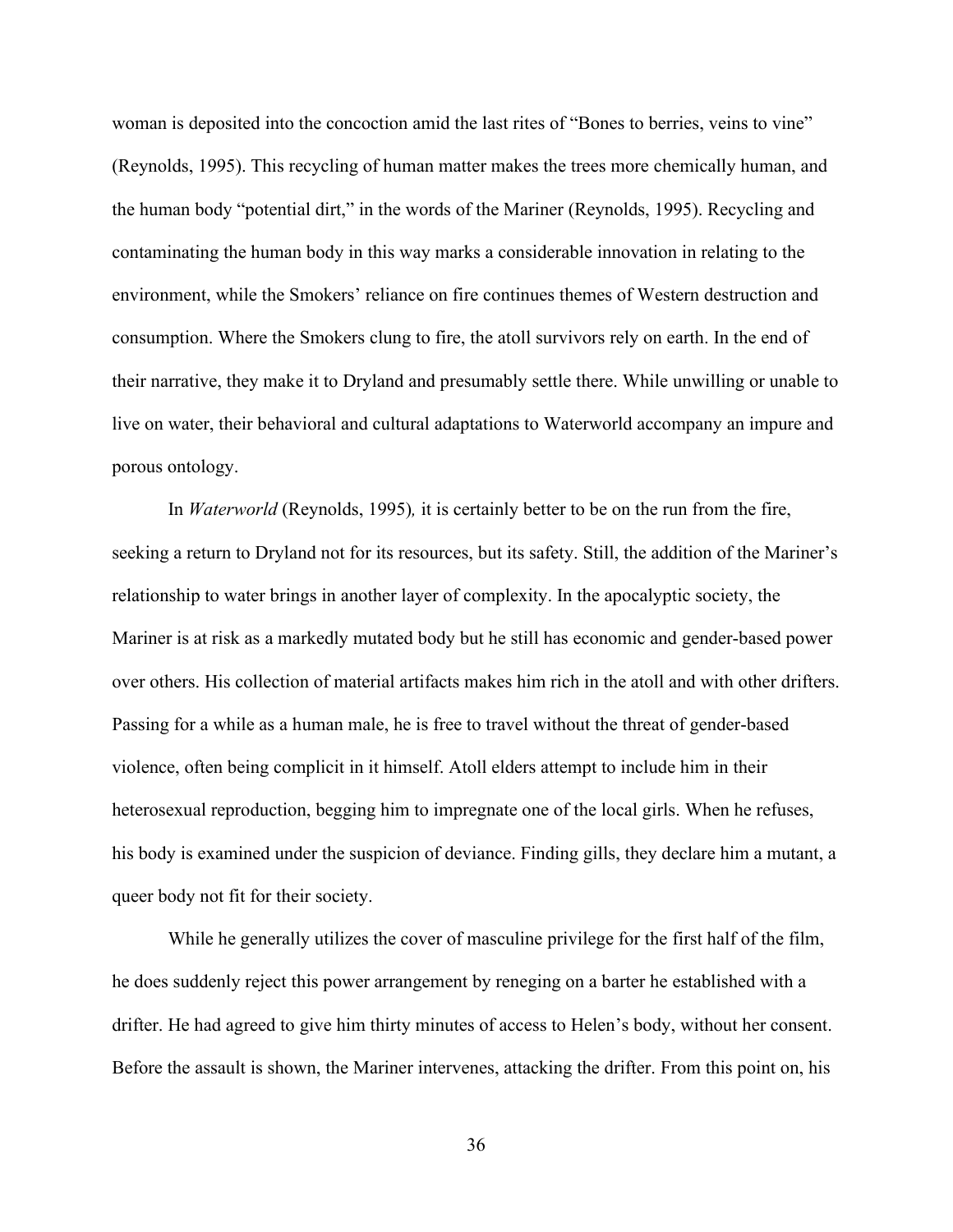woman is deposited into the concoction amid the last rites of "Bones to berries, veins to vine" (Reynolds, 1995). This recycling of human matter makes the trees more chemically human, and the human body "potential dirt," in the words of the Mariner (Reynolds, 1995). Recycling and contaminating the human body in this way marks a considerable innovation in relating to the environment, while the Smokers' reliance on fire continues themes of Western destruction and consumption. Where the Smokers clung to fire, the atoll survivors rely on earth. In the end of their narrative, they make it to Dryland and presumably settle there. While unwilling or unable to live on water, their behavioral and cultural adaptations to Waterworld accompany an impure and porous ontology.

In *Waterworld* (Reynolds, 1995)*,* it is certainly better to be on the run from the fire, seeking a return to Dryland not for its resources, but its safety. Still, the addition of the Mariner's relationship to water brings in another layer of complexity. In the apocalyptic society, the Mariner is at risk as a markedly mutated body but he still has economic and gender-based power over others. His collection of material artifacts makes him rich in the atoll and with other drifters. Passing for a while as a human male, he is free to travel without the threat of gender-based violence, often being complicit in it himself. Atoll elders attempt to include him in their heterosexual reproduction, begging him to impregnate one of the local girls. When he refuses, his body is examined under the suspicion of deviance. Finding gills, they declare him a mutant, a queer body not fit for their society.

While he generally utilizes the cover of masculine privilege for the first half of the film, he does suddenly reject this power arrangement by reneging on a barter he established with a drifter. He had agreed to give him thirty minutes of access to Helen's body, without her consent. Before the assault is shown, the Mariner intervenes, attacking the drifter. From this point on, his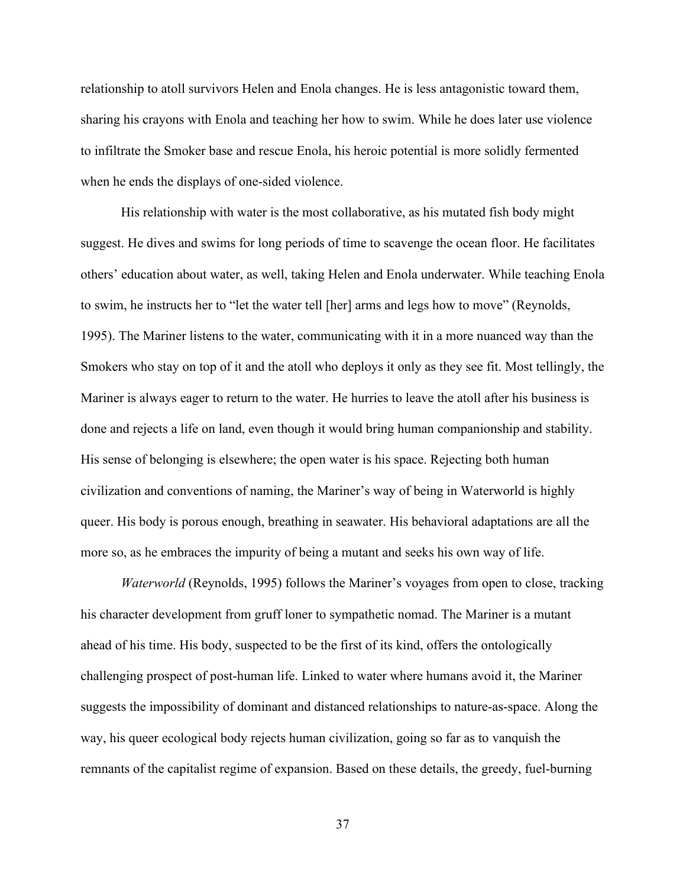relationship to atoll survivors Helen and Enola changes. He is less antagonistic toward them, sharing his crayons with Enola and teaching her how to swim. While he does later use violence to infiltrate the Smoker base and rescue Enola, his heroic potential is more solidly fermented when he ends the displays of one-sided violence.

His relationship with water is the most collaborative, as his mutated fish body might suggest. He dives and swims for long periods of time to scavenge the ocean floor. He facilitates others' education about water, as well, taking Helen and Enola underwater. While teaching Enola to swim, he instructs her to "let the water tell [her] arms and legs how to move" (Reynolds, 1995). The Mariner listens to the water, communicating with it in a more nuanced way than the Smokers who stay on top of it and the atoll who deploys it only as they see fit. Most tellingly, the Mariner is always eager to return to the water. He hurries to leave the atoll after his business is done and rejects a life on land, even though it would bring human companionship and stability. His sense of belonging is elsewhere; the open water is his space. Rejecting both human civilization and conventions of naming, the Mariner's way of being in Waterworld is highly queer. His body is porous enough, breathing in seawater. His behavioral adaptations are all the more so, as he embraces the impurity of being a mutant and seeks his own way of life.

*Waterworld* (Reynolds, 1995) follows the Mariner's voyages from open to close, tracking his character development from gruff loner to sympathetic nomad. The Mariner is a mutant ahead of his time. His body, suspected to be the first of its kind, offers the ontologically challenging prospect of post-human life. Linked to water where humans avoid it, the Mariner suggests the impossibility of dominant and distanced relationships to nature-as-space. Along the way, his queer ecological body rejects human civilization, going so far as to vanquish the remnants of the capitalist regime of expansion. Based on these details, the greedy, fuel-burning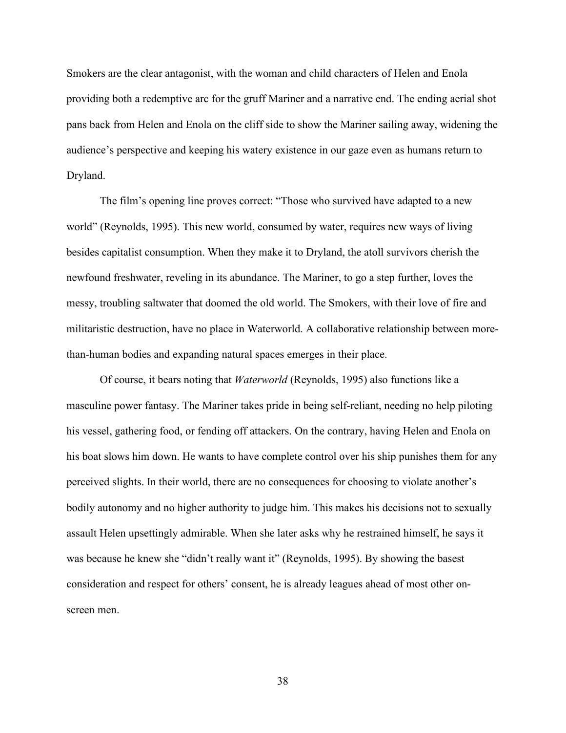Smokers are the clear antagonist, with the woman and child characters of Helen and Enola providing both a redemptive arc for the gruff Mariner and a narrative end. The ending aerial shot pans back from Helen and Enola on the cliff side to show the Mariner sailing away, widening the audience's perspective and keeping his watery existence in our gaze even as humans return to Dryland.

The film's opening line proves correct: "Those who survived have adapted to a new world" (Reynolds, 1995). This new world, consumed by water, requires new ways of living besides capitalist consumption. When they make it to Dryland, the atoll survivors cherish the newfound freshwater, reveling in its abundance. The Mariner, to go a step further, loves the messy, troubling saltwater that doomed the old world. The Smokers, with their love of fire and militaristic destruction, have no place in Waterworld. A collaborative relationship between more-than-human bodies and expanding natural spaces emerges in their place.

Of course, it bears noting that *Waterworld* (Reynolds, 1995) also functions like a masculine power fantasy. The Mariner takes pride in being self-reliant, needing no help piloting his vessel, gathering food, or fending off attackers. On the contrary, having Helen and Enola on his boat slows him down. He wants to have complete control over his ship punishes them for any perceived slights. In their world, there are no consequences for choosing to violate another's bodily autonomy and no higher authority to judge him. This makes his decisions not to sexually assault Helen upsettingly admirable. When she later asks why he restrained himself, he says it was because he knew she "didn't really want it" (Reynolds, 1995). By showing the basest consideration and respect for others' consent, he is already leagues ahead of most other on-screen men.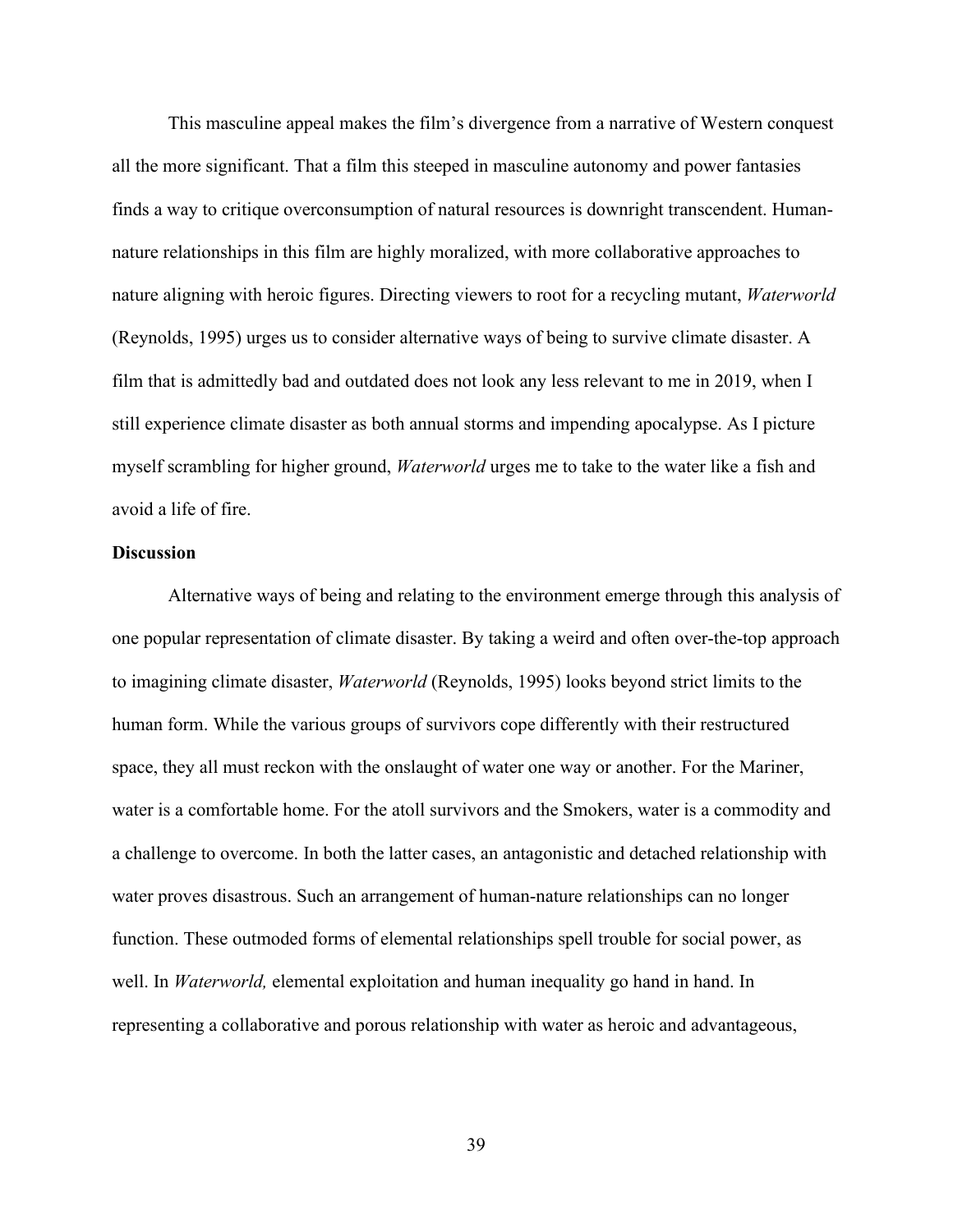This masculine appeal makes the film's divergence from a narrative of Western conquest all the more significant. That a film this steeped in masculine autonomy and power fantasies finds a way to critique overconsumption of natural resources is downright transcendent. Human-nature relationships in this film are highly moralized, with more collaborative approaches to nature aligning with heroic figures. Directing viewers to root for a recycling mutant, *Waterworld* (Reynolds, 1995) urges us to consider alternative ways of being to survive climate disaster. A film that is admittedly bad and outdated does not look any less relevant to me in 2019, when I still experience climate disaster as both annual storms and impending apocalypse. As I picture myself scrambling for higher ground, *Waterworld* urges me to take to the water like a fish and avoid a life of fire.

**Discussion**

Alternative ways of being and relating to the environment emerge through this analysis of one popular representation of climate disaster. By taking a weird and often over-the-top approach to imagining climate disaster, *Waterworld* (Reynolds, 1995) looks beyond strict limits to the human form. While the various groups of survivors cope differently with their restructured space, they all must reckon with the onslaught of water one way or another. For the Mariner, water is a comfortable home. For the atoll survivors and the Smokers, water is a commodity and a challenge to overcome. In both the latter cases, an antagonistic and detached relationship with water proves disastrous. Such an arrangement of human-nature relationships can no longer function. These outmoded forms of elemental relationships spell trouble for social power, as well. In *Waterworld,* elemental exploitation and human inequality go hand in hand. In representing a collaborative and porous relationship with water as heroic and advantageous,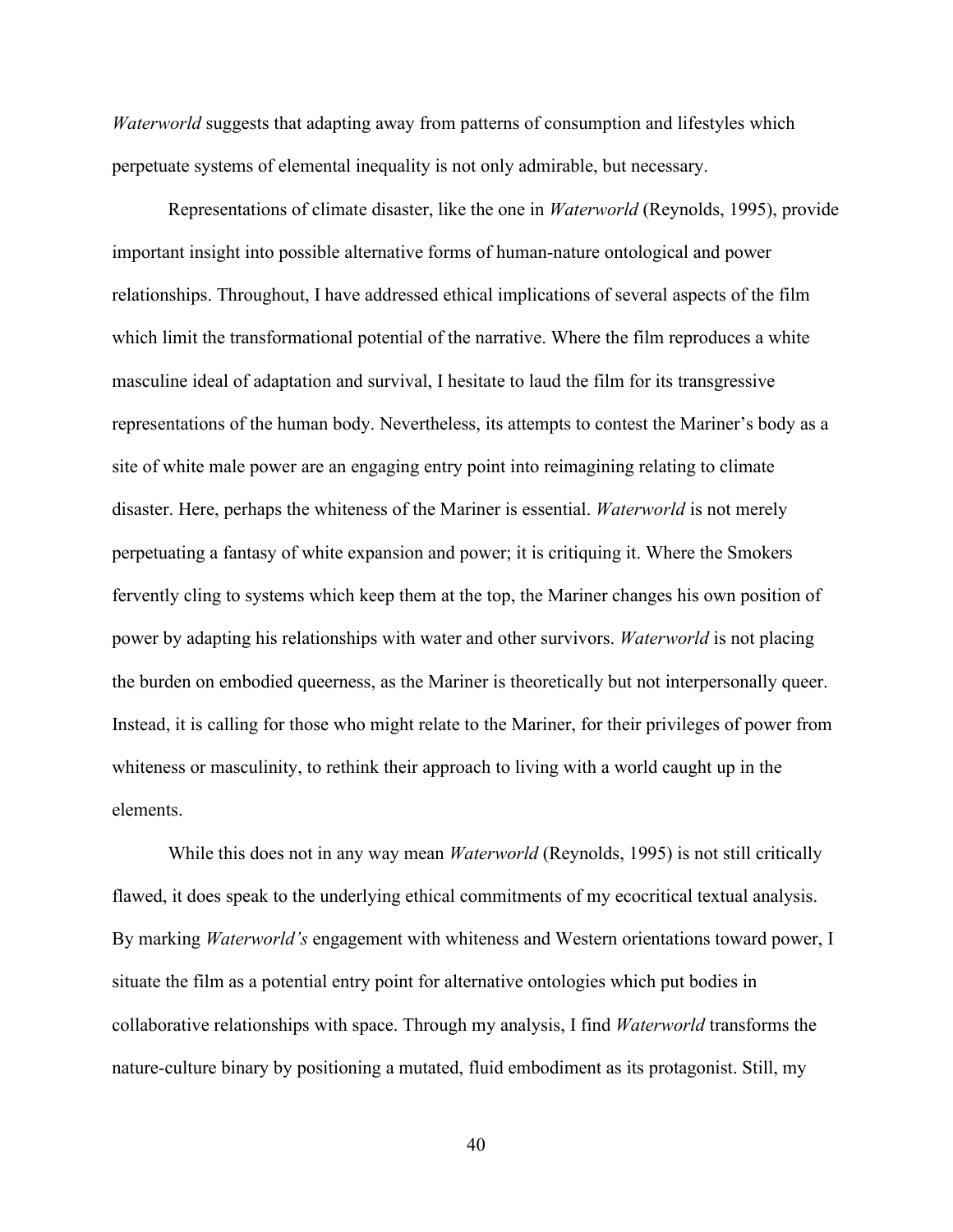*Waterworld* suggests that adapting away from patterns of consumption and lifestyles which perpetuate systems of elemental inequality is not only admirable, but necessary.

Representations of climate disaster, like the one in *Waterworld* (Reynolds, 1995), provide important insight into possible alternative forms of human-nature ontological and power relationships. Throughout, I have addressed ethical implications of several aspects of the film which limit the transformational potential of the narrative. Where the film reproduces a white masculine ideal of adaptation and survival, I hesitate to laud the film for its transgressive representations of the human body. Nevertheless, its attempts to contest the Mariner's body as a site of white male power are an engaging entry point into reimagining relating to climate disaster. Here, perhaps the whiteness of the Mariner is essential. *Waterworld* is not merely perpetuating a fantasy of white expansion and power; it is critiquing it. Where the Smokers fervently cling to systems which keep them at the top, the Mariner changes his own position of power by adapting his relationships with water and other survivors. *Waterworld* is not placing the burden on embodied queerness, as the Mariner is theoretically but not interpersonally queer. Instead, it is calling for those who might relate to the Mariner, for their privileges of power from whiteness or masculinity, to rethink their approach to living with a world caught up in the elements.

While this does not in any way mean *Waterworld* (Reynolds, 1995) is not still critically flawed, it does speak to the underlying ethical commitments of my ecocritical textual analysis. By marking *Waterworld's* engagement with whiteness and Western orientations toward power, I situate the film as a potential entry point for alternative ontologies which put bodies in collaborative relationships with space. Through my analysis, I find *Waterworld* transforms the nature-culture binary by positioning a mutated, fluid embodiment as its protagonist. Still, my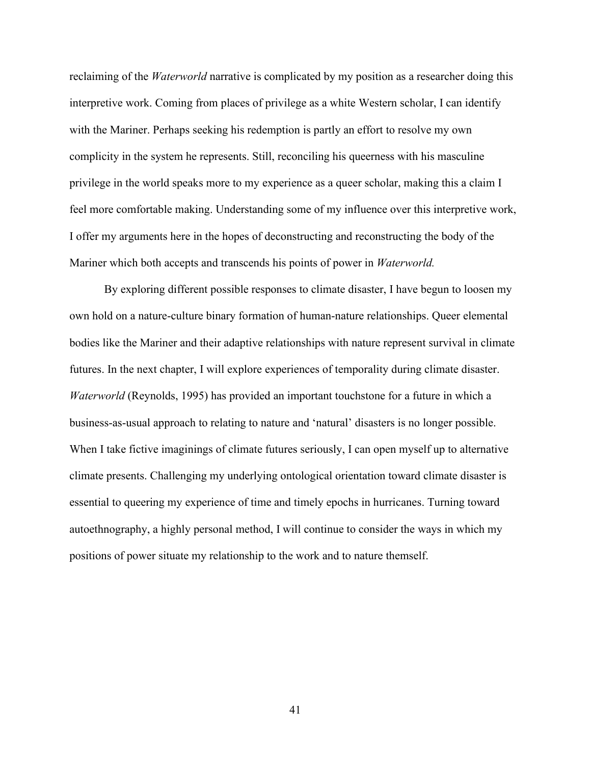reclaiming of the *Waterworld* narrative is complicated by my position as a researcher doing this interpretive work. Coming from places of privilege as a white Western scholar, I can identify with the Mariner. Perhaps seeking his redemption is partly an effort to resolve my own complicity in the system he represents. Still, reconciling his queerness with his masculine privilege in the world speaks more to my experience as a queer scholar, making this a claim I feel more comfortable making. Understanding some of my influence over this interpretive work, I offer my arguments here in the hopes of deconstructing and reconstructing the body of the Mariner which both accepts and transcends his points of power in *Waterworld.*

By exploring different possible responses to climate disaster, I have begun to loosen my own hold on a nature-culture binary formation of human-nature relationships. Queer elemental bodies like the Mariner and their adaptive relationships with nature represent survival in climate futures. In the next chapter, I will explore experiences of temporality during climate disaster. *Waterworld* (Reynolds, 1995) has provided an important touchstone for a future in which a business-as-usual approach to relating to nature and 'natural' disasters is no longer possible. When I take fictive imaginings of climate futures seriously, I can open myself up to alternative climate presents. Challenging my underlying ontological orientation toward climate disaster is essential to queering my experience of time and timely epochs in hurricanes. Turning toward autoethnography, a highly personal method, I will continue to consider the ways in which my positions of power situate my relationship to the work and to nature themself.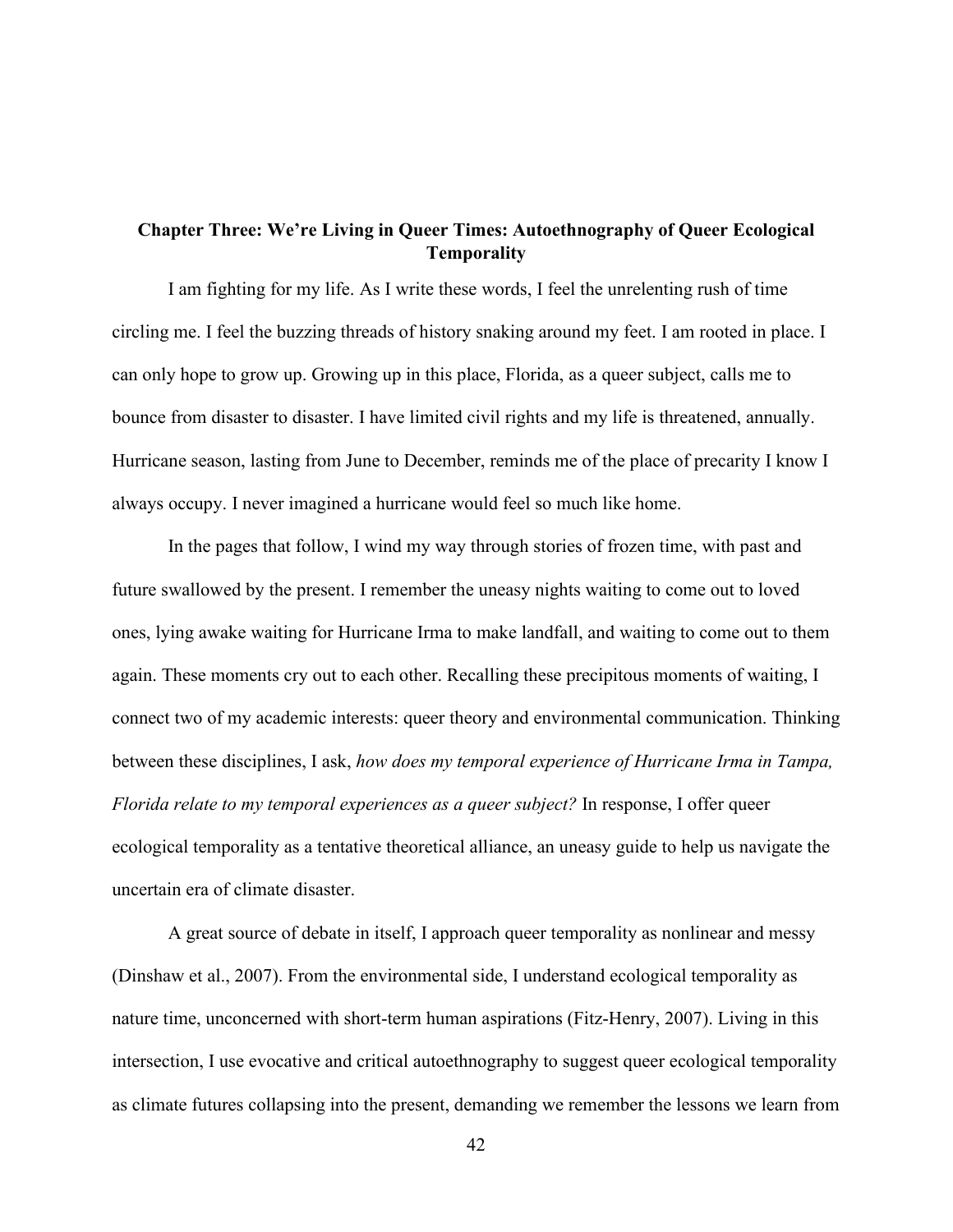## Chapter Three: We're Living in Queer Times: Autoethnography of Queer Ecological Temporality

I am fighting for my life. As I write these words, I feel the unrelenting rush of time circling me. I feel the buzzing threads of history snaking around my feet. I am rooted in place. I can only hope to grow up. Growing up in this place, Florida, as a queer subject, calls me to bounce from disaster to disaster. I have limited civil rights and my life is threatened, annually. Hurricane season, lasting from June to December, reminds me of the place of precarity I know I always occupy. I never imagined a hurricane would feel so much like home.

In the pages that follow, I wind my way through stories of frozen time, with past and future swallowed by the present. I remember the uneasy nights waiting to come out to loved ones, lying awake waiting for Hurricane Irma to make landfall, and waiting to come out to them again. These moments cry out to each other. Recalling these precipitous moments of waiting, I connect two of my academic interests: queer theory and environmental communication. Thinking between these disciplines, I ask, *how does my temporal experience of Hurricane Irma in Tampa, Florida relate to my temporal experiences as a queer subject?* In response, I offer queer ecological temporality as a tentative theoretical alliance, an uneasy guide to help us navigate the uncertain era of climate disaster.

A great source of debate in itself, I approach queer temporality as nonlinear and messy (Dinshaw et al., 2007). From the environmental side, I understand ecological temporality as nature time, unconcerned with short-term human aspirations (Fitz-Henry, 2007). Living in this intersection, I use evocative and critical autoethnography to suggest queer ecological temporality as climate futures collapsing into the present, demanding we remember the lessons we learn from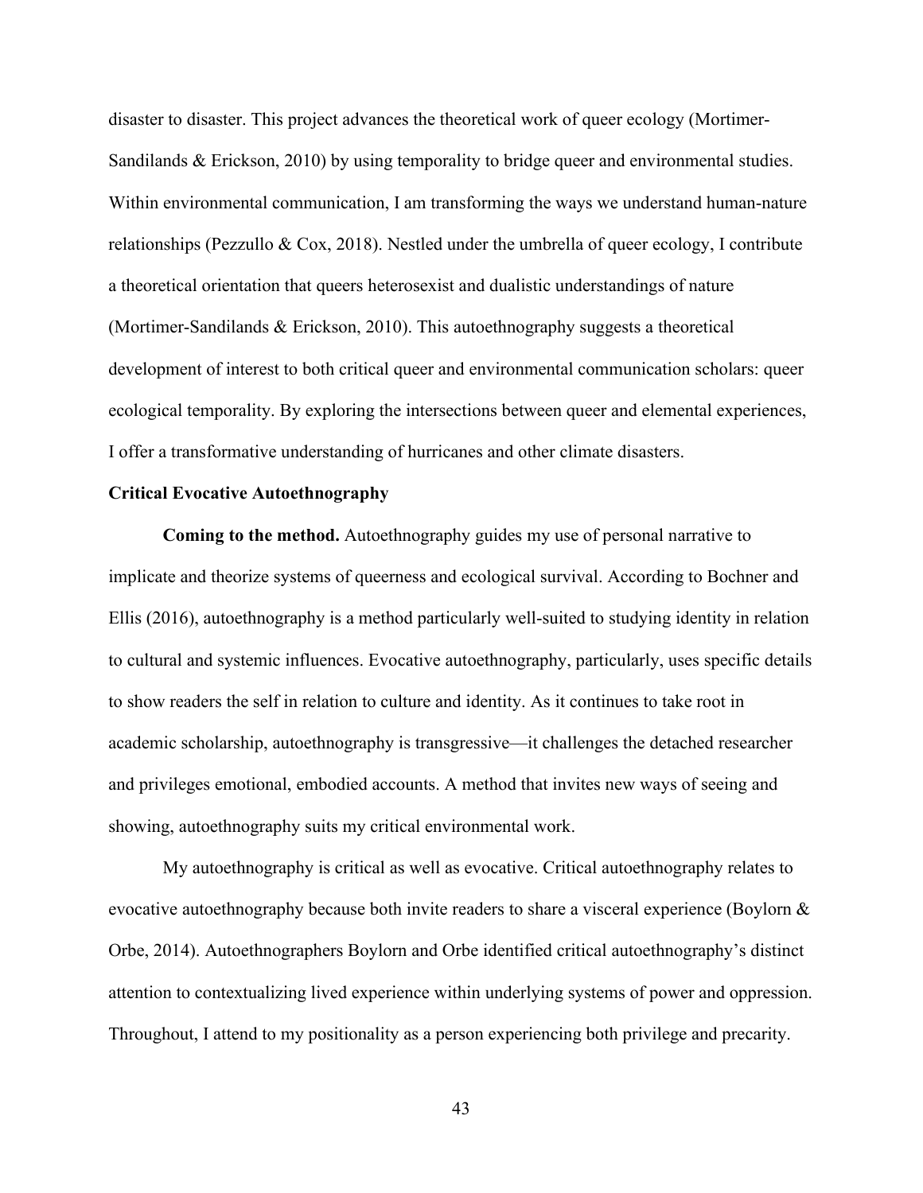disaster to disaster. This project advances the theoretical work of queer ecology (Mortimer-Sandilands & Erickson, 2010) by using temporality to bridge queer and environmental studies. Within environmental communication, I am transforming the ways we understand human-nature relationships (Pezzullo & Cox, 2018). Nestled under the umbrella of queer ecology, I contribute a theoretical orientation that queers heterosexist and dualistic understandings of nature (Mortimer-Sandilands & Erickson, 2010). This autoethnography suggests a theoretical development of interest to both critical queer and environmental communication scholars: queer ecological temporality. By exploring the intersections between queer and elemental experiences, I offer a transformative understanding of hurricanes and other climate disasters.

### Critical Evocative Autoethnography

**Coming to the method.** Autoethnography guides my use of personal narrative to implicate and theorize systems of queerness and ecological survival. According to Bochner and Ellis (2016), autoethnography is a method particularly well-suited to studying identity in relation to cultural and systemic influences. Evocative autoethnography, particularly, uses specific details to show readers the self in relation to culture and identity. As it continues to take root in academic scholarship, autoethnography is transgressive—it challenges the detached researcher and privileges emotional, embodied accounts. A method that invites new ways of seeing and showing, autoethnography suits my critical environmental work.

My autoethnography is critical as well as evocative. Critical autoethnography relates to evocative autoethnography because both invite readers to share a visceral experience (Boylorn & Orbe, 2014). Autoethnographers Boylorn and Orbe identified critical autoethnography's distinct attention to contextualizing lived experience within underlying systems of power and oppression. Throughout, I attend to my positionality as a person experiencing both privilege and precarity.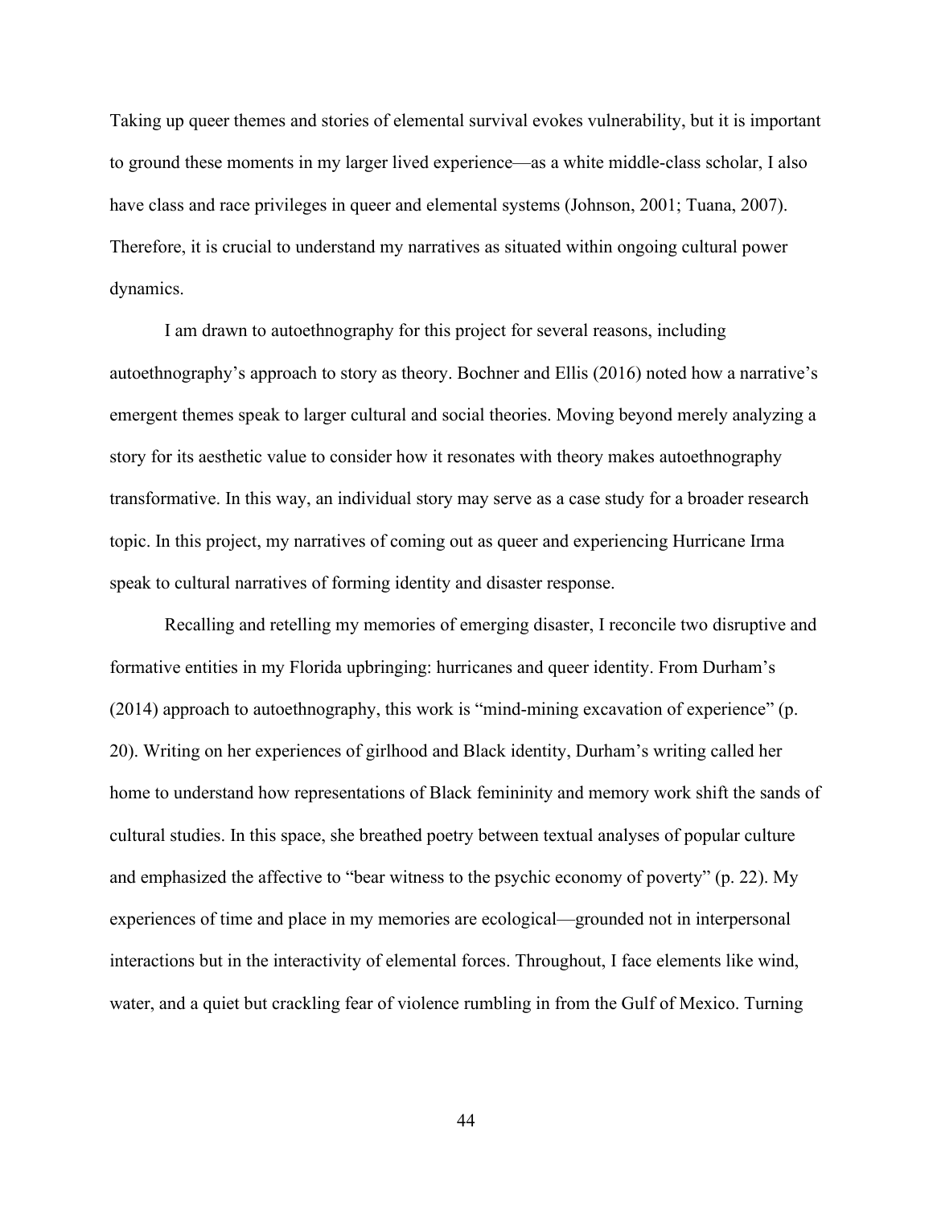Taking up queer themes and stories of elemental survival evokes vulnerability, but it is important to ground these moments in my larger lived experience—as a white middle-class scholar, I also have class and race privileges in queer and elemental systems (Johnson, 2001; Tuana, 2007). Therefore, it is crucial to understand my narratives as situated within ongoing cultural power dynamics.

I am drawn to autoethnography for this project for several reasons, including autoethnography's approach to story as theory. Bochner and Ellis (2016) noted how a narrative's emergent themes speak to larger cultural and social theories. Moving beyond merely analyzing a story for its aesthetic value to consider how it resonates with theory makes autoethnography transformative. In this way, an individual story may serve as a case study for a broader research topic. In this project, my narratives of coming out as queer and experiencing Hurricane Irma speak to cultural narratives of forming identity and disaster response.

Recalling and retelling my memories of emerging disaster, I reconcile two disruptive and formative entities in my Florida upbringing: hurricanes and queer identity. From Durham's (2014) approach to autoethnography, this work is "mind-mining excavation of experience" (p. 20). Writing on her experiences of girlhood and Black identity, Durham's writing called her home to understand how representations of Black femininity and memory work shift the sands of cultural studies. In this space, she breathed poetry between textual analyses of popular culture and emphasized the affective to "bear witness to the psychic economy of poverty" (p. 22). My experiences of time and place in my memories are ecological—grounded not in interpersonal interactions but in the interactivity of elemental forces. Throughout, I face elements like wind, water, and a quiet but crackling fear of violence rumbling in from the Gulf of Mexico. Turning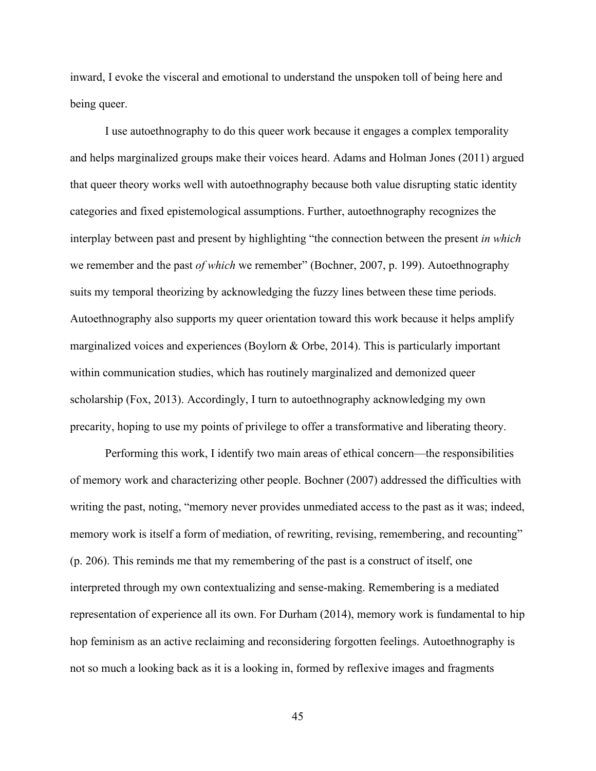inward, I evoke the visceral and emotional to understand the unspoken toll of being here and being queer.

I use autoethnography to do this queer work because it engages a complex temporality and helps marginalized groups make their voices heard. Adams and Holman Jones (2011) argued that queer theory works well with autoethnography because both value disrupting static identity categories and fixed epistemological assumptions. Further, autoethnography recognizes the interplay between past and present by highlighting "the connection between the present *in which* we remember and the past *of which* we remember" (Bochner, 2007, p. 199). Autoethnography suits my temporal theorizing by acknowledging the fuzzy lines between these time periods. Autoethnography also supports my queer orientation toward this work because it helps amplify marginalized voices and experiences (Boylorn & Orbe, 2014). This is particularly important within communication studies, which has routinely marginalized and demonized queer scholarship (Fox, 2013). Accordingly, I turn to autoethnography acknowledging my own precarity, hoping to use my points of privilege to offer a transformative and liberating theory.

Performing this work, I identify two main areas of ethical concern—the responsibilities of memory work and characterizing other people. Bochner (2007) addressed the difficulties with writing the past, noting, "memory never provides unmediated access to the past as it was; indeed, memory work is itself a form of mediation, of rewriting, revising, remembering, and recounting" (p. 206). This reminds me that my remembering of the past is a construct of itself, one interpreted through my own contextualizing and sense-making. Remembering is a mediated representation of experience all its own. For Durham (2014), memory work is fundamental to hip hop feminism as an active reclaiming and reconsidering forgotten feelings. Autoethnography is not so much a looking back as it is a looking in, formed by reflexive images and fragments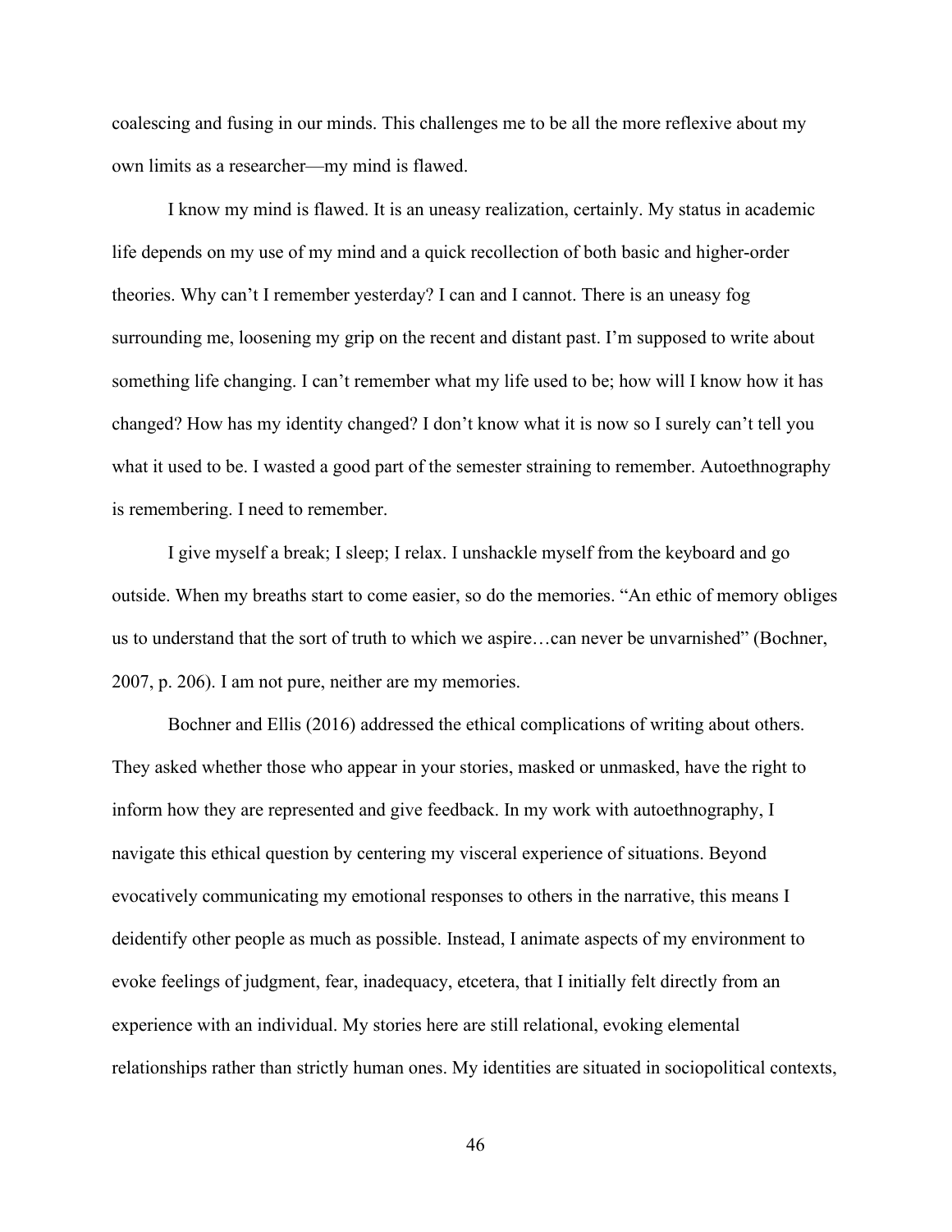coalescing and fusing in our minds. This challenges me to be all the more reflexive about my own limits as a researcher—my mind is flawed.

I know my mind is flawed. It is an uneasy realization, certainly. My status in academic life depends on my use of my mind and a quick recollection of both basic and higher-order theories. Why can't I remember yesterday? I can and I cannot. There is an uneasy fog surrounding me, loosening my grip on the recent and distant past. I'm supposed to write about something life changing. I can't remember what my life used to be; how will I know how it has changed? How has my identity changed? I don't know what it is now so I surely can't tell you what it used to be. I wasted a good part of the semester straining to remember. Autoethnography is remembering. I need to remember.

I give myself a break; I sleep; I relax. I unshackle myself from the keyboard and go outside. When my breaths start to come easier, so do the memories. "An ethic of memory obliges us to understand that the sort of truth to which we aspire…can never be unvarnished" (Bochner, 2007, p. 206). I am not pure, neither are my memories.

Bochner and Ellis (2016) addressed the ethical complications of writing about others. They asked whether those who appear in your stories, masked or unmasked, have the right to inform how they are represented and give feedback. In my work with autoethnography, I navigate this ethical question by centering my visceral experience of situations. Beyond evocatively communicating my emotional responses to others in the narrative, this means I deidentify other people as much as possible. Instead, I animate aspects of my environment to evoke feelings of judgment, fear, inadequacy, etcetera, that I initially felt directly from an experience with an individual. My stories here are still relational, evoking elemental relationships rather than strictly human ones. My identities are situated in sociopolitical contexts,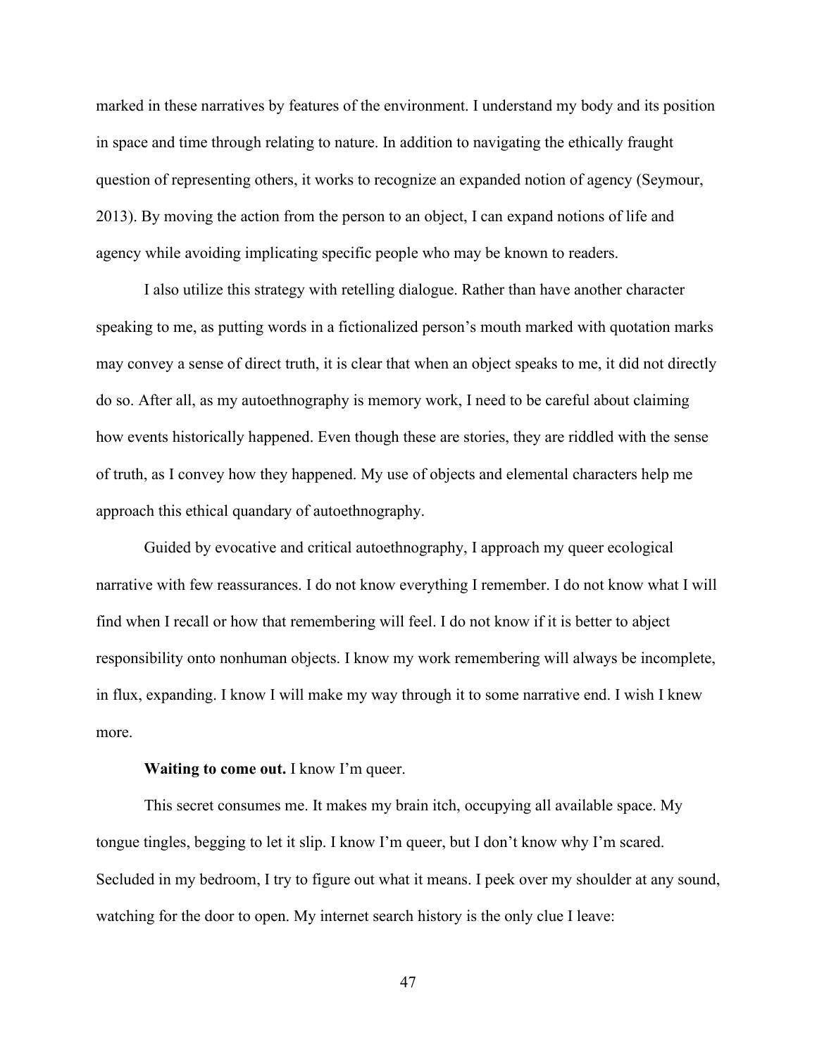marked in these narratives by features of the environment. I understand my body and its position in space and time through relating to nature. In addition to navigating the ethically fraught question of representing others, it works to recognize an expanded notion of agency (Seymour, 2013). By moving the action from the person to an object, I can expand notions of life and agency while avoiding implicating specific people who may be known to readers.

I also utilize this strategy with retelling dialogue. Rather than have another character speaking to me, as putting words in a fictionalized person's mouth marked with quotation marks may convey a sense of direct truth, it is clear that when an object speaks to me, it did not directly do so. After all, as my autoethnography is memory work, I need to be careful about claiming how events historically happened. Even though these are stories, they are riddled with the sense of truth, as I convey how they happened. My use of objects and elemental characters help me approach this ethical quandary of autoethnography.

Guided by evocative and critical autoethnography, I approach my queer ecological narrative with few reassurances. I do not know everything I remember. I do not know what I will find when I recall or how that remembering will feel. I do not know if it is better to abject responsibility onto nonhuman objects. I know my work remembering will always be incomplete, in flux, expanding. I know I will make my way through it to some narrative end. I wish I knew more.

**Waiting to come out.** I know I'm queer.

This secret consumes me. It makes my brain itch, occupying all available space. My tongue tingles, begging to let it slip. I know I'm queer, but I don't know why I'm scared. Secluded in my bedroom, I try to figure out what it means. I peek over my shoulder at any sound, watching for the door to open. My internet search history is the only clue I leave: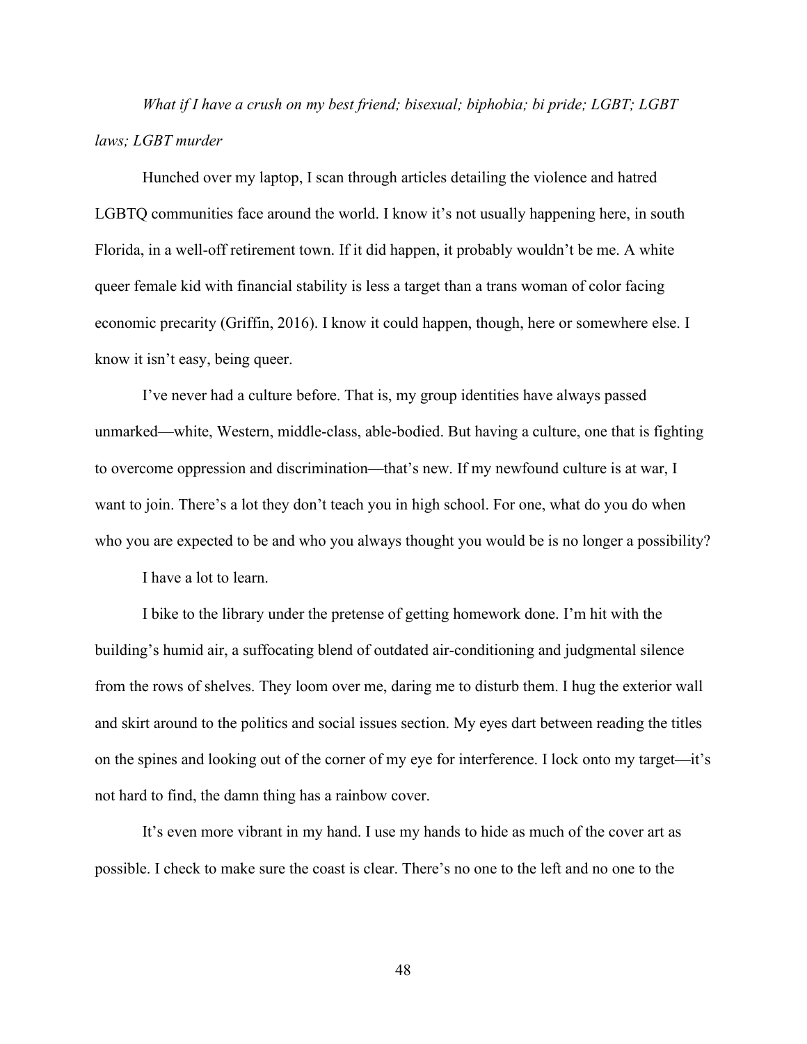*What if I have a crush on my best friend; bisexual; biphobia; bi pride; LGBT; LGBT laws; LGBT murder*

Hunched over my laptop, I scan through articles detailing the violence and hatred LGBTQ communities face around the world. I know it's not usually happening here, in south Florida, in a well-off retirement town. If it did happen, it probably wouldn't be me. A white queer female kid with financial stability is less a target than a trans woman of color facing economic precarity (Griffin, 2016). I know it could happen, though, here or somewhere else. I know it isn't easy, being queer.

I've never had a culture before. That is, my group identities have always passed unmarked—white, Western, middle-class, able-bodied. But having a culture, one that is fighting to overcome oppression and discrimination—that's new. If my newfound culture is at war, I want to join. There's a lot they don't teach you in high school. For one, what do you do when who you are expected to be and who you always thought you would be is no longer a possibility?

I have a lot to learn.

I bike to the library under the pretense of getting homework done. I'm hit with the building's humid air, a suffocating blend of outdated air-conditioning and judgmental silence from the rows of shelves. They loom over me, daring me to disturb them. I hug the exterior wall and skirt around to the politics and social issues section. My eyes dart between reading the titles on the spines and looking out of the corner of my eye for interference. I lock onto my target—it's not hard to find, the damn thing has a rainbow cover.

It's even more vibrant in my hand. I use my hands to hide as much of the cover art as possible. I check to make sure the coast is clear. There's no one to the left and no one to the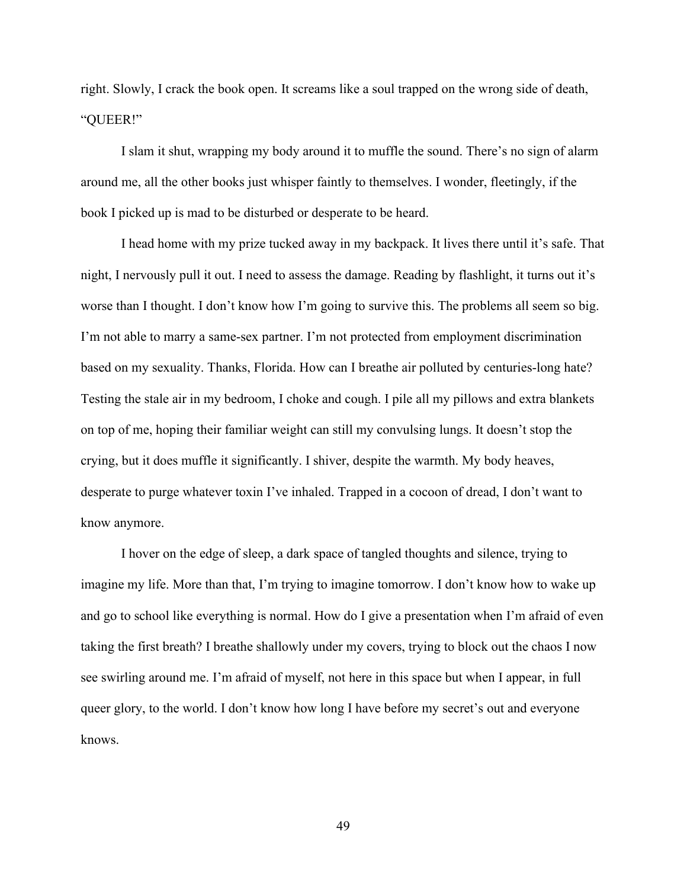right. Slowly, I crack the book open. It screams like a soul trapped on the wrong side of death, "QUEER!"

I slam it shut, wrapping my body around it to muffle the sound. There's no sign of alarm around me, all the other books just whisper faintly to themselves. I wonder, fleetingly, if the book I picked up is mad to be disturbed or desperate to be heard.

I head home with my prize tucked away in my backpack. It lives there until it's safe. That night, I nervously pull it out. I need to assess the damage. Reading by flashlight, it turns out it's worse than I thought. I don't know how I'm going to survive this. The problems all seem so big. I'm not able to marry a same-sex partner. I'm not protected from employment discrimination based on my sexuality. Thanks, Florida. How can I breathe air polluted by centuries-long hate? Testing the stale air in my bedroom, I choke and cough. I pile all my pillows and extra blankets on top of me, hoping their familiar weight can still my convulsing lungs. It doesn't stop the crying, but it does muffle it significantly. I shiver, despite the warmth. My body heaves, desperate to purge whatever toxin I've inhaled. Trapped in a cocoon of dread, I don't want to know anymore.

I hover on the edge of sleep, a dark space of tangled thoughts and silence, trying to imagine my life. More than that, I'm trying to imagine tomorrow. I don't know how to wake up and go to school like everything is normal. How do I give a presentation when I'm afraid of even taking the first breath? I breathe shallowly under my covers, trying to block out the chaos I now see swirling around me. I'm afraid of myself, not here in this space but when I appear, in full queer glory, to the world. I don't know how long I have before my secret's out and everyone knows.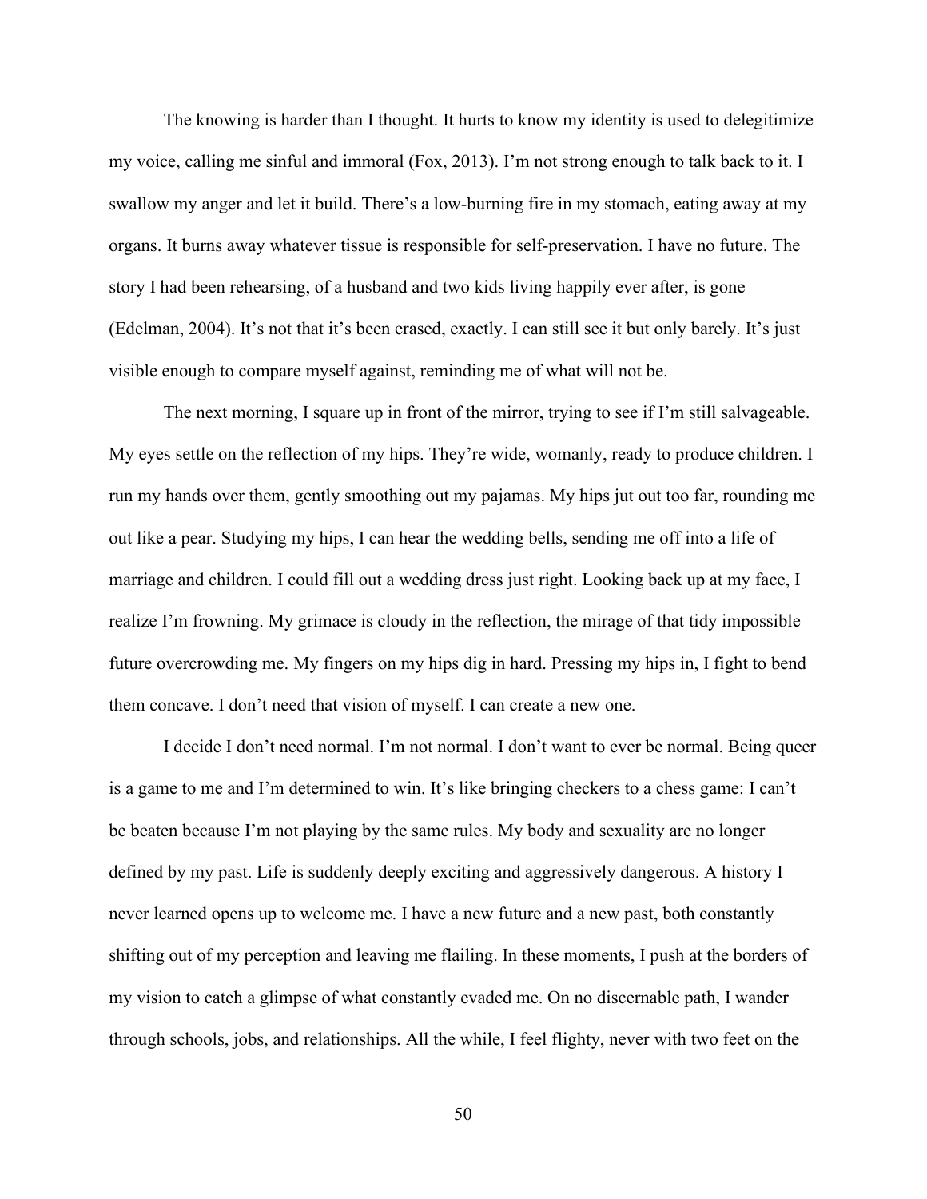The knowing is harder than I thought. It hurts to know my identity is used to delegitimize my voice, calling me sinful and immoral (Fox, 2013). I'm not strong enough to talk back to it. I swallow my anger and let it build. There's a low-burning fire in my stomach, eating away at my organs. It burns away whatever tissue is responsible for self-preservation. I have no future. The story I had been rehearsing, of a husband and two kids living happily ever after, is gone (Edelman, 2004). It's not that it's been erased, exactly. I can still see it but only barely. It's just visible enough to compare myself against, reminding me of what will not be.

The next morning, I square up in front of the mirror, trying to see if I'm still salvageable. My eyes settle on the reflection of my hips. They're wide, womanly, ready to produce children. I run my hands over them, gently smoothing out my pajamas. My hips jut out too far, rounding me out like a pear. Studying my hips, I can hear the wedding bells, sending me off into a life of marriage and children. I could fill out a wedding dress just right. Looking back up at my face, I realize I'm frowning. My grimace is cloudy in the reflection, the mirage of that tidy impossible future overcrowding me. My fingers on my hips dig in hard. Pressing my hips in, I fight to bend them concave. I don't need that vision of myself. I can create a new one.

I decide I don't need normal. I'm not normal. I don't want to ever be normal. Being queer is a game to me and I'm determined to win. It's like bringing checkers to a chess game: I can't be beaten because I'm not playing by the same rules. My body and sexuality are no longer defined by my past. Life is suddenly deeply exciting and aggressively dangerous. A history I never learned opens up to welcome me. I have a new future and a new past, both constantly shifting out of my perception and leaving me flailing. In these moments, I push at the borders of my vision to catch a glimpse of what constantly evaded me. On no discernable path, I wander through schools, jobs, and relationships. All the while, I feel flighty, never with two feet on the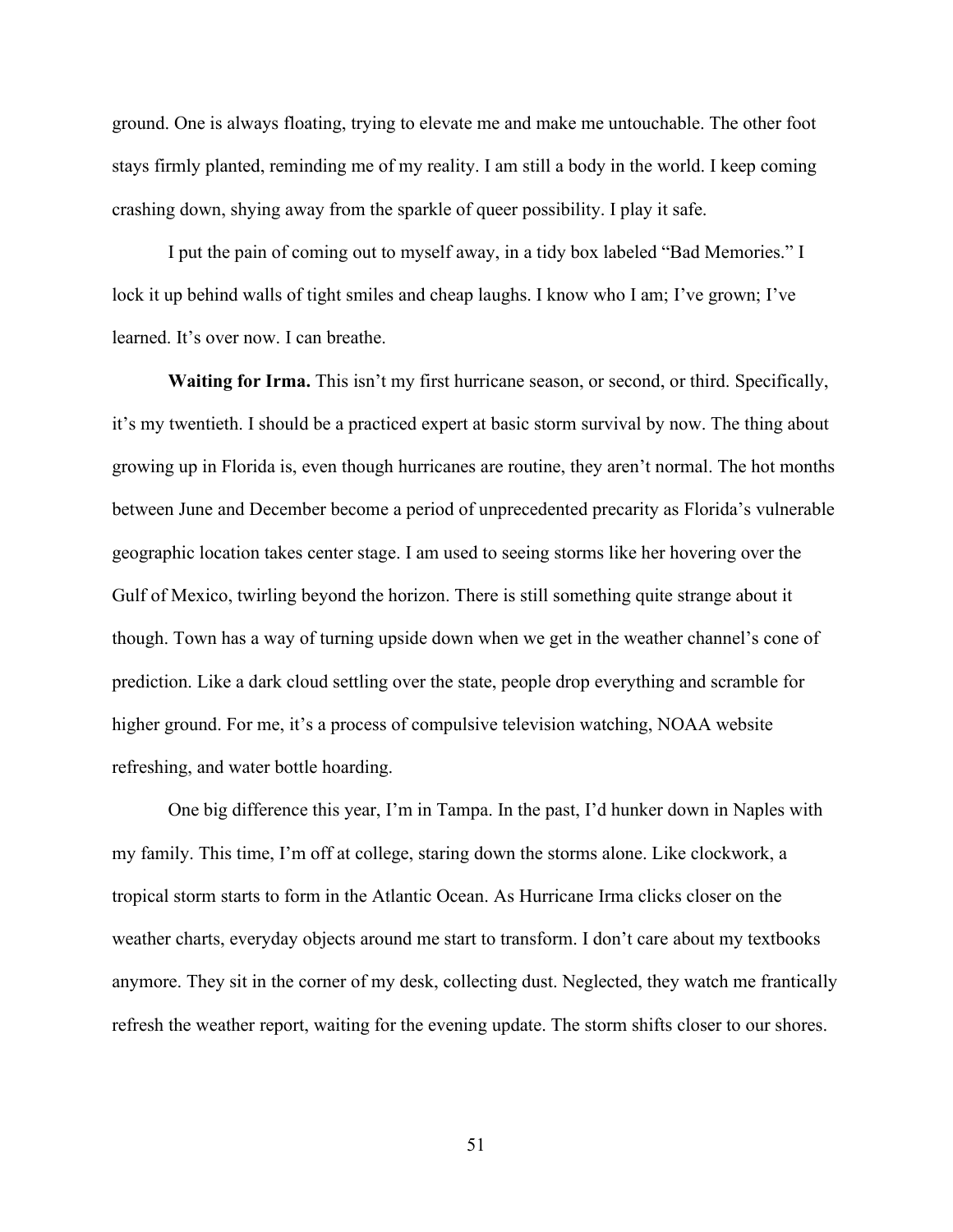ground. One is always floating, trying to elevate me and make me untouchable. The other foot stays firmly planted, reminding me of my reality. I am still a body in the world. I keep coming crashing down, shying away from the sparkle of queer possibility. I play it safe.

I put the pain of coming out to myself away, in a tidy box labeled "Bad Memories." I lock it up behind walls of tight smiles and cheap laughs. I know who I am; I've grown; I've learned. It's over now. I can breathe.

**Waiting for Irma.** This isn't my first hurricane season, or second, or third. Specifically, it's my twentieth. I should be a practiced expert at basic storm survival by now. The thing about growing up in Florida is, even though hurricanes are routine, they aren't normal. The hot months between June and December become a period of unprecedented precarity as Florida's vulnerable geographic location takes center stage. I am used to seeing storms like her hovering over the Gulf of Mexico, twirling beyond the horizon. There is still something quite strange about it though. Town has a way of turning upside down when we get in the weather channel's cone of prediction. Like a dark cloud settling over the state, people drop everything and scramble for higher ground. For me, it's a process of compulsive television watching, NOAA website refreshing, and water bottle hoarding.

One big difference this year, I'm in Tampa. In the past, I'd hunker down in Naples with my family. This time, I'm off at college, staring down the storms alone. Like clockwork, a tropical storm starts to form in the Atlantic Ocean. As Hurricane Irma clicks closer on the weather charts, everyday objects around me start to transform. I don't care about my textbooks anymore. They sit in the corner of my desk, collecting dust. Neglected, they watch me frantically refresh the weather report, waiting for the evening update. The storm shifts closer to our shores.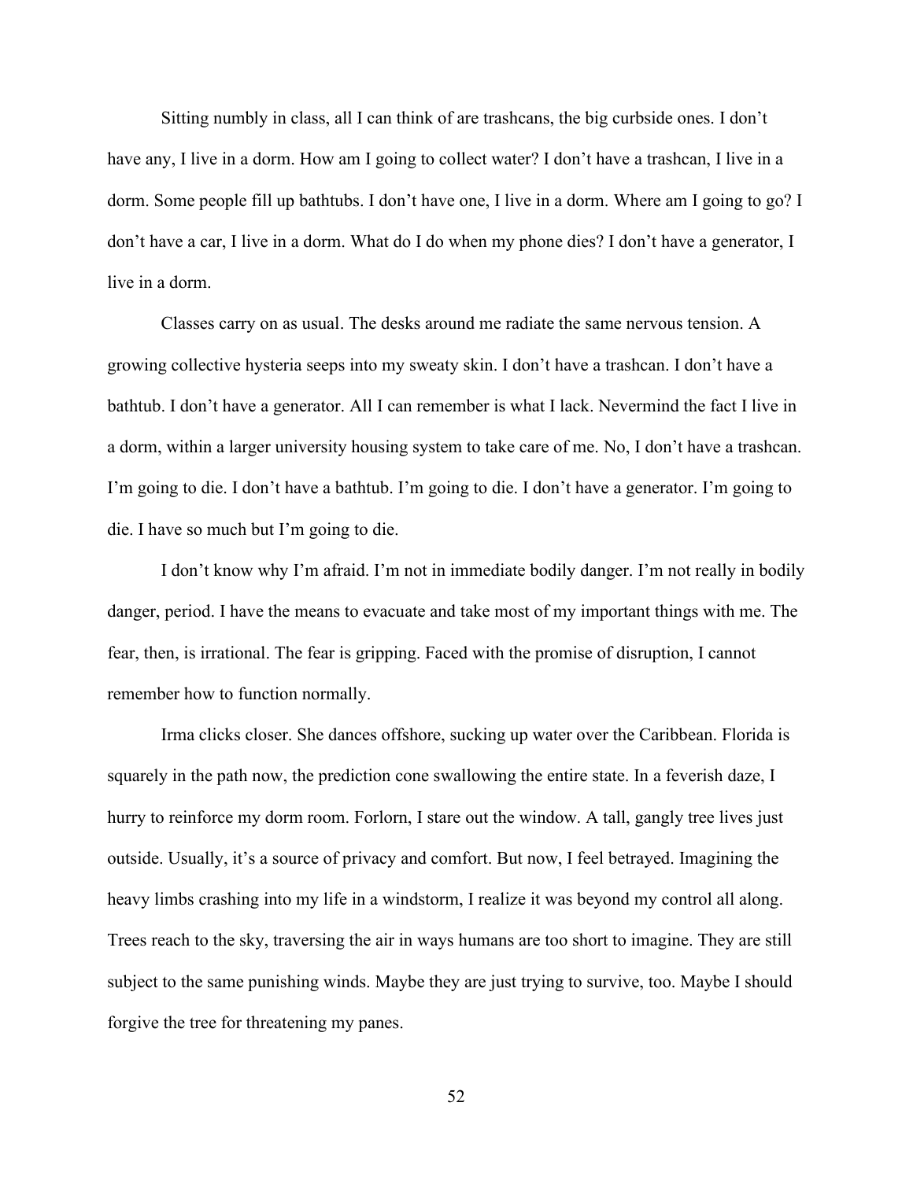Sitting numbly in class, all I can think of are trashcans, the big curbside ones. I don't have any, I live in a dorm. How am I going to collect water? I don't have a trashcan, I live in a dorm. Some people fill up bathtubs. I don't have one, I live in a dorm. Where am I going to go? I don't have a car, I live in a dorm. What do I do when my phone dies? I don't have a generator, I live in a dorm.

Classes carry on as usual. The desks around me radiate the same nervous tension. A growing collective hysteria seeps into my sweaty skin. I don't have a trashcan. I don't have a bathtub. I don't have a generator. All I can remember is what I lack. Nevermind the fact I live in a dorm, within a larger university housing system to take care of me. No, I don't have a trashcan. I'm going to die. I don't have a bathtub. I'm going to die. I don't have a generator. I'm going to die. I have so much but I'm going to die.

I don't know why I'm afraid. I'm not in immediate bodily danger. I'm not really in bodily danger, period. I have the means to evacuate and take most of my important things with me. The fear, then, is irrational. The fear is gripping. Faced with the promise of disruption, I cannot remember how to function normally.

Irma clicks closer. She dances offshore, sucking up water over the Caribbean. Florida is squarely in the path now, the prediction cone swallowing the entire state. In a feverish daze, I hurry to reinforce my dorm room. Forlorn, I stare out the window. A tall, gangly tree lives just outside. Usually, it's a source of privacy and comfort. But now, I feel betrayed. Imagining the heavy limbs crashing into my life in a windstorm, I realize it was beyond my control all along. Trees reach to the sky, traversing the air in ways humans are too short to imagine. They are still subject to the same punishing winds. Maybe they are just trying to survive, too. Maybe I should forgive the tree for threatening my panes.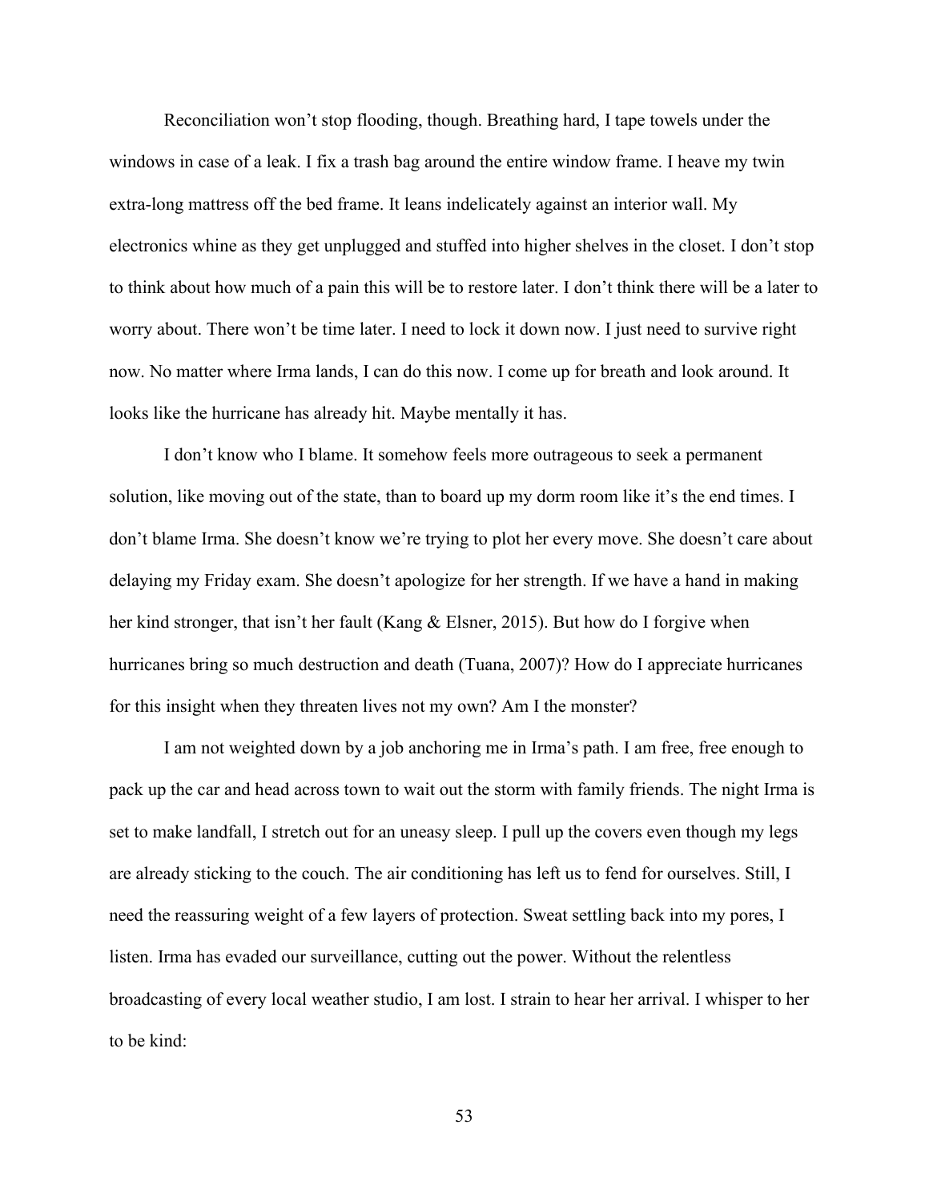Reconciliation won't stop flooding, though. Breathing hard, I tape towels under the windows in case of a leak. I fix a trash bag around the entire window frame. I heave my twin extra-long mattress off the bed frame. It leans indelicately against an interior wall. My electronics whine as they get unplugged and stuffed into higher shelves in the closet. I don't stop to think about how much of a pain this will be to restore later. I don't think there will be a later to worry about. There won't be time later. I need to lock it down now. I just need to survive right now. No matter where Irma lands, I can do this now. I come up for breath and look around. It looks like the hurricane has already hit. Maybe mentally it has.

I don't know who I blame. It somehow feels more outrageous to seek a permanent solution, like moving out of the state, than to board up my dorm room like it's the end times. I don't blame Irma. She doesn't know we're trying to plot her every move. She doesn't care about delaying my Friday exam. She doesn't apologize for her strength. If we have a hand in making her kind stronger, that isn't her fault (Kang & Elsner, 2015). But how do I forgive when hurricanes bring so much destruction and death (Tuana, 2007)? How do I appreciate hurricanes for this insight when they threaten lives not my own? Am I the monster?

I am not weighted down by a job anchoring me in Irma's path. I am free, free enough to pack up the car and head across town to wait out the storm with family friends. The night Irma is set to make landfall, I stretch out for an uneasy sleep. I pull up the covers even though my legs are already sticking to the couch. The air conditioning has left us to fend for ourselves. Still, I need the reassuring weight of a few layers of protection. Sweat settling back into my pores, I listen. Irma has evaded our surveillance, cutting out the power. Without the relentless broadcasting of every local weather studio, I am lost. I strain to hear her arrival. I whisper to her to be kind: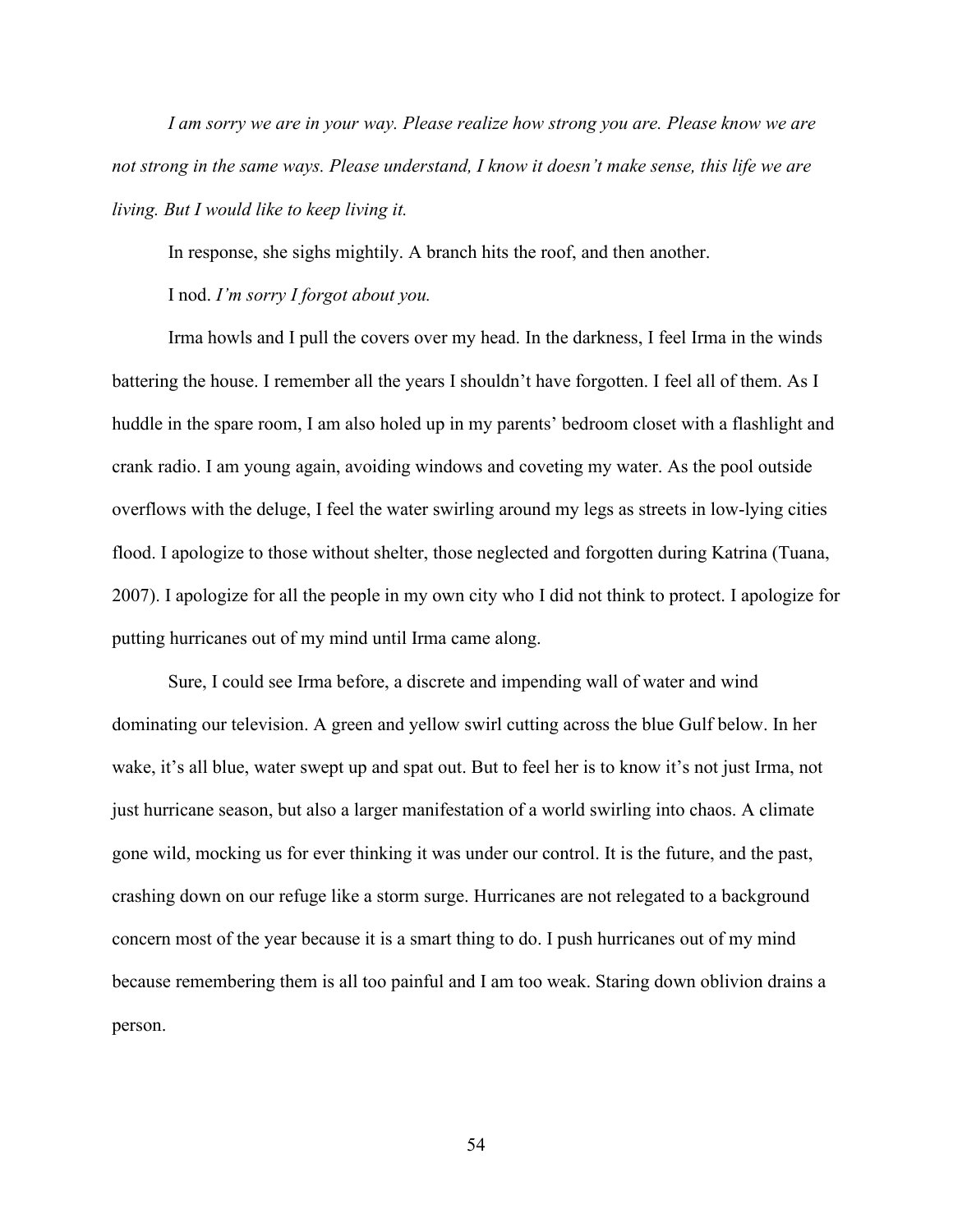*I am sorry we are in your way. Please realize how strong you are. Please know we are not strong in the same ways. Please understand, I know it doesn't make sense, this life we are living. But I would like to keep living it.*

In response, she sighs mightily. A branch hits the roof, and then another.

I nod. *I'm sorry I forgot about you.*

Irma howls and I pull the covers over my head. In the darkness, I feel Irma in the winds battering the house. I remember all the years I shouldn't have forgotten. I feel all of them. As I huddle in the spare room, I am also holed up in my parents' bedroom closet with a flashlight and crank radio. I am young again, avoiding windows and coveting my water. As the pool outside overflows with the deluge, I feel the water swirling around my legs as streets in low-lying cities flood. I apologize to those without shelter, those neglected and forgotten during Katrina (Tuana, 2007). I apologize for all the people in my own city who I did not think to protect. I apologize for putting hurricanes out of my mind until Irma came along.

Sure, I could see Irma before, a discrete and impending wall of water and wind dominating our television. A green and yellow swirl cutting across the blue Gulf below. In her wake, it's all blue, water swept up and spat out. But to feel her is to know it's not just Irma, not just hurricane season, but also a larger manifestation of a world swirling into chaos. A climate gone wild, mocking us for ever thinking it was under our control. It is the future, and the past, crashing down on our refuge like a storm surge. Hurricanes are not relegated to a background concern most of the year because it is a smart thing to do. I push hurricanes out of my mind because remembering them is all too painful and I am too weak. Staring down oblivion drains a person.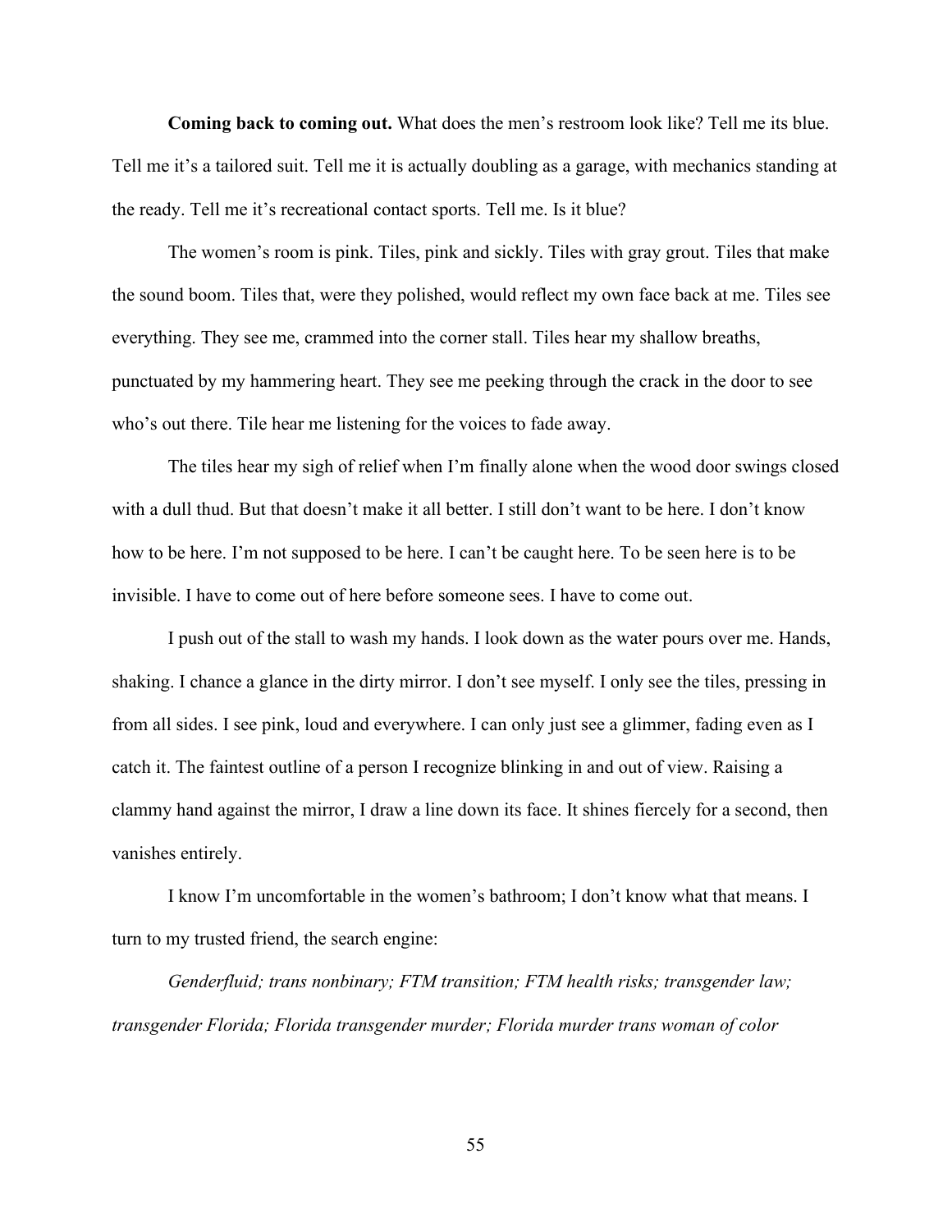**Coming back to coming out.** What does the men's restroom look like? Tell me its blue. Tell me it's a tailored suit. Tell me it is actually doubling as a garage, with mechanics standing at the ready. Tell me it's recreational contact sports. Tell me. Is it blue?

The women's room is pink. Tiles, pink and sickly. Tiles with gray grout. Tiles that make the sound boom. Tiles that, were they polished, would reflect my own face back at me. Tiles see everything. They see me, crammed into the corner stall. Tiles hear my shallow breaths, punctuated by my hammering heart. They see me peeking through the crack in the door to see who's out there. Tile hear me listening for the voices to fade away.

The tiles hear my sigh of relief when I'm finally alone when the wood door swings closed with a dull thud. But that doesn't make it all better. I still don't want to be here. I don't know how to be here. I'm not supposed to be here. I can't be caught here. To be seen here is to be invisible. I have to come out of here before someone sees. I have to come out.

I push out of the stall to wash my hands. I look down as the water pours over me. Hands, shaking. I chance a glance in the dirty mirror. I don't see myself. I only see the tiles, pressing in from all sides. I see pink, loud and everywhere. I can only just see a glimmer, fading even as I catch it. The faintest outline of a person I recognize blinking in and out of view. Raising a clammy hand against the mirror, I draw a line down its face. It shines fiercely for a second, then vanishes entirely.

I know I'm uncomfortable in the women's bathroom; I don't know what that means. I turn to my trusted friend, the search engine:

*Genderfluid; trans nonbinary; FTM transition; FTM health risks; transgender law; transgender Florida; Florida transgender murder; Florida murder trans woman of color*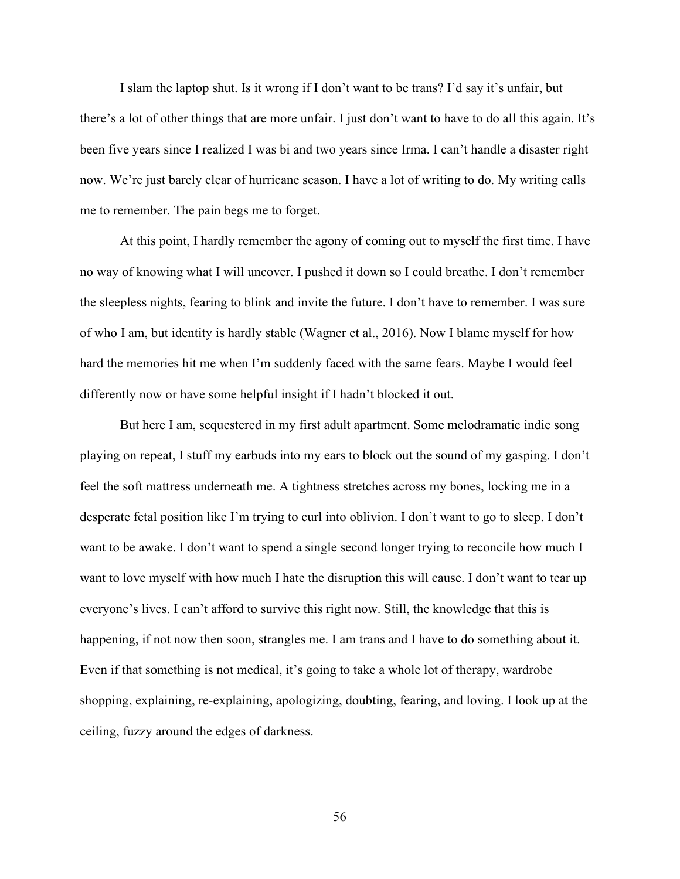I slam the laptop shut. Is it wrong if I don't want to be trans? I'd say it's unfair, but there's a lot of other things that are more unfair. I just don't want to have to do all this again. It's been five years since I realized I was bi and two years since Irma. I can't handle a disaster right now. We're just barely clear of hurricane season. I have a lot of writing to do. My writing calls me to remember. The pain begs me to forget.

At this point, I hardly remember the agony of coming out to myself the first time. I have no way of knowing what I will uncover. I pushed it down so I could breathe. I don't remember the sleepless nights, fearing to blink and invite the future. I don't have to remember. I was sure of who I am, but identity is hardly stable (Wagner et al., 2016). Now I blame myself for how hard the memories hit me when I'm suddenly faced with the same fears. Maybe I would feel differently now or have some helpful insight if I hadn't blocked it out.

But here I am, sequestered in my first adult apartment. Some melodramatic indie song playing on repeat, I stuff my earbuds into my ears to block out the sound of my gasping. I don't feel the soft mattress underneath me. A tightness stretches across my bones, locking me in a desperate fetal position like I'm trying to curl into oblivion. I don't want to go to sleep. I don't want to be awake. I don't want to spend a single second longer trying to reconcile how much I want to love myself with how much I hate the disruption this will cause. I don't want to tear up everyone's lives. I can't afford to survive this right now. Still, the knowledge that this is happening, if not now then soon, strangles me. I am trans and I have to do something about it. Even if that something is not medical, it's going to take a whole lot of therapy, wardrobe shopping, explaining, re-explaining, apologizing, doubting, fearing, and loving. I look up at the ceiling, fuzzy around the edges of darkness.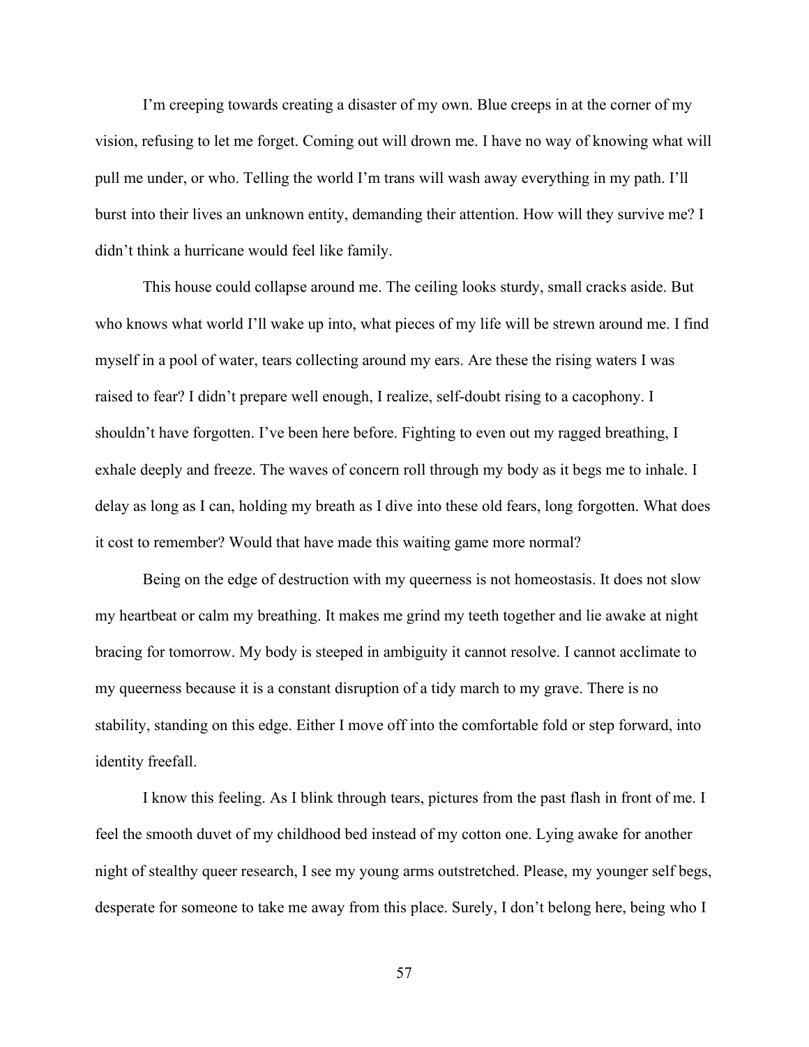I'm creeping towards creating a disaster of my own. Blue creeps in at the corner of my vision, refusing to let me forget. Coming out will drown me. I have no way of knowing what will pull me under, or who. Telling the world I'm trans will wash away everything in my path. I'll burst into their lives an unknown entity, demanding their attention. How will they survive me? I didn't think a hurricane would feel like family.

This house could collapse around me. The ceiling looks sturdy, small cracks aside. But who knows what world I'll wake up into, what pieces of my life will be strewn around me. I find myself in a pool of water, tears collecting around my ears. Are these the rising waters I was raised to fear? I didn't prepare well enough, I realize, self-doubt rising to a cacophony. I shouldn't have forgotten. I've been here before. Fighting to even out my ragged breathing, I exhale deeply and freeze. The waves of concern roll through my body as it begs me to inhale. I delay as long as I can, holding my breath as I dive into these old fears, long forgotten. What does it cost to remember? Would that have made this waiting game more normal?

Being on the edge of destruction with my queerness is not homeostasis. It does not slow my heartbeat or calm my breathing. It makes me grind my teeth together and lie awake at night bracing for tomorrow. My body is steeped in ambiguity it cannot resolve. I cannot acclimate to my queerness because it is a constant disruption of a tidy march to my grave. There is no stability, standing on this edge. Either I move off into the comfortable fold or step forward, into identity freefall.

I know this feeling. As I blink through tears, pictures from the past flash in front of me. I feel the smooth duvet of my childhood bed instead of my cotton one. Lying awake for another night of stealthy queer research, I see my young arms outstretched. Please, my younger self begs, desperate for someone to take me away from this place. Surely, I don't belong here, being who I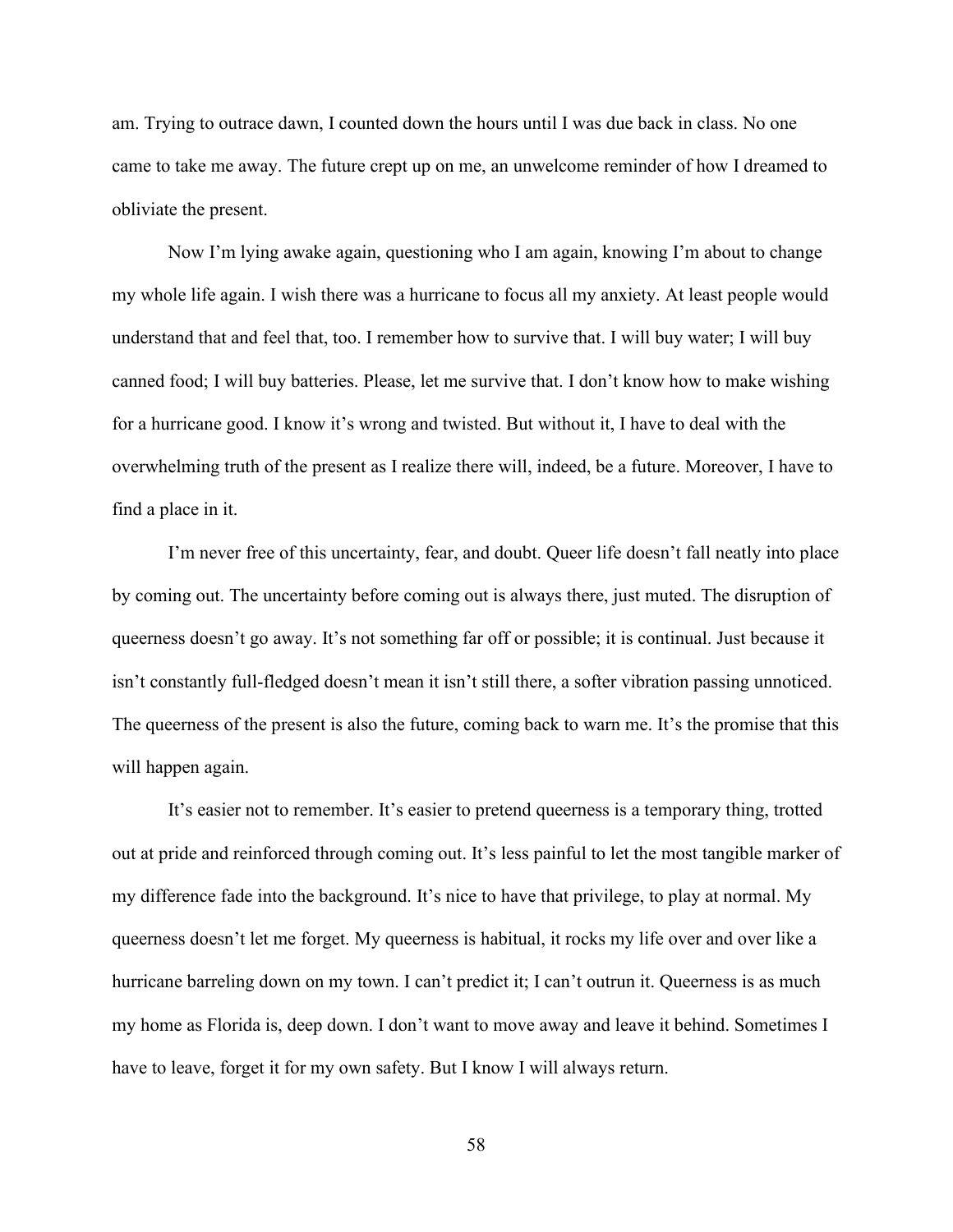am. Trying to outrace dawn, I counted down the hours until I was due back in class. No one came to take me away. The future crept up on me, an unwelcome reminder of how I dreamed to obliviate the present.

Now I'm lying awake again, questioning who I am again, knowing I'm about to change my whole life again. I wish there was a hurricane to focus all my anxiety. At least people would understand that and feel that, too. I remember how to survive that. I will buy water; I will buy canned food; I will buy batteries. Please, let me survive that. I don't know how to make wishing for a hurricane good. I know it's wrong and twisted. But without it, I have to deal with the overwhelming truth of the present as I realize there will, indeed, be a future. Moreover, I have to find a place in it.

I'm never free of this uncertainty, fear, and doubt. Queer life doesn't fall neatly into place by coming out. The uncertainty before coming out is always there, just muted. The disruption of queerness doesn't go away. It's not something far off or possible; it is continual. Just because it isn't constantly full-fledged doesn't mean it isn't still there, a softer vibration passing unnoticed. The queerness of the present is also the future, coming back to warn me. It's the promise that this will happen again.

It's easier not to remember. It's easier to pretend queerness is a temporary thing, trotted out at pride and reinforced through coming out. It's less painful to let the most tangible marker of my difference fade into the background. It's nice to have that privilege, to play at normal. My queerness doesn't let me forget. My queerness is habitual, it rocks my life over and over like a hurricane barreling down on my town. I can't predict it; I can't outrun it. Queerness is as much my home as Florida is, deep down. I don't want to move away and leave it behind. Sometimes I have to leave, forget it for my own safety. But I know I will always return.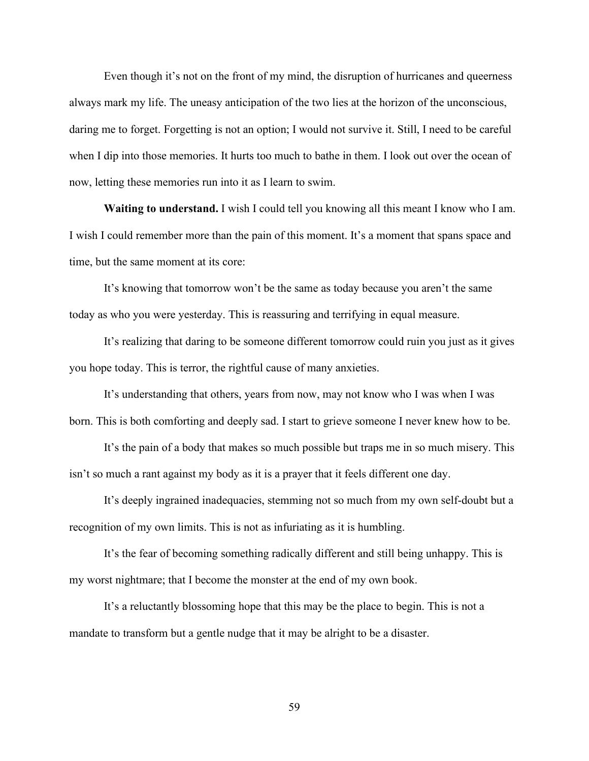Even though it's not on the front of my mind, the disruption of hurricanes and queerness always mark my life. The uneasy anticipation of the two lies at the horizon of the unconscious, daring me to forget. Forgetting is not an option; I would not survive it. Still, I need to be careful when I dip into those memories. It hurts too much to bathe in them. I look out over the ocean of now, letting these memories run into it as I learn to swim.

**Waiting to understand.** I wish I could tell you knowing all this meant I know who I am. I wish I could remember more than the pain of this moment. It's a moment that spans space and time, but the same moment at its core:

It's knowing that tomorrow won't be the same as today because you aren't the same today as who you were yesterday. This is reassuring and terrifying in equal measure.

It's realizing that daring to be someone different tomorrow could ruin you just as it gives you hope today. This is terror, the rightful cause of many anxieties.

It's understanding that others, years from now, may not know who I was when I was born. This is both comforting and deeply sad. I start to grieve someone I never knew how to be.

It's the pain of a body that makes so much possible but traps me in so much misery. This isn't so much a rant against my body as it is a prayer that it feels different one day.

It's deeply ingrained inadequacies, stemming not so much from my own self-doubt but a recognition of my own limits. This is not as infuriating as it is humbling.

It's the fear of becoming something radically different and still being unhappy. This is my worst nightmare; that I become the monster at the end of my own book.

It's a reluctantly blossoming hope that this may be the place to begin. This is not a mandate to transform but a gentle nudge that it may be alright to be a disaster.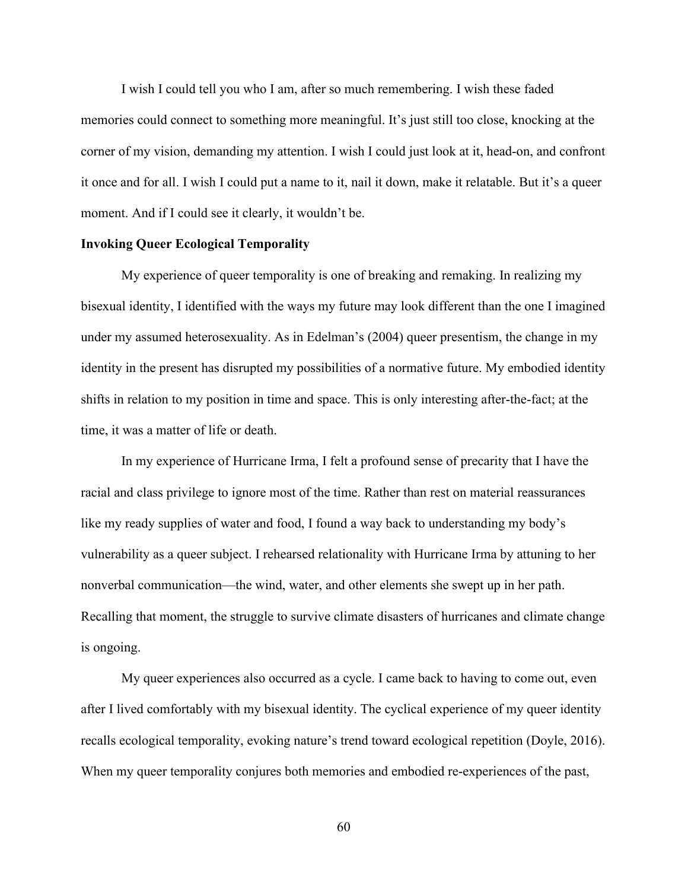I wish I could tell you who I am, after so much remembering. I wish these faded memories could connect to something more meaningful. It's just still too close, knocking at the corner of my vision, demanding my attention. I wish I could just look at it, head-on, and confront it once and for all. I wish I could put a name to it, nail it down, make it relatable. But it's a queer moment. And if I could see it clearly, it wouldn't be.

**Invoking Queer Ecological Temporality**

My experience of queer temporality is one of breaking and remaking. In realizing my bisexual identity, I identified with the ways my future may look different than the one I imagined under my assumed heterosexuality. As in Edelman's (2004) queer presentism, the change in my identity in the present has disrupted my possibilities of a normative future. My embodied identity shifts in relation to my position in time and space. This is only interesting after-the-fact; at the time, it was a matter of life or death.

In my experience of Hurricane Irma, I felt a profound sense of precarity that I have the racial and class privilege to ignore most of the time. Rather than rest on material reassurances like my ready supplies of water and food, I found a way back to understanding my body's vulnerability as a queer subject. I rehearsed relationality with Hurricane Irma by attuning to her nonverbal communication—the wind, water, and other elements she swept up in her path. Recalling that moment, the struggle to survive climate disasters of hurricanes and climate change is ongoing.

My queer experiences also occurred as a cycle. I came back to having to come out, even after I lived comfortably with my bisexual identity. The cyclical experience of my queer identity recalls ecological temporality, evoking nature's trend toward ecological repetition (Doyle, 2016). When my queer temporality conjures both memories and embodied re-experiences of the past,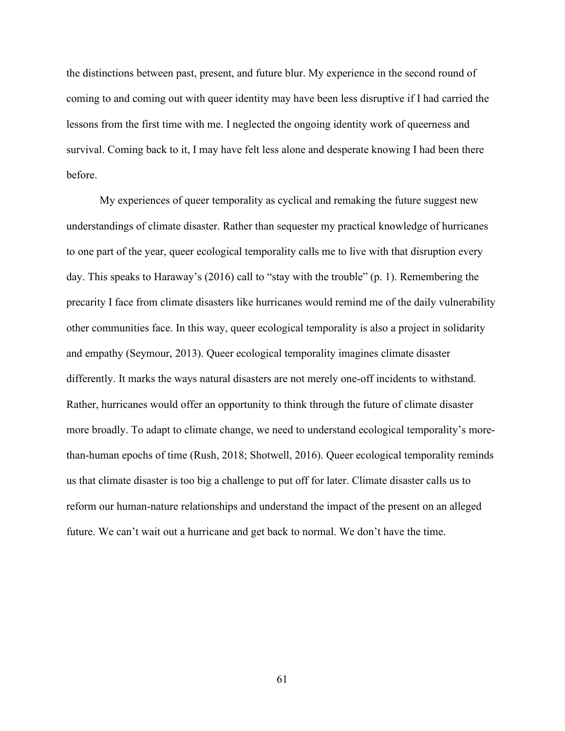the distinctions between past, present, and future blur. My experience in the second round of coming to and coming out with queer identity may have been less disruptive if I had carried the lessons from the first time with me. I neglected the ongoing identity work of queerness and survival. Coming back to it, I may have felt less alone and desperate knowing I had been there before.

My experiences of queer temporality as cyclical and remaking the future suggest new understandings of climate disaster. Rather than sequester my practical knowledge of hurricanes to one part of the year, queer ecological temporality calls me to live with that disruption every day. This speaks to Haraway's (2016) call to "stay with the trouble" (p. 1). Remembering the precarity I face from climate disasters like hurricanes would remind me of the daily vulnerability other communities face. In this way, queer ecological temporality is also a project in solidarity and empathy (Seymour, 2013). Queer ecological temporality imagines climate disaster differently. It marks the ways natural disasters are not merely one-off incidents to withstand. Rather, hurricanes would offer an opportunity to think through the future of climate disaster more broadly. To adapt to climate change, we need to understand ecological temporality's more-than-human epochs of time (Rush, 2018; Shotwell, 2016). Queer ecological temporality reminds us that climate disaster is too big a challenge to put off for later. Climate disaster calls us to reform our human-nature relationships and understand the impact of the present on an alleged future. We can't wait out a hurricane and get back to normal. We don't have the time.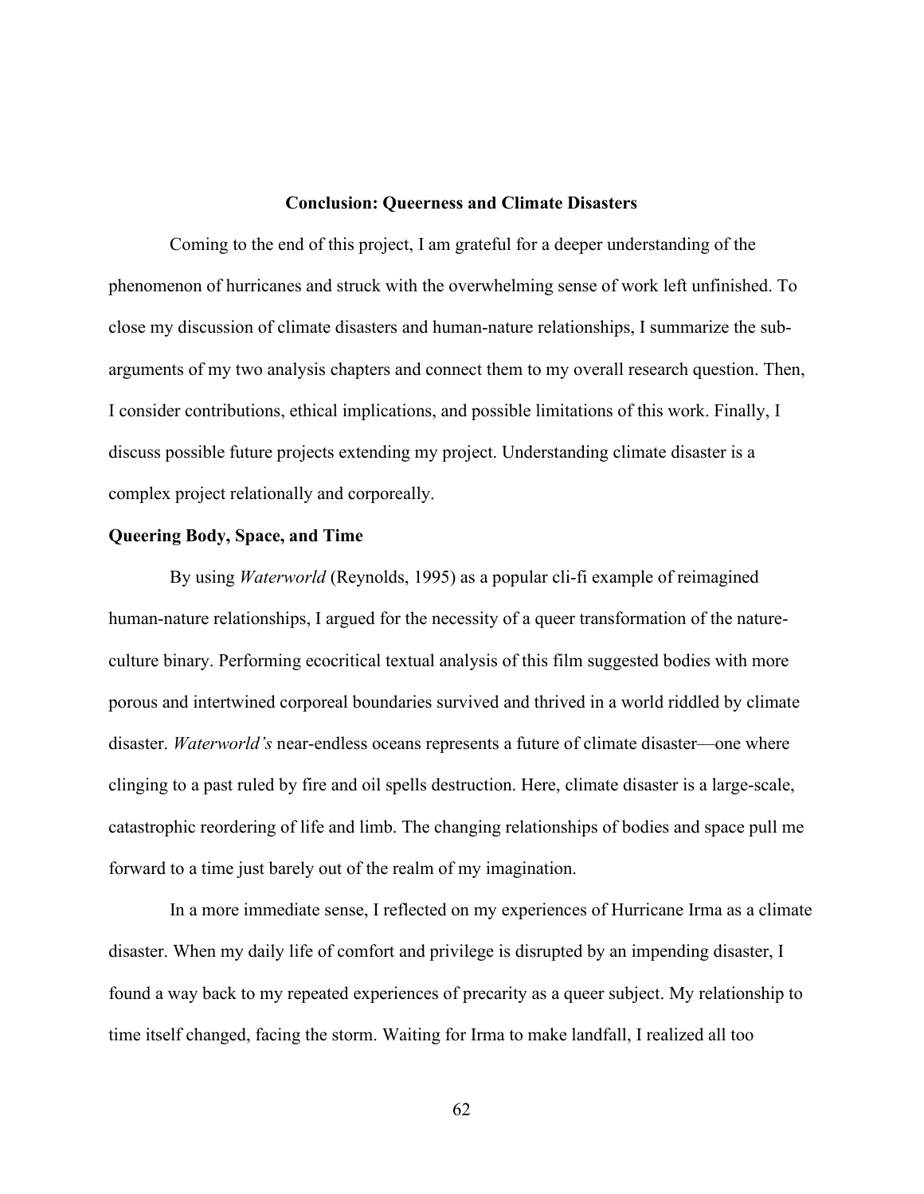## Conclusion: Queerness and Climate Disasters

Coming to the end of this project, I am grateful for a deeper understanding of the phenomenon of hurricanes and struck with the overwhelming sense of work left unfinished. To close my discussion of climate disasters and human-nature relationships, I summarize the sub-arguments of my two analysis chapters and connect them to my overall research question. Then, I consider contributions, ethical implications, and possible limitations of this work. Finally, I discuss possible future projects extending my project. Understanding climate disaster is a complex project relationally and corporeally.

### Queering Body, Space, and Time

By using *Waterworld* (Reynolds, 1995) as a popular cli-fi example of reimagined human-nature relationships, I argued for the necessity of a queer transformation of the nature-culture binary. Performing ecocritical textual analysis of this film suggested bodies with more porous and intertwined corporeal boundaries survived and thrived in a world riddled by climate disaster. *Waterworld's* near-endless oceans represents a future of climate disaster—one where clinging to a past ruled by fire and oil spells destruction. Here, climate disaster is a large-scale, catastrophic reordering of life and limb. The changing relationships of bodies and space pull me forward to a time just barely out of the realm of my imagination.

In a more immediate sense, I reflected on my experiences of Hurricane Irma as a climate disaster. When my daily life of comfort and privilege is disrupted by an impending disaster, I found a way back to my repeated experiences of precarity as a queer subject. My relationship to time itself changed, facing the storm. Waiting for Irma to make landfall, I realized all too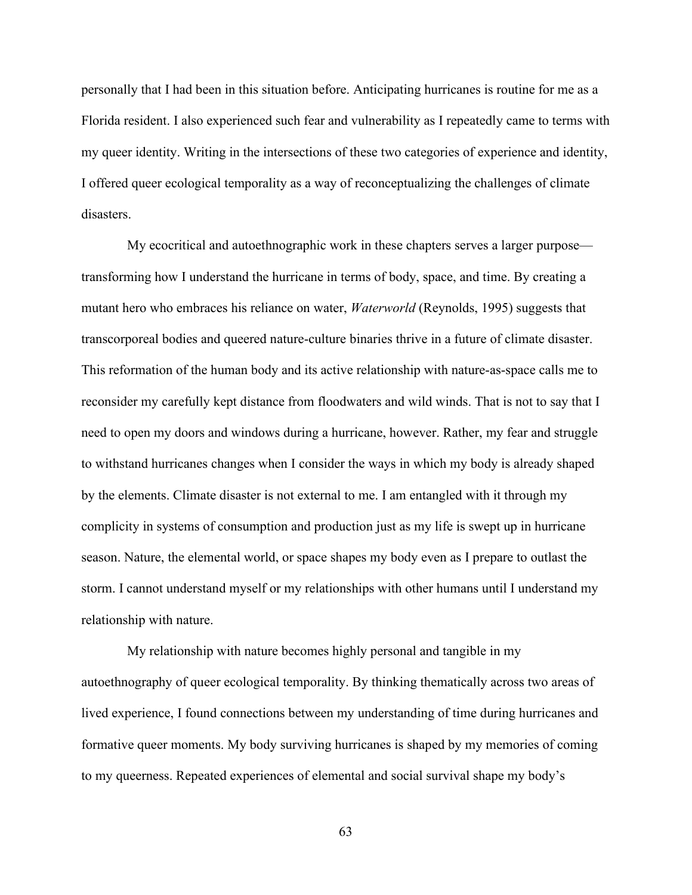personally that I had been in this situation before. Anticipating hurricanes is routine for me as a Florida resident. I also experienced such fear and vulnerability as I repeatedly came to terms with my queer identity. Writing in the intersections of these two categories of experience and identity, I offered queer ecological temporality as a way of reconceptualizing the challenges of climate disasters.

My ecocritical and autoethnographic work in these chapters serves a larger purpose—transforming how I understand the hurricane in terms of body, space, and time. By creating a mutant hero who embraces his reliance on water, *Waterworld* (Reynolds, 1995) suggests that transcorporeal bodies and queered nature-culture binaries thrive in a future of climate disaster. This reformation of the human body and its active relationship with nature-as-space calls me to reconsider my carefully kept distance from floodwaters and wild winds. That is not to say that I need to open my doors and windows during a hurricane, however. Rather, my fear and struggle to withstand hurricanes changes when I consider the ways in which my body is already shaped by the elements. Climate disaster is not external to me. I am entangled with it through my complicity in systems of consumption and production just as my life is swept up in hurricane season. Nature, the elemental world, or space shapes my body even as I prepare to outlast the storm. I cannot understand myself or my relationships with other humans until I understand my relationship with nature.

My relationship with nature becomes highly personal and tangible in my autoethnography of queer ecological temporality. By thinking thematically across two areas of lived experience, I found connections between my understanding of time during hurricanes and formative queer moments. My body surviving hurricanes is shaped by my memories of coming to my queerness. Repeated experiences of elemental and social survival shape my body's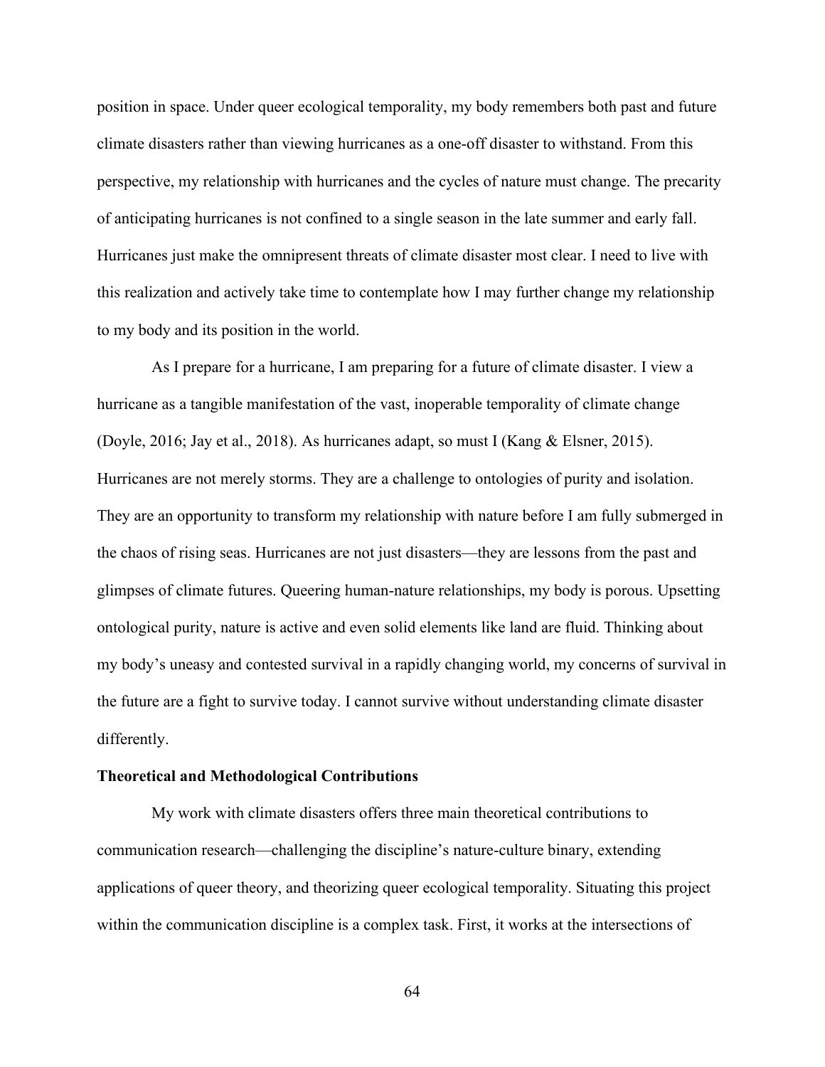position in space. Under queer ecological temporality, my body remembers both past and future climate disasters rather than viewing hurricanes as a one-off disaster to withstand. From this perspective, my relationship with hurricanes and the cycles of nature must change. The precarity of anticipating hurricanes is not confined to a single season in the late summer and early fall. Hurricanes just make the omnipresent threats of climate disaster most clear. I need to live with this realization and actively take time to contemplate how I may further change my relationship to my body and its position in the world.

As I prepare for a hurricane, I am preparing for a future of climate disaster. I view a hurricane as a tangible manifestation of the vast, inoperable temporality of climate change (Doyle, 2016; Jay et al., 2018). As hurricanes adapt, so must I (Kang & Elsner, 2015). Hurricanes are not merely storms. They are a challenge to ontologies of purity and isolation. They are an opportunity to transform my relationship with nature before I am fully submerged in the chaos of rising seas. Hurricanes are not just disasters—they are lessons from the past and glimpses of climate futures. Queering human-nature relationships, my body is porous. Upsetting ontological purity, nature is active and even solid elements like land are fluid. Thinking about my body's uneasy and contested survival in a rapidly changing world, my concerns of survival in the future are a fight to survive today. I cannot survive without understanding climate disaster differently.

**Theoretical and Methodological Contributions**

My work with climate disasters offers three main theoretical contributions to communication research—challenging the discipline's nature-culture binary, extending applications of queer theory, and theorizing queer ecological temporality. Situating this project within the communication discipline is a complex task. First, it works at the intersections of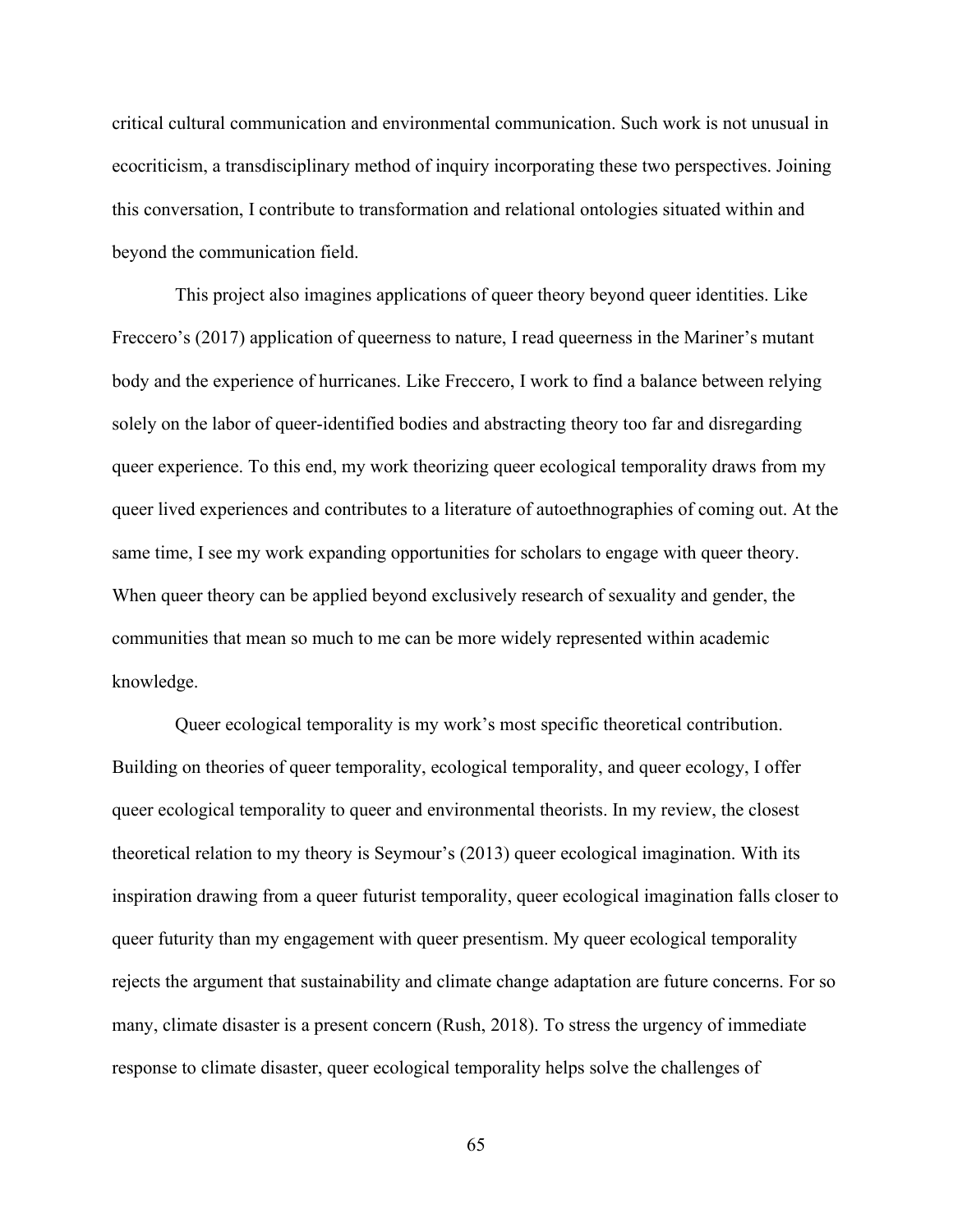critical cultural communication and environmental communication. Such work is not unusual in ecocriticism, a transdisciplinary method of inquiry incorporating these two perspectives. Joining this conversation, I contribute to transformation and relational ontologies situated within and beyond the communication field.

This project also imagines applications of queer theory beyond queer identities. Like Freccero's (2017) application of queerness to nature, I read queerness in the Mariner's mutant body and the experience of hurricanes. Like Freccero, I work to find a balance between relying solely on the labor of queer-identified bodies and abstracting theory too far and disregarding queer experience. To this end, my work theorizing queer ecological temporality draws from my queer lived experiences and contributes to a literature of autoethnographies of coming out. At the same time, I see my work expanding opportunities for scholars to engage with queer theory. When queer theory can be applied beyond exclusively research of sexuality and gender, the communities that mean so much to me can be more widely represented within academic knowledge.

Queer ecological temporality is my work's most specific theoretical contribution. Building on theories of queer temporality, ecological temporality, and queer ecology, I offer queer ecological temporality to queer and environmental theorists. In my review, the closest theoretical relation to my theory is Seymour's (2013) queer ecological imagination. With its inspiration drawing from a queer futurist temporality, queer ecological imagination falls closer to queer futurity than my engagement with queer presentism. My queer ecological temporality rejects the argument that sustainability and climate change adaptation are future concerns. For so many, climate disaster is a present concern (Rush, 2018). To stress the urgency of immediate response to climate disaster, queer ecological temporality helps solve the challenges of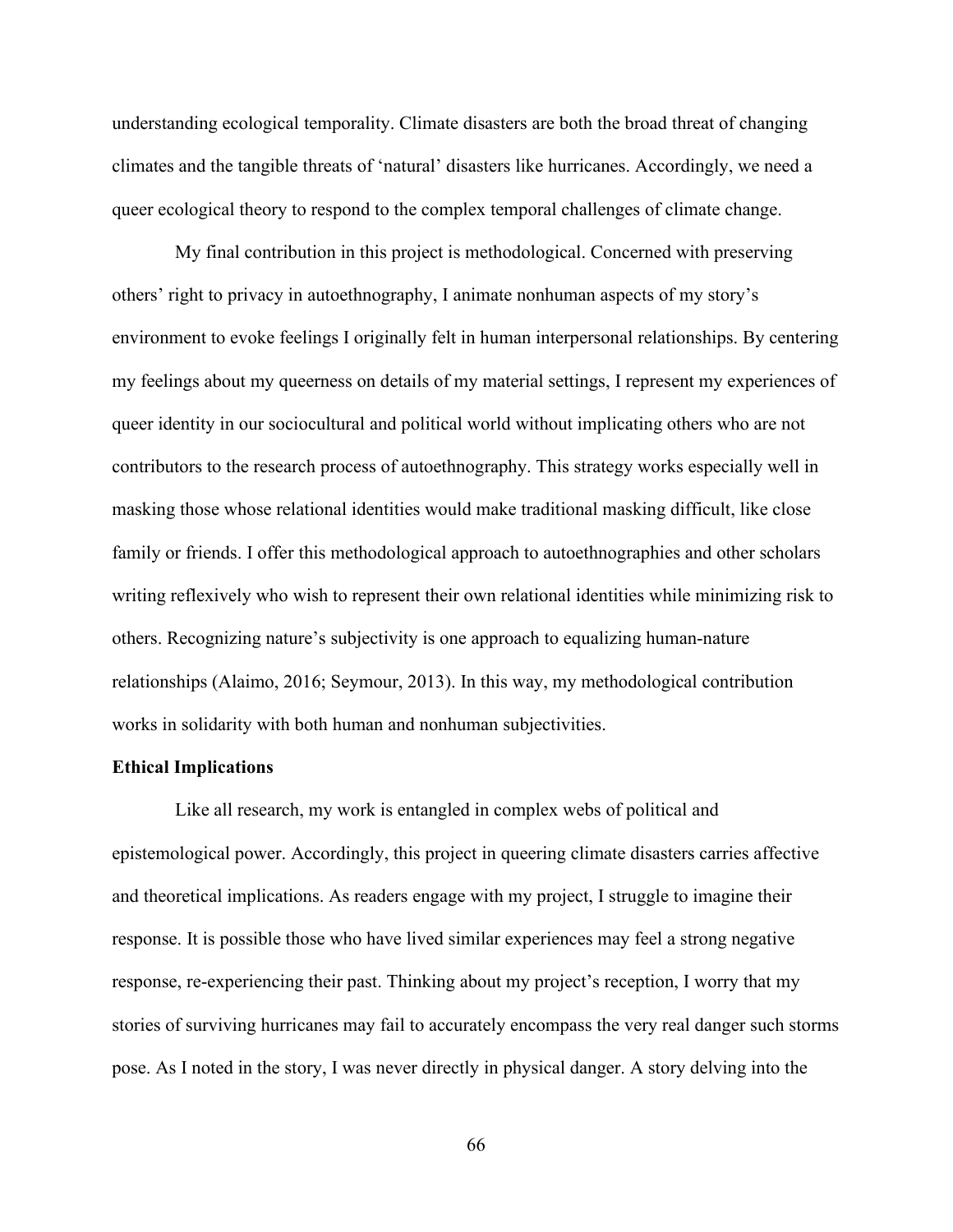understanding ecological temporality. Climate disasters are both the broad threat of changing climates and the tangible threats of 'natural' disasters like hurricanes. Accordingly, we need a queer ecological theory to respond to the complex temporal challenges of climate change.

My final contribution in this project is methodological. Concerned with preserving others' right to privacy in autoethnography, I animate nonhuman aspects of my story's environment to evoke feelings I originally felt in human interpersonal relationships. By centering my feelings about my queerness on details of my material settings, I represent my experiences of queer identity in our sociocultural and political world without implicating others who are not contributors to the research process of autoethnography. This strategy works especially well in masking those whose relational identities would make traditional masking difficult, like close family or friends. I offer this methodological approach to autoethnographies and other scholars writing reflexively who wish to represent their own relational identities while minimizing risk to others. Recognizing nature's subjectivity is one approach to equalizing human-nature relationships (Alaimo, 2016; Seymour, 2013). In this way, my methodological contribution works in solidarity with both human and nonhuman subjectivities.

**Ethical Implications**

Like all research, my work is entangled in complex webs of political and epistemological power. Accordingly, this project in queering climate disasters carries affective and theoretical implications. As readers engage with my project, I struggle to imagine their response. It is possible those who have lived similar experiences may feel a strong negative response, re-experiencing their past. Thinking about my project's reception, I worry that my stories of surviving hurricanes may fail to accurately encompass the very real danger such storms pose. As I noted in the story, I was never directly in physical danger. A story delving into the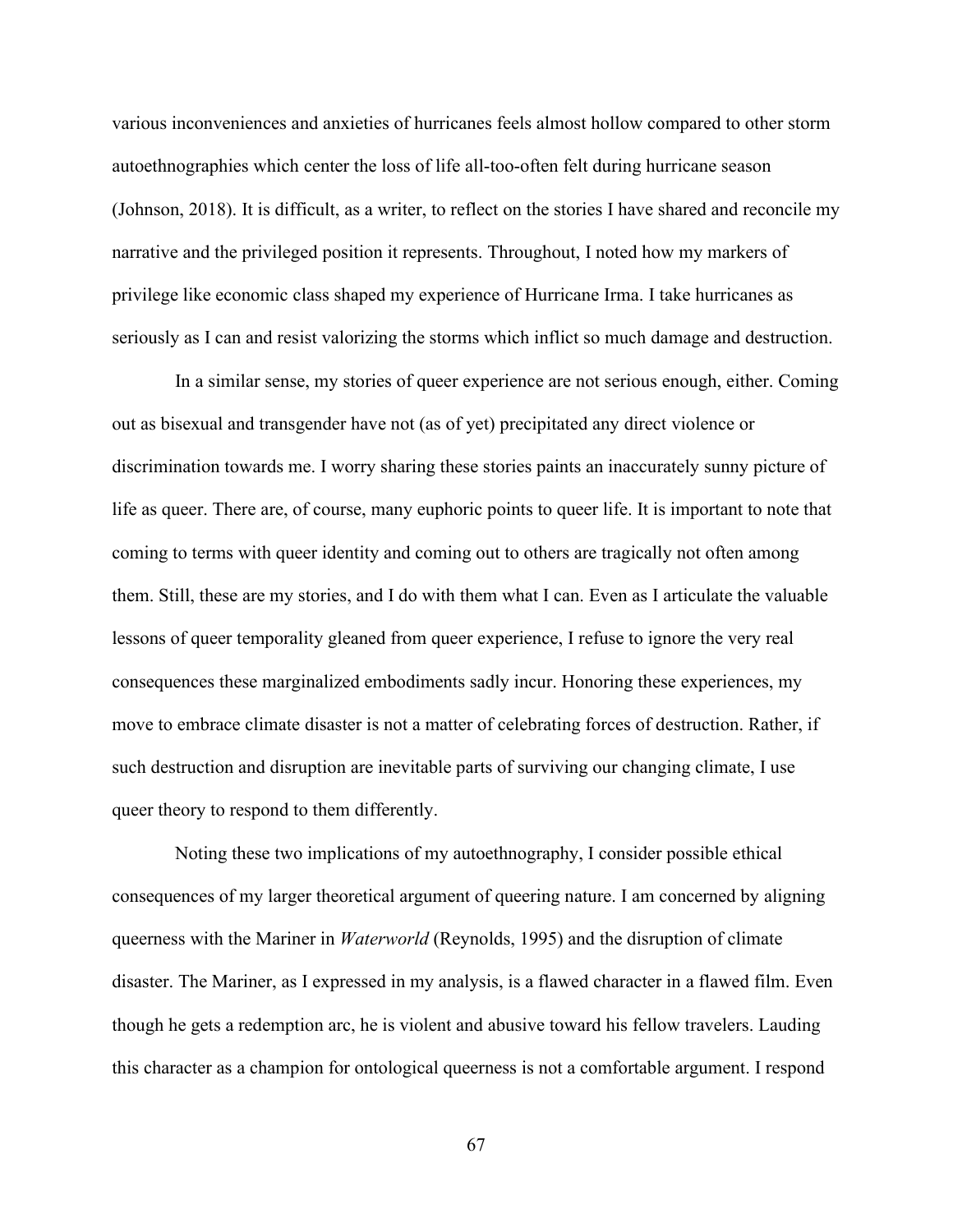various inconveniences and anxieties of hurricanes feels almost hollow compared to other storm autoethnographies which center the loss of life all-too-often felt during hurricane season (Johnson, 2018). It is difficult, as a writer, to reflect on the stories I have shared and reconcile my narrative and the privileged position it represents. Throughout, I noted how my markers of privilege like economic class shaped my experience of Hurricane Irma. I take hurricanes as seriously as I can and resist valorizing the storms which inflict so much damage and destruction.

In a similar sense, my stories of queer experience are not serious enough, either. Coming out as bisexual and transgender have not (as of yet) precipitated any direct violence or discrimination towards me. I worry sharing these stories paints an inaccurately sunny picture of life as queer. There are, of course, many euphoric points to queer life. It is important to note that coming to terms with queer identity and coming out to others are tragically not often among them. Still, these are my stories, and I do with them what I can. Even as I articulate the valuable lessons of queer temporality gleaned from queer experience, I refuse to ignore the very real consequences these marginalized embodiments sadly incur. Honoring these experiences, my move to embrace climate disaster is not a matter of celebrating forces of destruction. Rather, if such destruction and disruption are inevitable parts of surviving our changing climate, I use queer theory to respond to them differently.

Noting these two implications of my autoethnography, I consider possible ethical consequences of my larger theoretical argument of queering nature. I am concerned by aligning queerness with the Mariner in *Waterworld* (Reynolds, 1995) and the disruption of climate disaster. The Mariner, as I expressed in my analysis, is a flawed character in a flawed film. Even though he gets a redemption arc, he is violent and abusive toward his fellow travelers. Lauding this character as a champion for ontological queerness is not a comfortable argument. I respond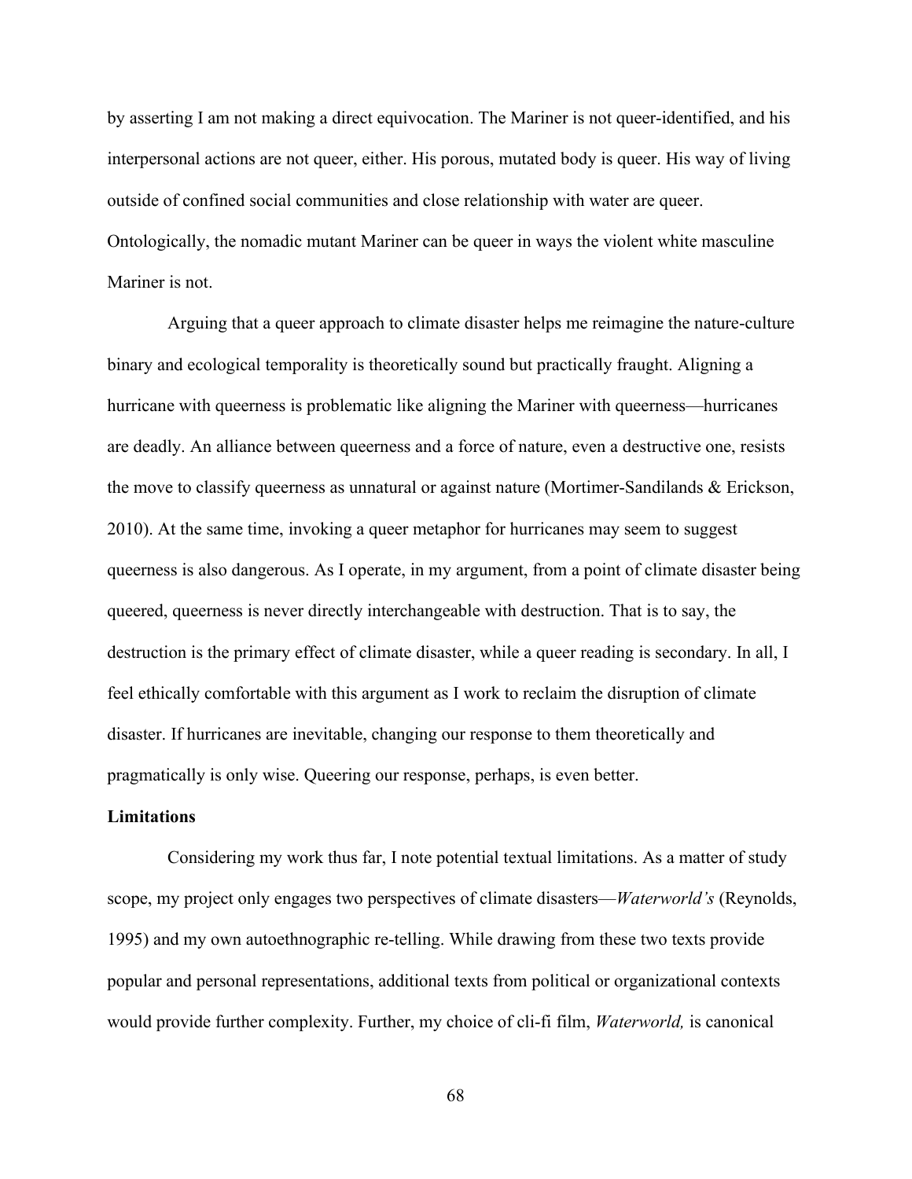by asserting I am not making a direct equivocation. The Mariner is not queer-identified, and his interpersonal actions are not queer, either. His porous, mutated body is queer. His way of living outside of confined social communities and close relationship with water are queer. Ontologically, the nomadic mutant Mariner can be queer in ways the violent white masculine Mariner is not.

Arguing that a queer approach to climate disaster helps me reimagine the nature-culture binary and ecological temporality is theoretically sound but practically fraught. Aligning a hurricane with queerness is problematic like aligning the Mariner with queerness—hurricanes are deadly. An alliance between queerness and a force of nature, even a destructive one, resists the move to classify queerness as unnatural or against nature (Mortimer-Sandilands & Erickson, 2010). At the same time, invoking a queer metaphor for hurricanes may seem to suggest queerness is also dangerous. As I operate, in my argument, from a point of climate disaster being queered, queerness is never directly interchangeable with destruction. That is to say, the destruction is the primary effect of climate disaster, while a queer reading is secondary. In all, I feel ethically comfortable with this argument as I work to reclaim the disruption of climate disaster. If hurricanes are inevitable, changing our response to them theoretically and pragmatically is only wise. Queering our response, perhaps, is even better.

**Limitations**

Considering my work thus far, I note potential textual limitations. As a matter of study scope, my project only engages two perspectives of climate disasters—*Waterworld's* (Reynolds, 1995) and my own autoethnographic re-telling. While drawing from these two texts provide popular and personal representations, additional texts from political or organizational contexts would provide further complexity. Further, my choice of cli-fi film, *Waterworld,* is canonical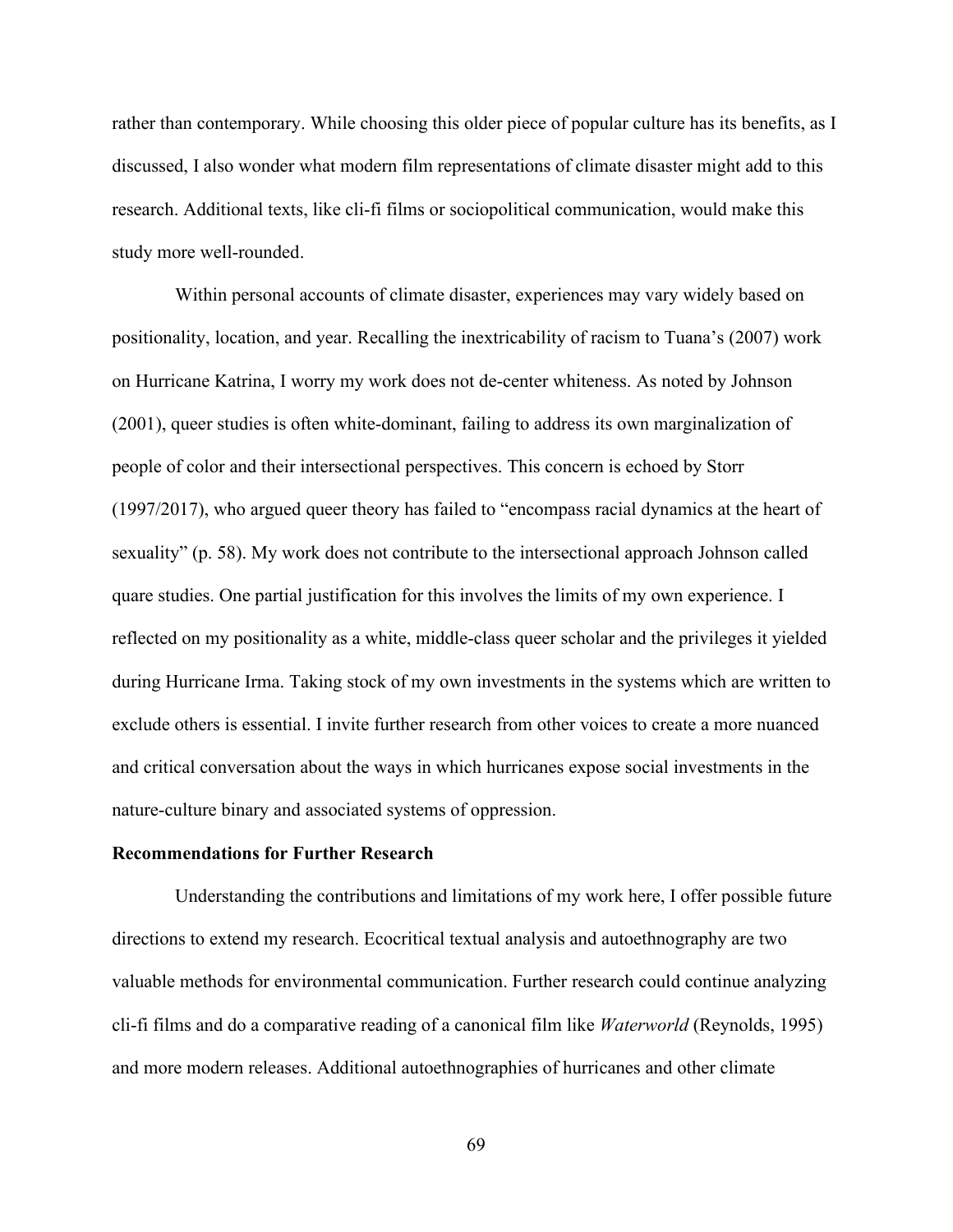rather than contemporary. While choosing this older piece of popular culture has its benefits, as I discussed, I also wonder what modern film representations of climate disaster might add to this research. Additional texts, like cli-fi films or sociopolitical communication, would make this study more well-rounded.

Within personal accounts of climate disaster, experiences may vary widely based on positionality, location, and year. Recalling the inextricability of racism to Tuana's (2007) work on Hurricane Katrina, I worry my work does not de-center whiteness. As noted by Johnson (2001), queer studies is often white-dominant, failing to address its own marginalization of people of color and their intersectional perspectives. This concern is echoed by Storr (1997/2017), who argued queer theory has failed to "encompass racial dynamics at the heart of sexuality" (p. 58). My work does not contribute to the intersectional approach Johnson called quare studies. One partial justification for this involves the limits of my own experience. I reflected on my positionality as a white, middle-class queer scholar and the privileges it yielded during Hurricane Irma. Taking stock of my own investments in the systems which are written to exclude others is essential. I invite further research from other voices to create a more nuanced and critical conversation about the ways in which hurricanes expose social investments in the nature-culture binary and associated systems of oppression.

**Recommendations for Further Research**

Understanding the contributions and limitations of my work here, I offer possible future directions to extend my research. Ecocritical textual analysis and autoethnography are two valuable methods for environmental communication. Further research could continue analyzing cli-fi films and do a comparative reading of a canonical film like *Waterworld* (Reynolds, 1995) and more modern releases. Additional autoethnographies of hurricanes and other climate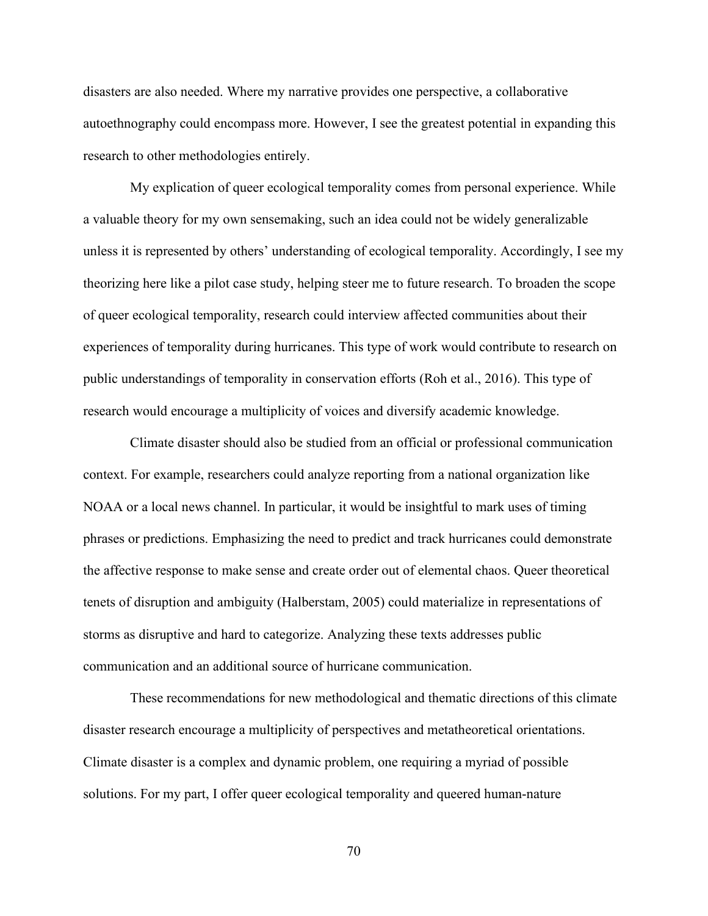disasters are also needed. Where my narrative provides one perspective, a collaborative autoethnography could encompass more. However, I see the greatest potential in expanding this research to other methodologies entirely.

My explication of queer ecological temporality comes from personal experience. While a valuable theory for my own sensemaking, such an idea could not be widely generalizable unless it is represented by others' understanding of ecological temporality. Accordingly, I see my theorizing here like a pilot case study, helping steer me to future research. To broaden the scope of queer ecological temporality, research could interview affected communities about their experiences of temporality during hurricanes. This type of work would contribute to research on public understandings of temporality in conservation efforts (Roh et al., 2016). This type of research would encourage a multiplicity of voices and diversify academic knowledge.

Climate disaster should also be studied from an official or professional communication context. For example, researchers could analyze reporting from a national organization like NOAA or a local news channel. In particular, it would be insightful to mark uses of timing phrases or predictions. Emphasizing the need to predict and track hurricanes could demonstrate the affective response to make sense and create order out of elemental chaos. Queer theoretical tenets of disruption and ambiguity (Halberstam, 2005) could materialize in representations of storms as disruptive and hard to categorize. Analyzing these texts addresses public communication and an additional source of hurricane communication.

These recommendations for new methodological and thematic directions of this climate disaster research encourage a multiplicity of perspectives and metatheoretical orientations. Climate disaster is a complex and dynamic problem, one requiring a myriad of possible solutions. For my part, I offer queer ecological temporality and queered human-nature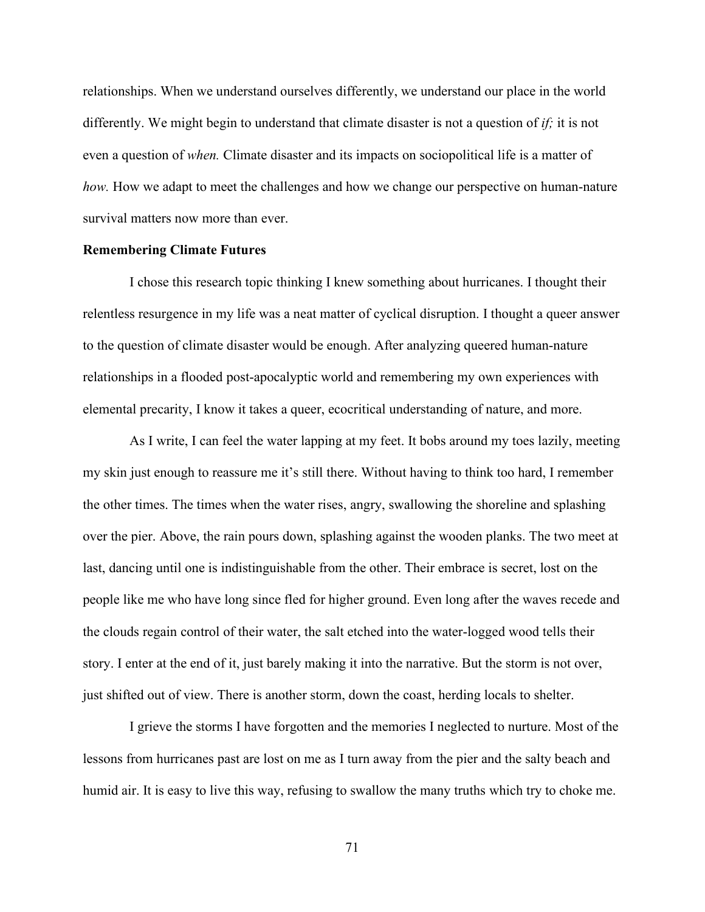relationships. When we understand ourselves differently, we understand our place in the world differently. We might begin to understand that climate disaster is not a question of *if;* it is not even a question of *when.* Climate disaster and its impacts on sociopolitical life is a matter of *how.* How we adapt to meet the challenges and how we change our perspective on human-nature survival matters now more than ever.

**Remembering Climate Futures**

I chose this research topic thinking I knew something about hurricanes. I thought their relentless resurgence in my life was a neat matter of cyclical disruption. I thought a queer answer to the question of climate disaster would be enough. After analyzing queered human-nature relationships in a flooded post-apocalyptic world and remembering my own experiences with elemental precarity, I know it takes a queer, ecocritical understanding of nature, and more.

As I write, I can feel the water lapping at my feet. It bobs around my toes lazily, meeting my skin just enough to reassure me it's still there. Without having to think too hard, I remember the other times. The times when the water rises, angry, swallowing the shoreline and splashing over the pier. Above, the rain pours down, splashing against the wooden planks. The two meet at last, dancing until one is indistinguishable from the other. Their embrace is secret, lost on the people like me who have long since fled for higher ground. Even long after the waves recede and the clouds regain control of their water, the salt etched into the water-logged wood tells their story. I enter at the end of it, just barely making it into the narrative. But the storm is not over, just shifted out of view. There is another storm, down the coast, herding locals to shelter.

I grieve the storms I have forgotten and the memories I neglected to nurture. Most of the lessons from hurricanes past are lost on me as I turn away from the pier and the salty beach and humid air. It is easy to live this way, refusing to swallow the many truths which try to choke me.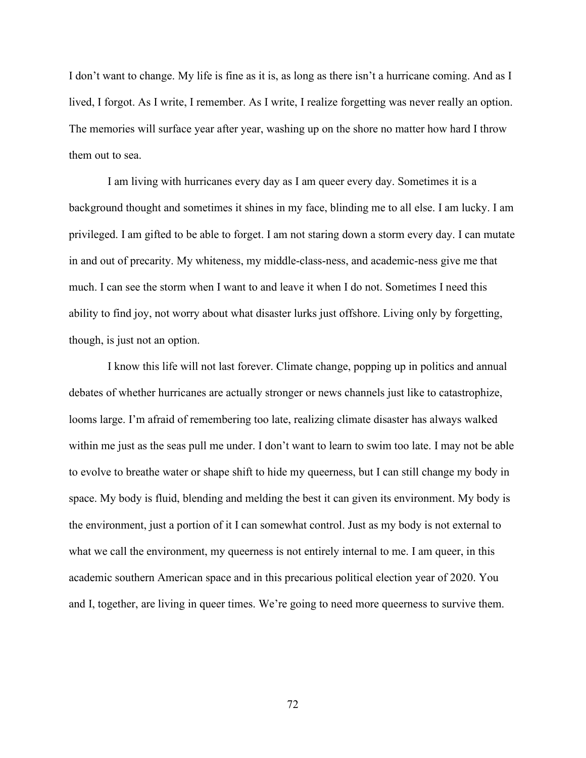I don't want to change. My life is fine as it is, as long as there isn't a hurricane coming. And as I lived, I forgot. As I write, I remember. As I write, I realize forgetting was never really an option. The memories will surface year after year, washing up on the shore no matter how hard I throw them out to sea.

I am living with hurricanes every day as I am queer every day. Sometimes it is a background thought and sometimes it shines in my face, blinding me to all else. I am lucky. I am privileged. I am gifted to be able to forget. I am not staring down a storm every day. I can mutate in and out of precarity. My whiteness, my middle-class-ness, and academic-ness give me that much. I can see the storm when I want to and leave it when I do not. Sometimes I need this ability to find joy, not worry about what disaster lurks just offshore. Living only by forgetting, though, is just not an option.

I know this life will not last forever. Climate change, popping up in politics and annual debates of whether hurricanes are actually stronger or news channels just like to catastrophize, looms large. I'm afraid of remembering too late, realizing climate disaster has always walked within me just as the seas pull me under. I don't want to learn to swim too late. I may not be able to evolve to breathe water or shape shift to hide my queerness, but I can still change my body in space. My body is fluid, blending and melding the best it can given its environment. My body is the environment, just a portion of it I can somewhat control. Just as my body is not external to what we call the environment, my queerness is not entirely internal to me. I am queer, in this academic southern American space and in this precarious political election year of 2020. You and I, together, are living in queer times. We're going to need more queerness to survive them.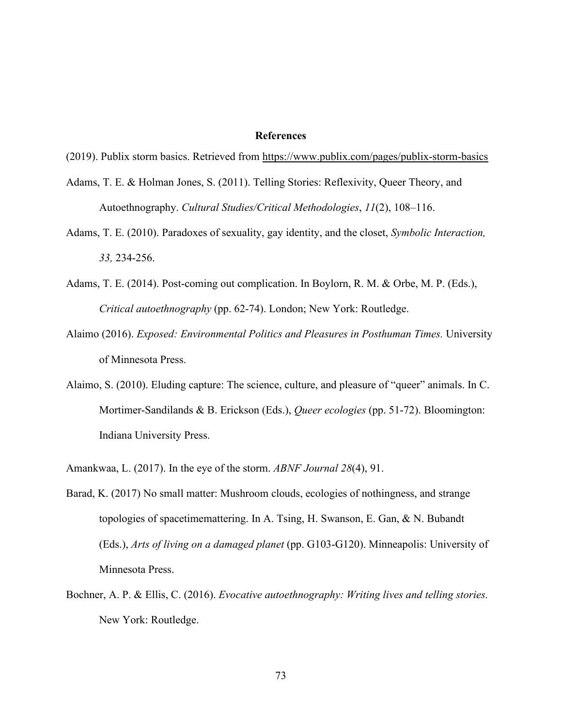## References

(2019). Publix storm basics. Retrieved from https://www.publix.com/pages/publix-storm-basics

Adams, T. E. & Holman Jones, S. (2011). Telling Stories: Reflexivity, Queer Theory, and Autoethnography. *Cultural Studies/Critical Methodologies*, *11*(2), 108–116.

Adams, T. E. (2010). Paradoxes of sexuality, gay identity, and the closet, *Symbolic Interaction, 33,* 234-256.

Adams, T. E. (2014). Post-coming out complication. In Boylorn, R. M. & Orbe, M. P. (Eds.), *Critical autoethnography* (pp. 62-74). London; New York: Routledge.

Alaimo (2016). *Exposed: Environmental Politics and Pleasures in Posthuman Times.* University of Minnesota Press.

Alaimo, S. (2010). Eluding capture: The science, culture, and pleasure of "queer" animals. In C. Mortimer-Sandilands & B. Erickson (Eds.), *Queer ecologies* (pp. 51-72). Bloomington: Indiana University Press.

Amankwaa, L. (2017). In the eye of the storm. *ABNF Journal 28*(4), 91.

Barad, K. (2017) No small matter: Mushroom clouds, ecologies of nothingness, and strange topologies of spacetimemattering. In A. Tsing, H. Swanson, E. Gan, & N. Bubandt (Eds.), *Arts of living on a damaged planet* (pp. G103-G120). Minneapolis: University of Minnesota Press.

Bochner, A. P. & Ellis, C. (2016). *Evocative autoethnography: Writing lives and telling stories.* New York: Routledge.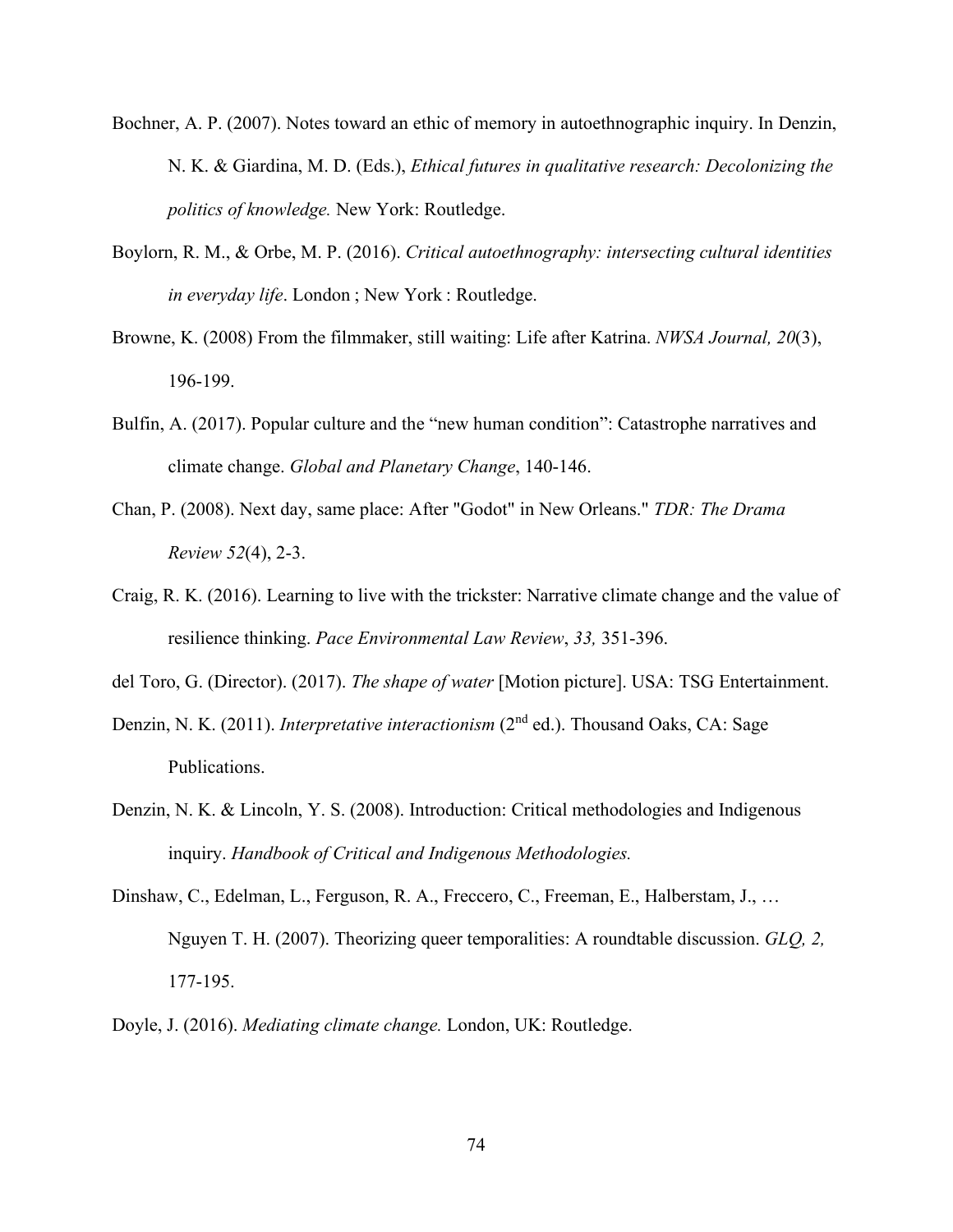Bochner, A. P. (2007). Notes toward an ethic of memory in autoethnographic inquiry. In Denzin, N. K. & Giardina, M. D. (Eds.), *Ethical futures in qualitative research: Decolonizing the politics of knowledge.* New York: Routledge.

Boylorn, R. M., & Orbe, M. P. (2016). *Critical autoethnography: intersecting cultural identities in everyday life*. London ; New York : Routledge.

Browne, K. (2008) From the filmmaker, still waiting: Life after Katrina. *NWSA Journal, 20*(3), 196-199.

Bulfin, A. (2017). Popular culture and the "new human condition": Catastrophe narratives and climate change. *Global and Planetary Change*, 140-146.

Chan, P. (2008). Next day, same place: After "Godot" in New Orleans." *TDR: The Drama Review 52*(4), 2-3.

Craig, R. K. (2016). Learning to live with the trickster: Narrative climate change and the value of resilience thinking. *Pace Environmental Law Review*, *33,* 351-396.

del Toro, G. (Director). (2017). *The shape of water* [Motion picture]. USA: TSG Entertainment.

Denzin, N. K. (2011). *Interpretative interactionism* (2nd ed.). Thousand Oaks, CA: Sage Publications.

Denzin, N. K. & Lincoln, Y. S. (2008). Introduction: Critical methodologies and Indigenous inquiry. *Handbook of Critical and Indigenous Methodologies.*

Dinshaw, C., Edelman, L., Ferguson, R. A., Freccero, C., Freeman, E., Halberstam, J., … Nguyen T. H. (2007). Theorizing queer temporalities: A roundtable discussion. *GLQ, 2,* 177-195.

Doyle, J. (2016). *Mediating climate change.* London, UK: Routledge.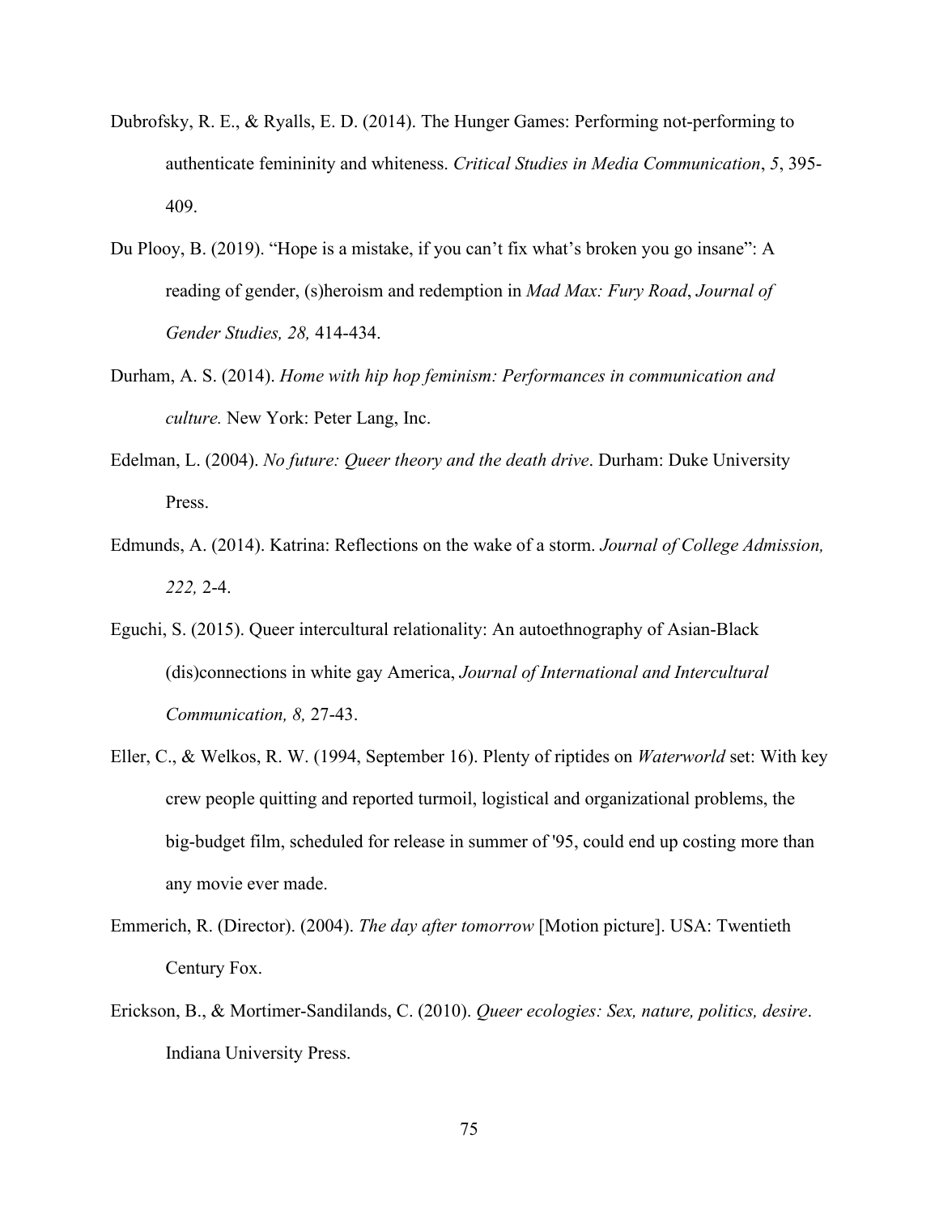Dubrofsky, R. E., & Ryalls, E. D. (2014). The Hunger Games: Performing not-performing to authenticate femininity and whiteness. *Critical Studies in Media Communication*, *5*, 395-409.

Du Plooy, B. (2019). "Hope is a mistake, if you can't fix what's broken you go insane": A reading of gender, (s)heroism and redemption in *Mad Max: Fury Road*, *Journal of Gender Studies, 28,* 414-434.

Durham, A. S. (2014). *Home with hip hop feminism: Performances in communication and culture.* New York: Peter Lang, Inc.

Edelman, L. (2004). *No future: Queer theory and the death drive*. Durham: Duke University Press.

Edmunds, A. (2014). Katrina: Reflections on the wake of a storm. *Journal of College Admission, 222,* 2-4.

Eguchi, S. (2015). Queer intercultural relationality: An autoethnography of Asian-Black (dis)connections in white gay America, *Journal of International and Intercultural Communication, 8,* 27-43.

Eller, C., & Welkos, R. W. (1994, September 16). Plenty of riptides on *Waterworld* set: With key crew people quitting and reported turmoil, logistical and organizational problems, the big-budget film, scheduled for release in summer of '95, could end up costing more than any movie ever made.

Emmerich, R. (Director). (2004). *The day after tomorrow* [Motion picture]. USA: Twentieth Century Fox.

Erickson, B., & Mortimer-Sandilands, C. (2010). *Queer ecologies: Sex, nature, politics, desire*. Indiana University Press.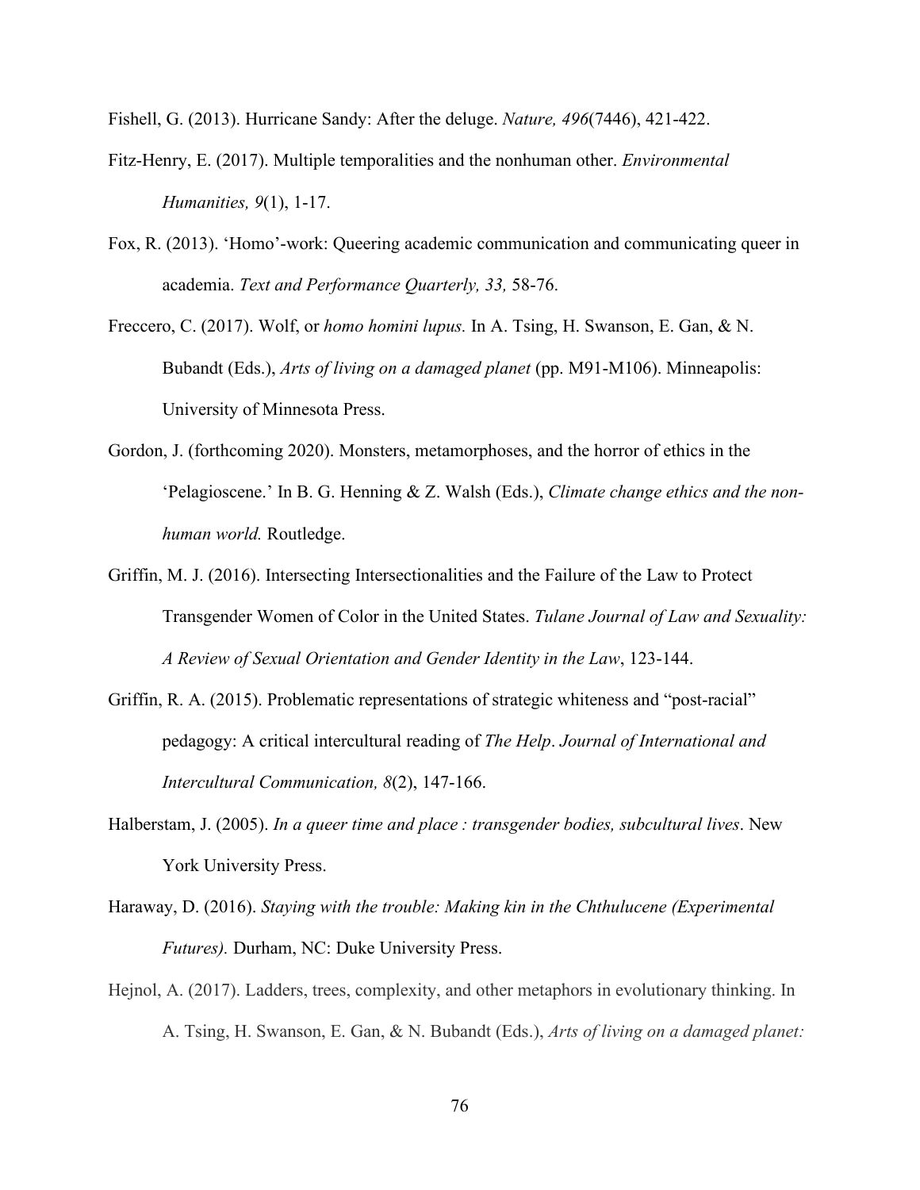Fishell, G. (2013). Hurricane Sandy: After the deluge. *Nature, 496*(7446), 421-422.

Fitz-Henry, E. (2017). Multiple temporalities and the nonhuman other. *Environmental Humanities, 9*(1), 1-17.

Fox, R. (2013). 'Homo'-work: Queering academic communication and communicating queer in academia. *Text and Performance Quarterly, 33,* 58-76.

Freccero, C. (2017). Wolf, or *homo homini lupus.* In A. Tsing, H. Swanson, E. Gan, & N. Bubandt (Eds.), *Arts of living on a damaged planet* (pp. M91-M106). Minneapolis: University of Minnesota Press.

Gordon, J. (forthcoming 2020). Monsters, metamorphoses, and the horror of ethics in the 'Pelagioscene.' In B. G. Henning & Z. Walsh (Eds.), *Climate change ethics and the non-human world.* Routledge.

Griffin, M. J. (2016). Intersecting Intersectionalities and the Failure of the Law to Protect Transgender Women of Color in the United States. *Tulane Journal of Law and Sexuality: A Review of Sexual Orientation and Gender Identity in the Law*, 123-144.

Griffin, R. A. (2015). Problematic representations of strategic whiteness and "post-racial" pedagogy: A critical intercultural reading of *The Help*. *Journal of International and Intercultural Communication, 8*(2), 147-166.

Halberstam, J. (2005). *In a queer time and place : transgender bodies, subcultural lives*. New York University Press.

Haraway, D. (2016). *Staying with the trouble: Making kin in the Chthulucene (Experimental Futures).* Durham, NC: Duke University Press.

Hejnol, A. (2017). Ladders, trees, complexity, and other metaphors in evolutionary thinking. In A. Tsing, H. Swanson, E. Gan, & N. Bubandt (Eds.), *Arts of living on a damaged planet:*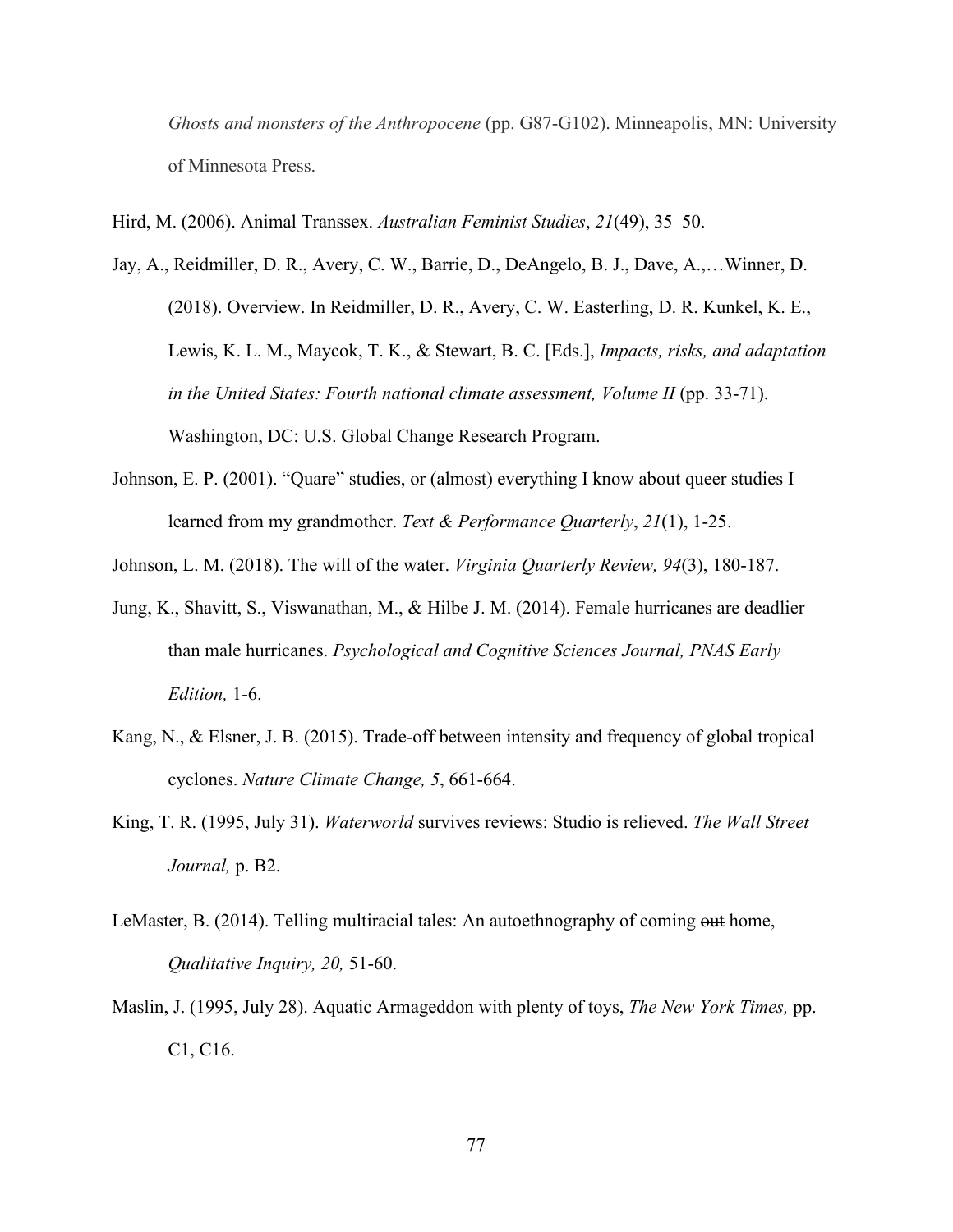*Ghosts and monsters of the Anthropocene* (pp. G87-G102). Minneapolis, MN: University of Minnesota Press.

Hird, M. (2006). Animal Transsex. *Australian Feminist Studies*, *21*(49), 35–50.

Jay, A., Reidmiller, D. R., Avery, C. W., Barrie, D., DeAngelo, B. J., Dave, A.,…Winner, D. (2018). Overview. In Reidmiller, D. R., Avery, C. W. Easterling, D. R. Kunkel, K. E., Lewis, K. L. M., Maycok, T. K., & Stewart, B. C. [Eds.], *Impacts, risks, and adaptation in the United States: Fourth national climate assessment, Volume II* (pp. 33-71). Washington, DC: U.S. Global Change Research Program.

Johnson, E. P. (2001). "Quare" studies, or (almost) everything I know about queer studies I learned from my grandmother. *Text & Performance Quarterly*, *21*(1), 1-25.

Johnson, L. M. (2018). The will of the water. *Virginia Quarterly Review, 94*(3), 180-187.

Jung, K., Shavitt, S., Viswanathan, M., & Hilbe J. M. (2014). Female hurricanes are deadlier than male hurricanes. *Psychological and Cognitive Sciences Journal, PNAS Early Edition,* 1-6.

Kang, N., & Elsner, J. B. (2015). Trade-off between intensity and frequency of global tropical cyclones. *Nature Climate Change, 5*, 661-664.

King, T. R. (1995, July 31). *Waterworld* survives reviews: Studio is relieved. *The Wall Street Journal,* p. B2.

LeMaster, B. (2014). Telling multiracial tales: An autoethnography of coming ~~out~~ home, *Qualitative Inquiry, 20,* 51-60.

Maslin, J. (1995, July 28). Aquatic Armageddon with plenty of toys, *The New York Times,* pp. C1, C16.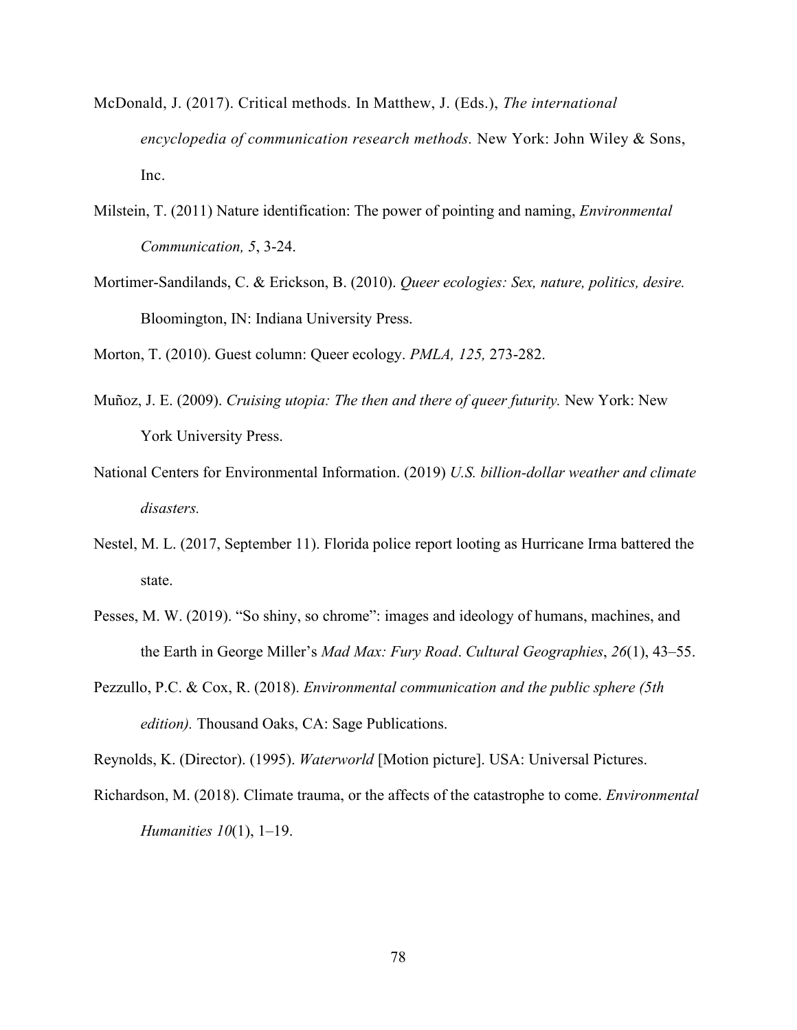McDonald, J. (2017). Critical methods. In Matthew, J. (Eds.), *The international encyclopedia of communication research methods.* New York: John Wiley & Sons, Inc.

Milstein, T. (2011) Nature identification: The power of pointing and naming, *Environmental Communication, 5*, 3-24.

Mortimer-Sandilands, C. & Erickson, B. (2010). *Queer ecologies: Sex, nature, politics, desire.* Bloomington, IN: Indiana University Press.

Morton, T. (2010). Guest column: Queer ecology. *PMLA, 125,* 273-282.

Muñoz, J. E. (2009). *Cruising utopia: The then and there of queer futurity.* New York: New York University Press.

National Centers for Environmental Information. (2019) *U.S. billion-dollar weather and climate disasters.*

Nestel, M. L. (2017, September 11). Florida police report looting as Hurricane Irma battered the state.

Pesses, M. W. (2019). "So shiny, so chrome": images and ideology of humans, machines, and the Earth in George Miller's *Mad Max: Fury Road*. *Cultural Geographies*, *26*(1), 43–55.

Pezzullo, P.C. & Cox, R. (2018). *Environmental communication and the public sphere (5th edition).* Thousand Oaks, CA: Sage Publications.

Reynolds, K. (Director). (1995). *Waterworld* [Motion picture]. USA: Universal Pictures.

Richardson, M. (2018). Climate trauma, or the affects of the catastrophe to come. *Environmental Humanities 10*(1), 1–19.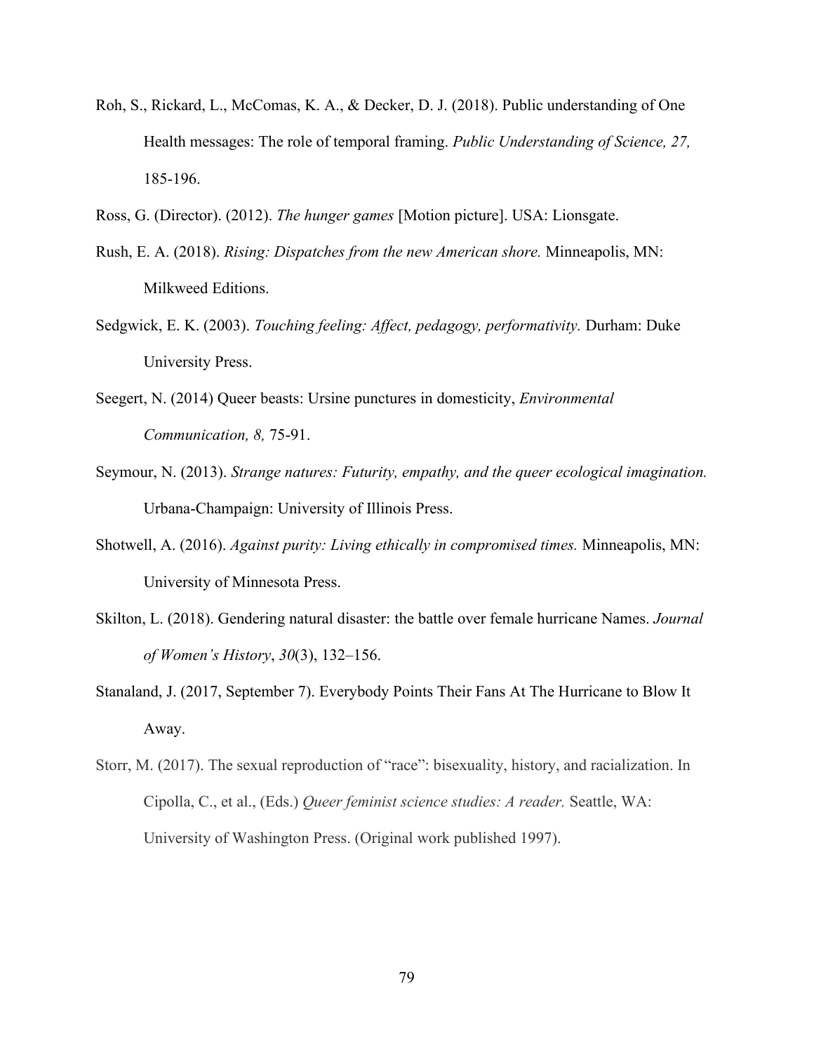Roh, S., Rickard, L., McComas, K. A., & Decker, D. J. (2018). Public understanding of One Health messages: The role of temporal framing. *Public Understanding of Science, 27,* 185-196.

Ross, G. (Director). (2012). *The hunger games* [Motion picture]. USA: Lionsgate.

Rush, E. A. (2018). *Rising: Dispatches from the new American shore.* Minneapolis, MN: Milkweed Editions.

Sedgwick, E. K. (2003). *Touching feeling: Affect, pedagogy, performativity.* Durham: Duke University Press.

Seegert, N. (2014) Queer beasts: Ursine punctures in domesticity, *Environmental Communication, 8,* 75-91.

Seymour, N. (2013). *Strange natures: Futurity, empathy, and the queer ecological imagination.* Urbana-Champaign: University of Illinois Press.

Shotwell, A. (2016). *Against purity: Living ethically in compromised times.* Minneapolis, MN: University of Minnesota Press.

Skilton, L. (2018). Gendering natural disaster: the battle over female hurricane Names. *Journal of Women's History*, *30*(3), 132–156.

Stanaland, J. (2017, September 7). Everybody Points Their Fans At The Hurricane to Blow It Away.

Storr, M. (2017). The sexual reproduction of "race": bisexuality, history, and racialization. In Cipolla, C., et al., (Eds.) *Queer feminist science studies: A reader.* Seattle, WA: University of Washington Press. (Original work published 1997).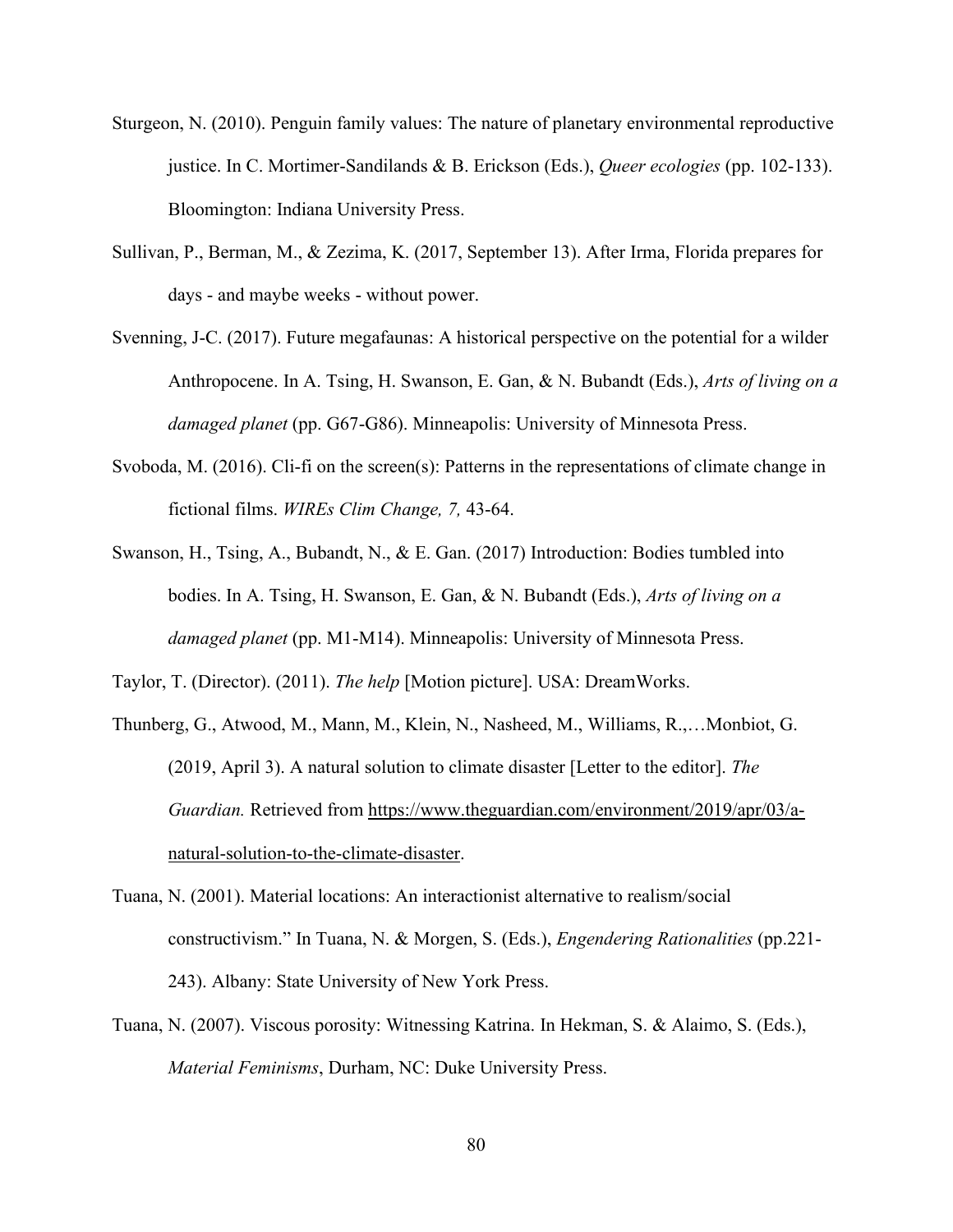Sturgeon, N. (2010). Penguin family values: The nature of planetary environmental reproductive justice. In C. Mortimer-Sandilands & B. Erickson (Eds.), *Queer ecologies* (pp. 102-133). Bloomington: Indiana University Press.

Sullivan, P., Berman, M., & Zezima, K. (2017, September 13). After Irma, Florida prepares for days - and maybe weeks - without power.

Svenning, J-C. (2017). Future megafaunas: A historical perspective on the potential for a wilder Anthropocene. In A. Tsing, H. Swanson, E. Gan, & N. Bubandt (Eds.), *Arts of living on a damaged planet* (pp. G67-G86). Minneapolis: University of Minnesota Press.

Svoboda, M. (2016). Cli-fi on the screen(s): Patterns in the representations of climate change in fictional films. *WIREs Clim Change, 7,* 43-64.

Swanson, H., Tsing, A., Bubandt, N., & E. Gan. (2017) Introduction: Bodies tumbled into bodies. In A. Tsing, H. Swanson, E. Gan, & N. Bubandt (Eds.), *Arts of living on a damaged planet* (pp. M1-M14). Minneapolis: University of Minnesota Press.

Taylor, T. (Director). (2011). *The help* [Motion picture]. USA: DreamWorks.

Thunberg, G., Atwood, M., Mann, M., Klein, N., Nasheed, M., Williams, R.,…Monbiot, G. (2019, April 3). A natural solution to climate disaster [Letter to the editor]. *The Guardian.* Retrieved from https://www.theguardian.com/environment/2019/apr/03/a-natural-solution-to-the-climate-disaster.

Tuana, N. (2001). Material locations: An interactionist alternative to realism/social constructivism." In Tuana, N. & Morgen, S. (Eds.), *Engendering Rationalities* (pp.221-243). Albany: State University of New York Press.

Tuana, N. (2007). Viscous porosity: Witnessing Katrina. In Hekman, S. & Alaimo, S. (Eds.), *Material Feminisms*, Durham, NC: Duke University Press.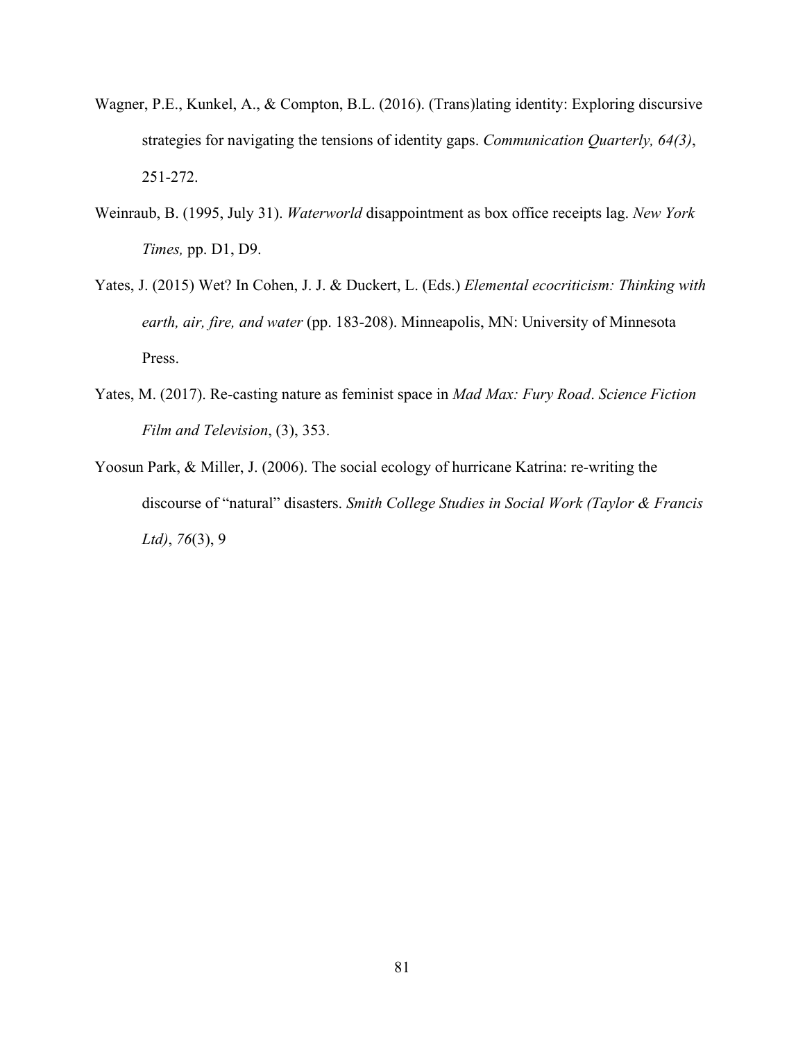Wagner, P.E., Kunkel, A., & Compton, B.L. (2016). (Trans)lating identity: Exploring discursive strategies for navigating the tensions of identity gaps. *Communication Quarterly, 64(3)*, 251-272.

Weinraub, B. (1995, July 31). *Waterworld* disappointment as box office receipts lag. *New York Times,* pp. D1, D9.

Yates, J. (2015) Wet? In Cohen, J. J. & Duckert, L. (Eds.) *Elemental ecocriticism: Thinking with earth, air, fire, and water* (pp. 183-208). Minneapolis, MN: University of Minnesota Press.

Yates, M. (2017). Re-casting nature as feminist space in *Mad Max: Fury Road*. *Science Fiction Film and Television*, (3), 353.

Yoosun Park, & Miller, J. (2006). The social ecology of hurricane Katrina: re-writing the discourse of "natural" disasters. *Smith College Studies in Social Work (Taylor & Francis Ltd)*, *76*(3), 9